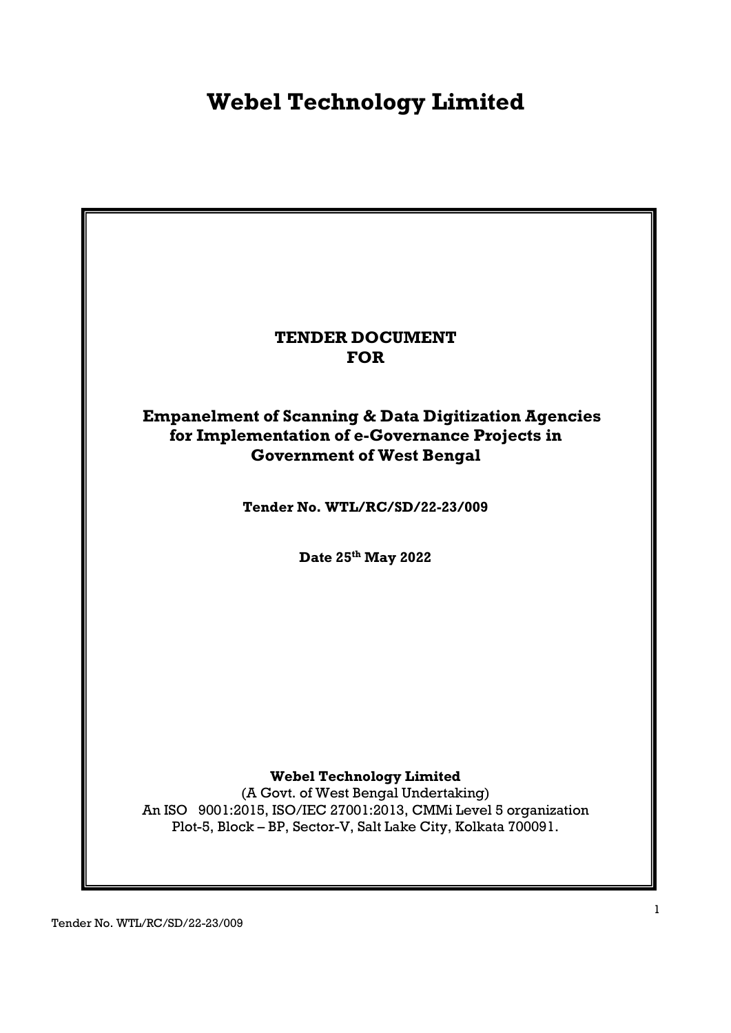# Webel Technology Limited

**TENDER DOCUMENT**
**FOR**

**Empanelment of Scanning & Data Digitization Agencies for Implementation of e-Governance Projects in Government of West Bengal**

**Tender No. WTL/RC/SD/22-23/009**

**Date 25th May 2022**

**Webel Technology Limited**
(A Govt. of West Bengal Undertaking)
An ISO 9001:2015, ISO/IEC 27001:2013, CMMi Level 5 organization
Plot-5, Block – BP, Sector-V, Salt Lake City, Kolkata 700091.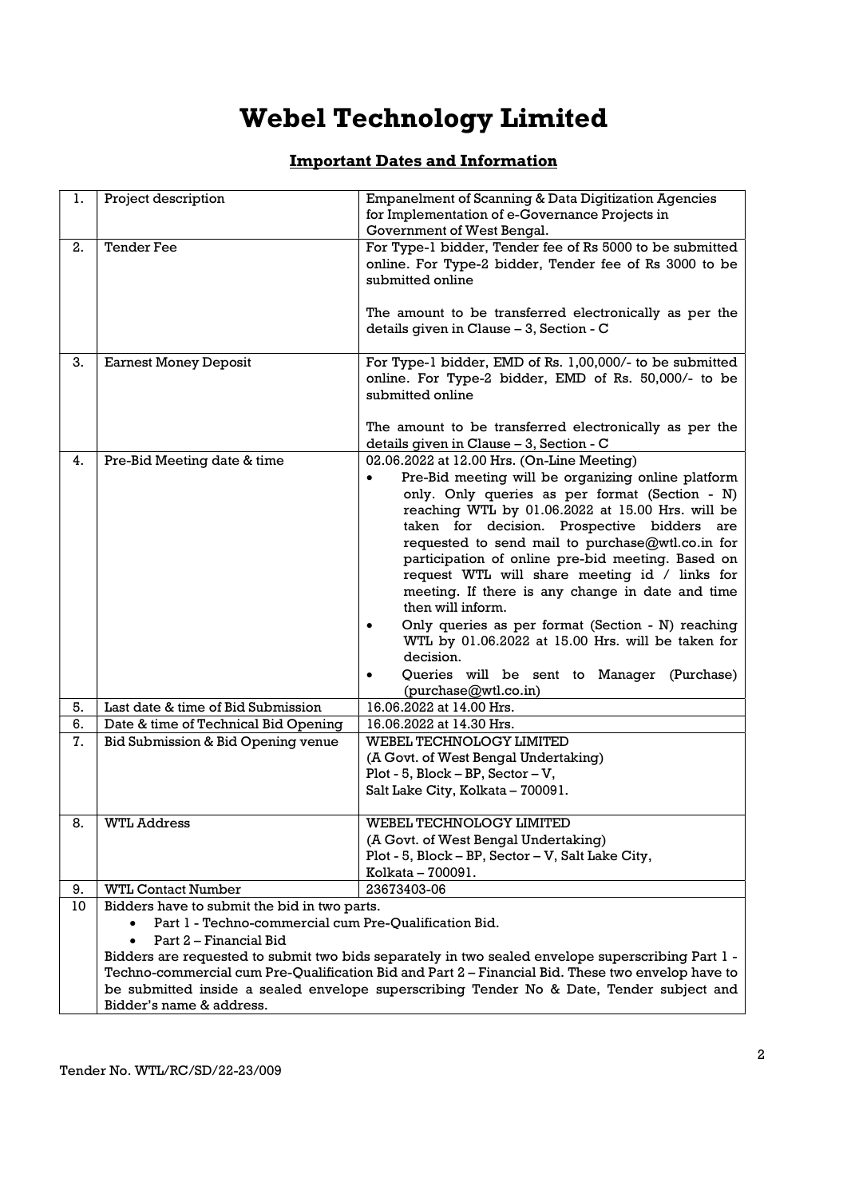# Webel Technology Limited

## Important Dates and Information

| | | |
|---|---|---|
| 1. | Project description | Empanelment of Scanning & Data Digitization Agencies for Implementation of e-Governance Projects in Government of West Bengal. |
| 2. | Tender Fee | For Type-1 bidder, Tender fee of Rs 5000 to be submitted online. For Type-2 bidder, Tender fee of Rs 3000 to be submitted online<br><br>The amount to be transferred electronically as per the details given in Clause – 3, Section - C |
| 3. | Earnest Money Deposit | For Type-1 bidder, EMD of Rs. 1,00,000/- to be submitted online. For Type-2 bidder, EMD of Rs. 50,000/- to be submitted online<br><br>The amount to be transferred electronically as per the details given in Clause – 3, Section - C |
| 4. | Pre-Bid Meeting date & time | 02.06.2022 at 12.00 Hrs. (On-Line Meeting)<br>• Pre-Bid meeting will be organizing online platform only. Only queries as per format (Section - N) reaching WTL by 01.06.2022 at 15.00 Hrs. will be taken for decision. Prospective bidders are requested to send mail to purchase@wtl.co.in for participation of online pre-bid meeting. Based on request WTL will share meeting id / links for meeting. If there is any change in date and time then will inform.<br>• Only queries as per format (Section - N) reaching WTL by 01.06.2022 at 15.00 Hrs. will be taken for decision.<br>• Queries will be sent to Manager (Purchase) (purchase@wtl.co.in) |
| 5. | Last date & time of Bid Submission | 16.06.2022 at 14.00 Hrs. |
| 6. | Date & time of Technical Bid Opening | 16.06.2022 at 14.30 Hrs. |
| 7. | Bid Submission & Bid Opening venue | WEBEL TECHNOLOGY LIMITED<br>(A Govt. of West Bengal Undertaking)<br>Plot - 5, Block – BP, Sector – V,<br>Salt Lake City, Kolkata – 700091. |
| 8. | WTL Address | WEBEL TECHNOLOGY LIMITED<br>(A Govt. of West Bengal Undertaking)<br>Plot - 5, Block – BP, Sector – V, Salt Lake City,<br>Kolkata – 700091. |
| 9. | WTL Contact Number | 23673403-06 |
| 10 | Bidders have to submit the bid in two parts.<br>• Part 1 - Techno-commercial cum Pre-Qualification Bid.<br>• Part 2 – Financial Bid<br>Bidders are requested to submit two bids separately in two sealed envelope superscribing Part 1 - Techno-commercial cum Pre-Qualification Bid and Part 2 – Financial Bid. These two envelop have to be submitted inside a sealed envelope superscribing Tender No & Date, Tender subject and Bidder's name & address. | |

Tender No. WTL/RC/SD/22-23/009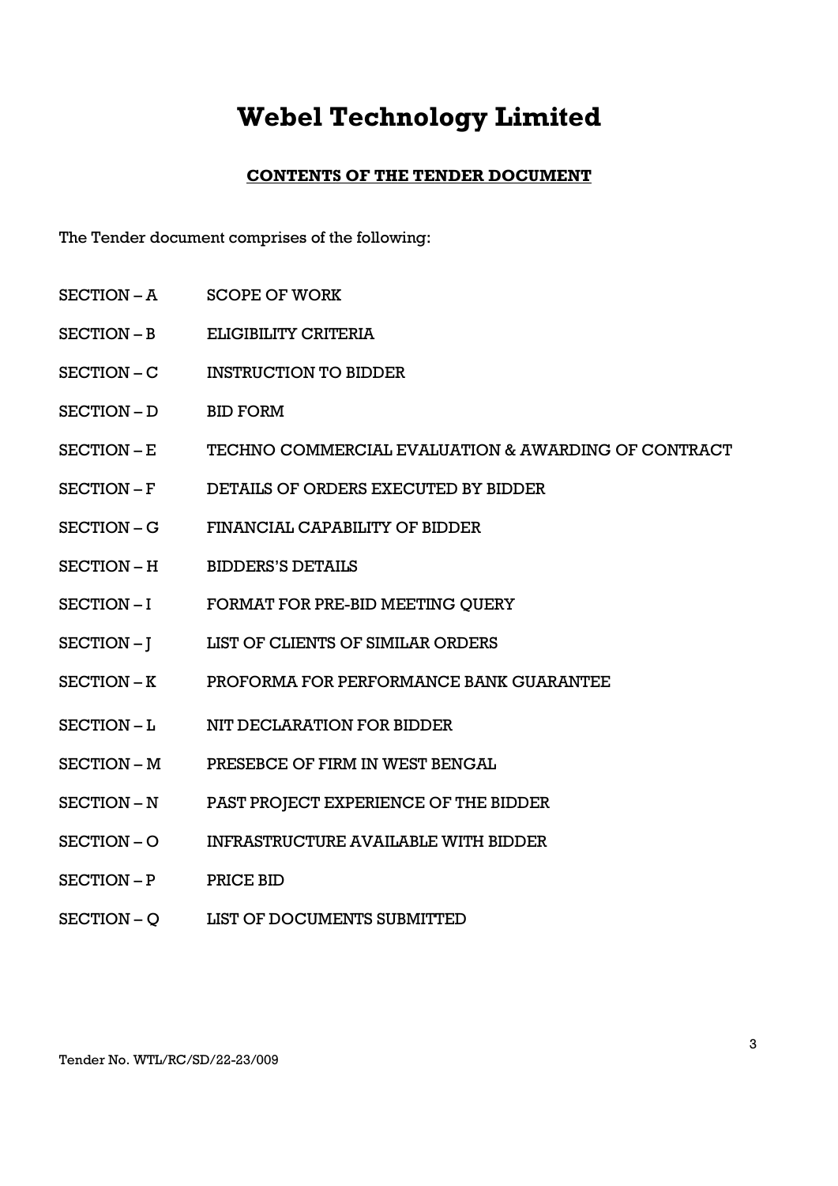# Webel Technology Limited

## CONTENTS OF THE TENDER DOCUMENT

The Tender document comprises of the following:

| | |
|---|---|
| SECTION – A | SCOPE OF WORK |
| SECTION – B | ELIGIBILITY CRITERIA |
| SECTION – C | INSTRUCTION TO BIDDER |
| SECTION – D | BID FORM |
| SECTION – E | TECHNO COMMERCIAL EVALUATION & AWARDING OF CONTRACT |
| SECTION – F | DETAILS OF ORDERS EXECUTED BY BIDDER |
| SECTION – G | FINANCIAL CAPABILITY OF BIDDER |
| SECTION – H | BIDDERS'S DETAILS |
| SECTION – I | FORMAT FOR PRE-BID MEETING QUERY |
| SECTION – J | LIST OF CLIENTS OF SIMILAR ORDERS |
| SECTION – K | PROFORMA FOR PERFORMANCE BANK GUARANTEE |
| SECTION – L | NIT DECLARATION FOR BIDDER |
| SECTION – M | PRESEBCE OF FIRM IN WEST BENGAL |
| SECTION – N | PAST PROJECT EXPERIENCE OF THE BIDDER |
| SECTION – O | INFRASTRUCTURE AVAILABLE WITH BIDDER |
| SECTION – P | PRICE BID |
| SECTION – Q | LIST OF DOCUMENTS SUBMITTED |

Tender No. WTL/RC/SD/22-23/009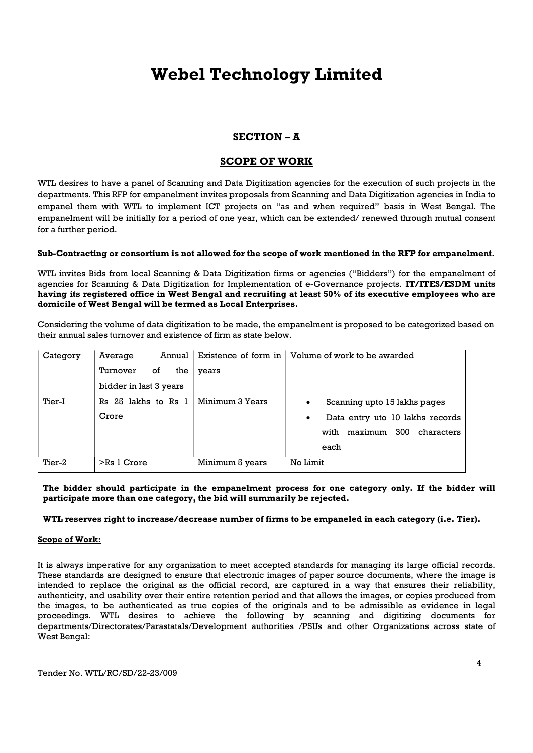# Webel Technology Limited

## SECTION – A

## SCOPE OF WORK

WTL desires to have a panel of Scanning and Data Digitization agencies for the execution of such projects in the departments. This RFP for empanelment invites proposals from Scanning and Data Digitization agencies in India to empanel them with WTL to implement ICT projects on "as and when required" basis in West Bengal. The empanelment will be initially for a period of one year, which can be extended/ renewed through mutual consent for a further period.

**Sub-Contracting or consortium is not allowed for the scope of work mentioned in the RFP for empanelment.**

WTL invites Bids from local Scanning & Data Digitization firms or agencies ("Bidders") for the empanelment of agencies for Scanning & Data Digitization for Implementation of e-Governance projects. **IT/ITES/ESDM units having its registered office in West Bengal and recruiting at least 50% of its executive employees who are domicile of West Bengal will be termed as Local Enterprises.**

Considering the volume of data digitization to be made, the empanelment is proposed to be categorized based on their annual sales turnover and existence of firm as state below.

| Category | Average Annual Turnover of the bidder in last 3 years | Existence of form in years | Volume of work to be awarded |
|---|---|---|---|
| Tier-I | Rs 25 lakhs to Rs 1 Crore | Minimum 3 Years | • Scanning upto 15 lakhs pages<br>• Data entry uto 10 lakhs records with maximum 300 characters each |
| Tier-2 | >Rs 1 Crore | Minimum 5 years | No Limit |

**The bidder should participate in the empanelment process for one category only. If the bidder will participate more than one category, the bid will summarily be rejected.**

**WTL reserves right to increase/decrease number of firms to be empaneled in each category (i.e. Tier).**

**Scope of Work:**

It is always imperative for any organization to meet accepted standards for managing its large official records. These standards are designed to ensure that electronic images of paper source documents, where the image is intended to replace the original as the official record, are captured in a way that ensures their reliability, authenticity, and usability over their entire retention period and that allows the images, or copies produced from the images, to be authenticated as true copies of the originals and to be admissible as evidence in legal proceedings. WTL desires to achieve the following by scanning and digitizing documents for departments/Directorates/Parastatals/Development authorities /PSUs and other Organizations across state of West Bengal: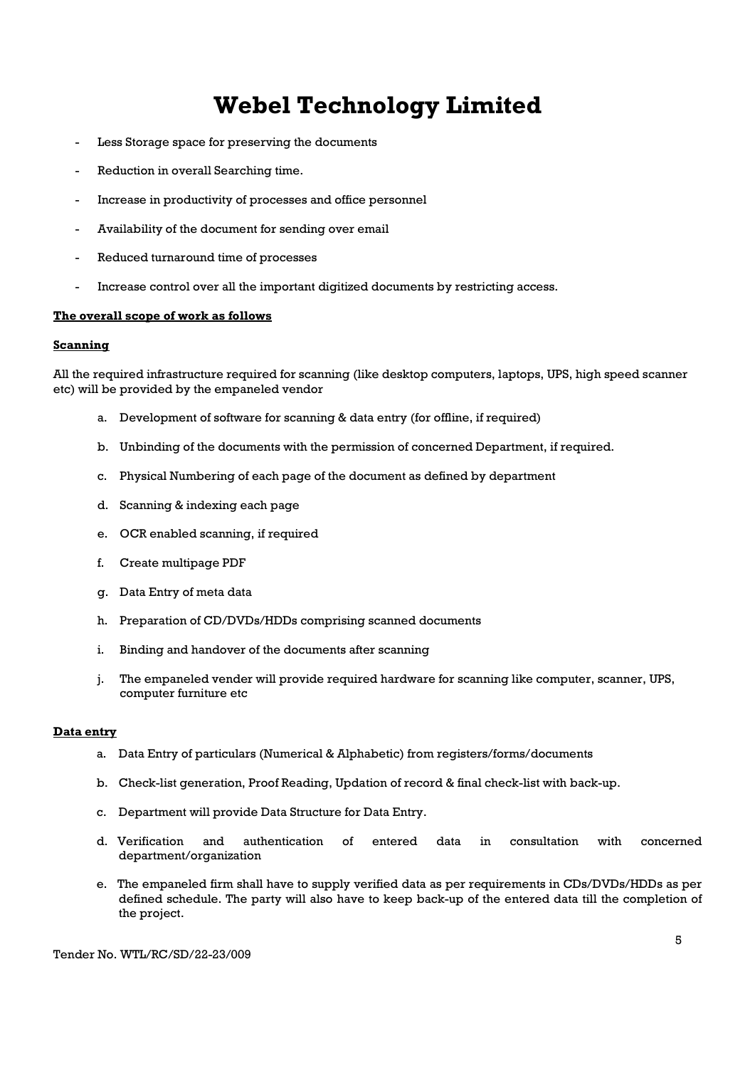- Less Storage space for preserving the documents
- Reduction in overall Searching time.
- Increase in productivity of processes and office personnel
- Availability of the document for sending over email
- Reduced turnaround time of processes
- Increase control over all the important digitized documents by restricting access.

**The overall scope of work as follows**

**Scanning**

All the required infrastructure required for scanning (like desktop computers, laptops, UPS, high speed scanner etc) will be provided by the empaneled vendor

a. Development of software for scanning & data entry (for offline, if required)

b. Unbinding of the documents with the permission of concerned Department, if required.

c. Physical Numbering of each page of the document as defined by department

d. Scanning & indexing each page

e. OCR enabled scanning, if required

f. Create multipage PDF

g. Data Entry of meta data

h. Preparation of CD/DVDs/HDDs comprising scanned documents

i. Binding and handover of the documents after scanning

j. The empaneled vender will provide required hardware for scanning like computer, scanner, UPS, computer furniture etc

**Data entry**

a. Data Entry of particulars (Numerical & Alphabetic) from registers/forms/documents

b. Check-list generation, Proof Reading, Updation of record & final check-list with back-up.

c. Department will provide Data Structure for Data Entry.

d. Verification and authentication of entered data in consultation with concerned department/organization

e. The empaneled firm shall have to supply verified data as per requirements in CDs/DVDs/HDDs as per defined schedule. The party will also have to keep back-up of the entered data till the completion of the project.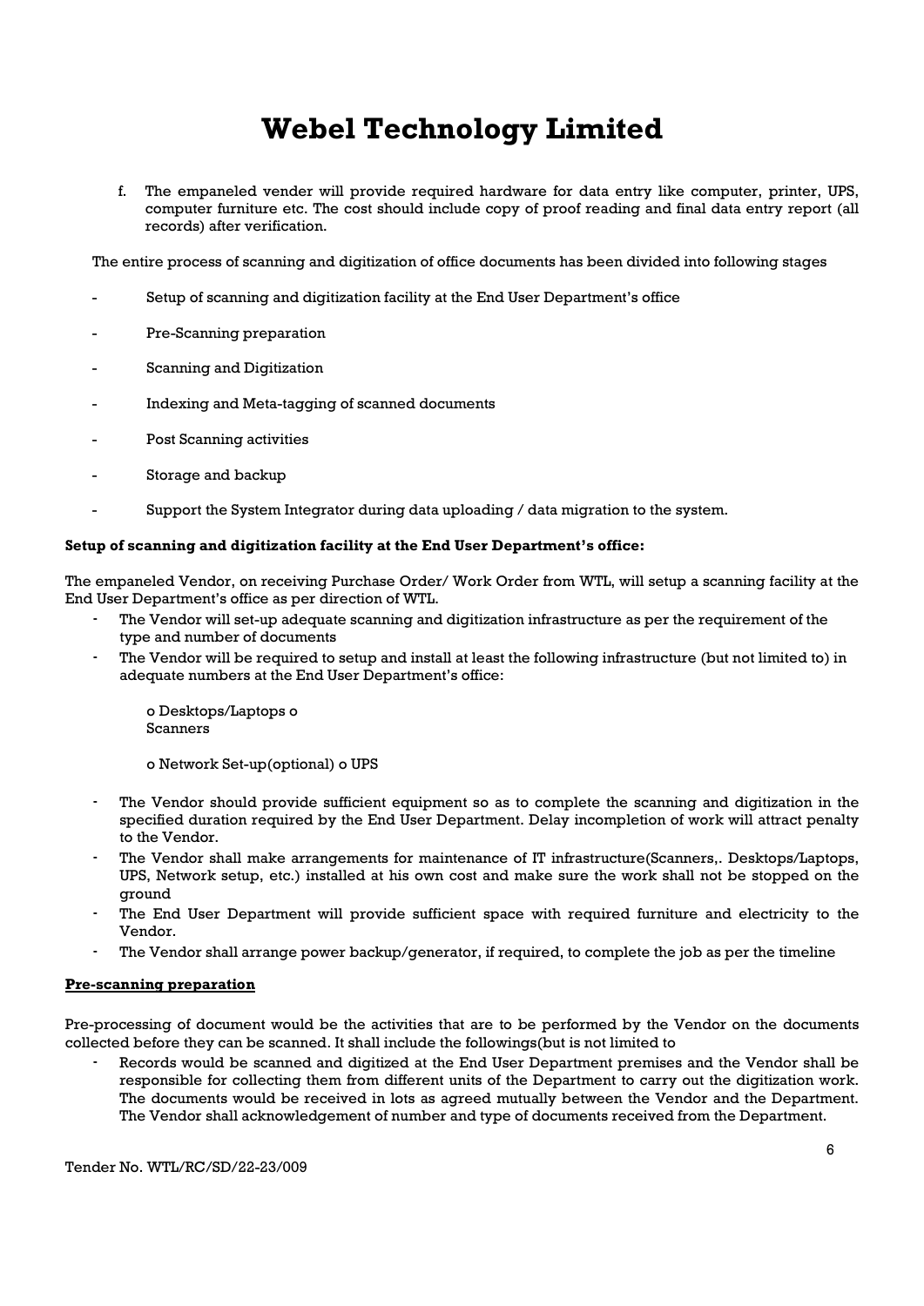f. The empaneled vender will provide required hardware for data entry like computer, printer, UPS, computer furniture etc. The cost should include copy of proof reading and final data entry report (all records) after verification.

The entire process of scanning and digitization of office documents has been divided into following stages

- Setup of scanning and digitization facility at the End User Department's office
- Pre-Scanning preparation
- Scanning and Digitization
- Indexing and Meta-tagging of scanned documents
- Post Scanning activities
- Storage and backup
- Support the System Integrator during data uploading / data migration to the system.

**Setup of scanning and digitization facility at the End User Department's office:**

The empaneled Vendor, on receiving Purchase Order/ Work Order from WTL, will setup a scanning facility at the End User Department's office as per direction of WTL.

- The Vendor will set-up adequate scanning and digitization infrastructure as per the requirement of the type and number of documents
- The Vendor will be required to setup and install at least the following infrastructure (but not limited to) in adequate numbers at the End User Department's office:

  o Desktops/Laptops o Scanners

  o Network Set-up(optional) o UPS

- The Vendor should provide sufficient equipment so as to complete the scanning and digitization in the specified duration required by the End User Department. Delay incompletion of work will attract penalty to the Vendor.
- The Vendor shall make arrangements for maintenance of IT infrastructure(Scanners,. Desktops/Laptops, UPS, Network setup, etc.) installed at his own cost and make sure the work shall not be stopped on the ground
- The End User Department will provide sufficient space with required furniture and electricity to the Vendor.
- The Vendor shall arrange power backup/generator, if required, to complete the job as per the timeline

**Pre-scanning preparation**

Pre-processing of document would be the activities that are to be performed by the Vendor on the documents collected before they can be scanned. It shall include the followings(but is not limited to

- Records would be scanned and digitized at the End User Department premises and the Vendor shall be responsible for collecting them from different units of the Department to carry out the digitization work. The documents would be received in lots as agreed mutually between the Vendor and the Department. The Vendor shall acknowledgement of number and type of documents received from the Department.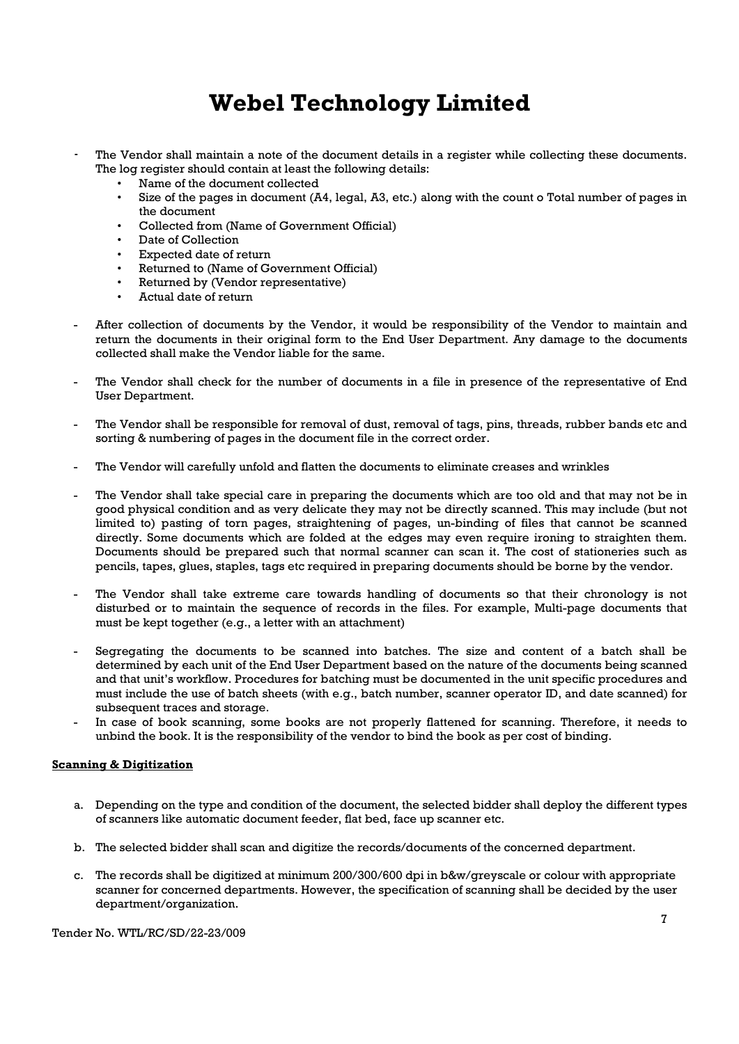- The Vendor shall maintain a note of the document details in a register while collecting these documents. The log register should contain at least the following details:
  - Name of the document collected
  - Size of the pages in document (A4, legal, A3, etc.) along with the count o Total number of pages in the document
  - Collected from (Name of Government Official)
  - Date of Collection
  - Expected date of return
  - Returned to (Name of Government Official)
  - Returned by (Vendor representative)
  - Actual date of return

- After collection of documents by the Vendor, it would be responsibility of the Vendor to maintain and return the documents in their original form to the End User Department. Any damage to the documents collected shall make the Vendor liable for the same.

- The Vendor shall check for the number of documents in a file in presence of the representative of End User Department.

- The Vendor shall be responsible for removal of dust, removal of tags, pins, threads, rubber bands etc and sorting & numbering of pages in the document file in the correct order.

- The Vendor will carefully unfold and flatten the documents to eliminate creases and wrinkles

- The Vendor shall take special care in preparing the documents which are too old and that may not be in good physical condition and as very delicate they may not be directly scanned. This may include (but not limited to) pasting of torn pages, straightening of pages, un-binding of files that cannot be scanned directly. Some documents which are folded at the edges may even require ironing to straighten them. Documents should be prepared such that normal scanner can scan it. The cost of stationeries such as pencils, tapes, glues, staples, tags etc required in preparing documents should be borne by the vendor.

- The Vendor shall take extreme care towards handling of documents so that their chronology is not disturbed or to maintain the sequence of records in the files. For example, Multi-page documents that must be kept together (e.g., a letter with an attachment)

- Segregating the documents to be scanned into batches. The size and content of a batch shall be determined by each unit of the End User Department based on the nature of the documents being scanned and that unit's workflow. Procedures for batching must be documented in the unit specific procedures and must include the use of batch sheets (with e.g., batch number, scanner operator ID, and date scanned) for subsequent traces and storage.
- In case of book scanning, some books are not properly flattened for scanning. Therefore, it needs to unbind the book. It is the responsibility of the vendor to bind the book as per cost of binding.

**Scanning & Digitization**

a. Depending on the type and condition of the document, the selected bidder shall deploy the different types of scanners like automatic document feeder, flat bed, face up scanner etc.

b. The selected bidder shall scan and digitize the records/documents of the concerned department.

c. The records shall be digitized at minimum 200/300/600 dpi in b&w/greyscale or colour with appropriate scanner for concerned departments. However, the specification of scanning shall be decided by the user department/organization.

Tender No. WTL/RC/SD/22-23/009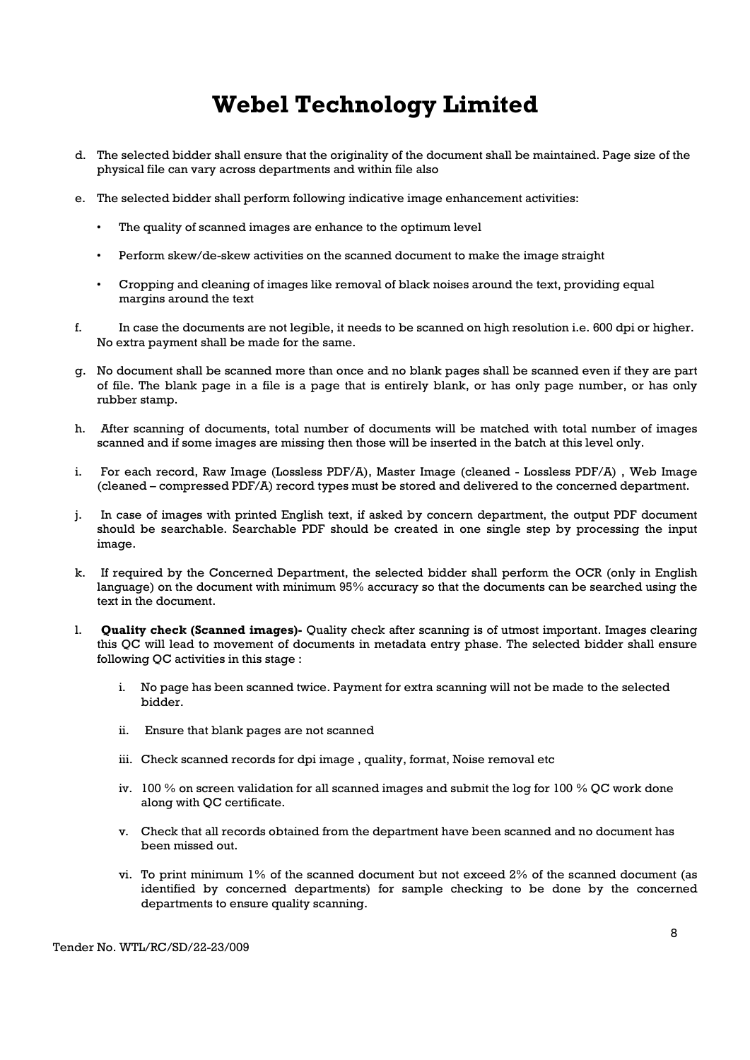d. The selected bidder shall ensure that the originality of the document shall be maintained. Page size of the physical file can vary across departments and within file also

e. The selected bidder shall perform following indicative image enhancement activities:

   - The quality of scanned images are enhance to the optimum level
   - Perform skew/de-skew activities on the scanned document to make the image straight
   - Cropping and cleaning of images like removal of black noises around the text, providing equal margins around the text

f. In case the documents are not legible, it needs to be scanned on high resolution i.e. 600 dpi or higher. No extra payment shall be made for the same.

g. No document shall be scanned more than once and no blank pages shall be scanned even if they are part of file. The blank page in a file is a page that is entirely blank, or has only page number, or has only rubber stamp.

h. After scanning of documents, total number of documents will be matched with total number of images scanned and if some images are missing then those will be inserted in the batch at this level only.

i. For each record, Raw Image (Lossless PDF/A), Master Image (cleaned - Lossless PDF/A) , Web Image (cleaned – compressed PDF/A) record types must be stored and delivered to the concerned department.

j. In case of images with printed English text, if asked by concern department, the output PDF document should be searchable. Searchable PDF should be created in one single step by processing the input image.

k. If required by the Concerned Department, the selected bidder shall perform the OCR (only in English language) on the document with minimum 95% accuracy so that the documents can be searched using the text in the document.

l. **Quality check (Scanned images)-** Quality check after scanning is of utmost important. Images clearing this QC will lead to movement of documents in metadata entry phase. The selected bidder shall ensure following QC activities in this stage :

   i. No page has been scanned twice. Payment for extra scanning will not be made to the selected bidder.

   ii. Ensure that blank pages are not scanned

   iii. Check scanned records for dpi image , quality, format, Noise removal etc

   iv. 100 % on screen validation for all scanned images and submit the log for 100 % QC work done along with QC certificate.

   v. Check that all records obtained from the department have been scanned and no document has been missed out.

   vi. To print minimum 1% of the scanned document but not exceed 2% of the scanned document (as identified by concerned departments) for sample checking to be done by the concerned departments to ensure quality scanning.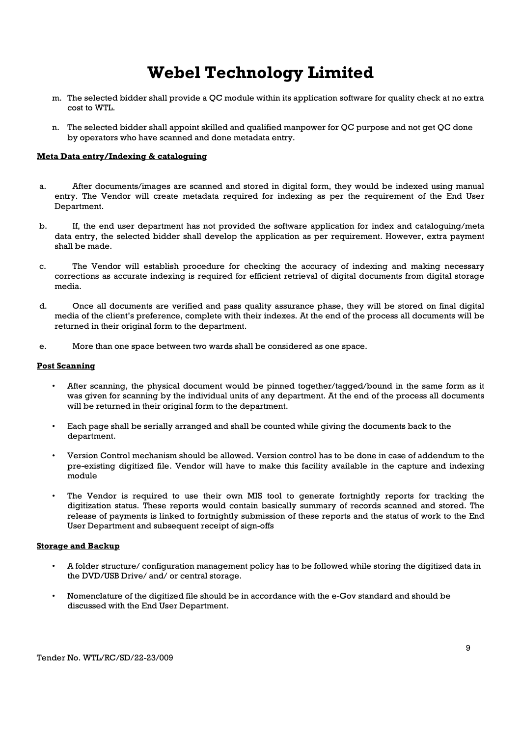m. The selected bidder shall provide a QC module within its application software for quality check at no extra cost to WTL.

n. The selected bidder shall appoint skilled and qualified manpower for QC purpose and not get QC done by operators who have scanned and done metadata entry.

**Meta Data entry/Indexing & cataloguing**

a. After documents/images are scanned and stored in digital form, they would be indexed using manual entry. The Vendor will create metadata required for indexing as per the requirement of the End User Department.

b. If, the end user department has not provided the software application for index and cataloguing/meta data entry, the selected bidder shall develop the application as per requirement. However, extra payment shall be made.

c. The Vendor will establish procedure for checking the accuracy of indexing and making necessary corrections as accurate indexing is required for efficient retrieval of digital documents from digital storage media.

d. Once all documents are verified and pass quality assurance phase, they will be stored on final digital media of the client's preference, complete with their indexes. At the end of the process all documents will be returned in their original form to the department.

e. More than one space between two wards shall be considered as one space.

**Post Scanning**

- After scanning, the physical document would be pinned together/tagged/bound in the same form as it was given for scanning by the individual units of any department. At the end of the process all documents will be returned in their original form to the department.
- Each page shall be serially arranged and shall be counted while giving the documents back to the department.
- Version Control mechanism should be allowed. Version control has to be done in case of addendum to the pre-existing digitized file. Vendor will have to make this facility available in the capture and indexing module
- The Vendor is required to use their own MIS tool to generate fortnightly reports for tracking the digitization status. These reports would contain basically summary of records scanned and stored. The release of payments is linked to fortnightly submission of these reports and the status of work to the End User Department and subsequent receipt of sign-offs

**Storage and Backup**

- A folder structure/ configuration management policy has to be followed while storing the digitized data in the DVD/USB Drive/ and/ or central storage.
- Nomenclature of the digitized file should be in accordance with the e-Gov standard and should be discussed with the End User Department.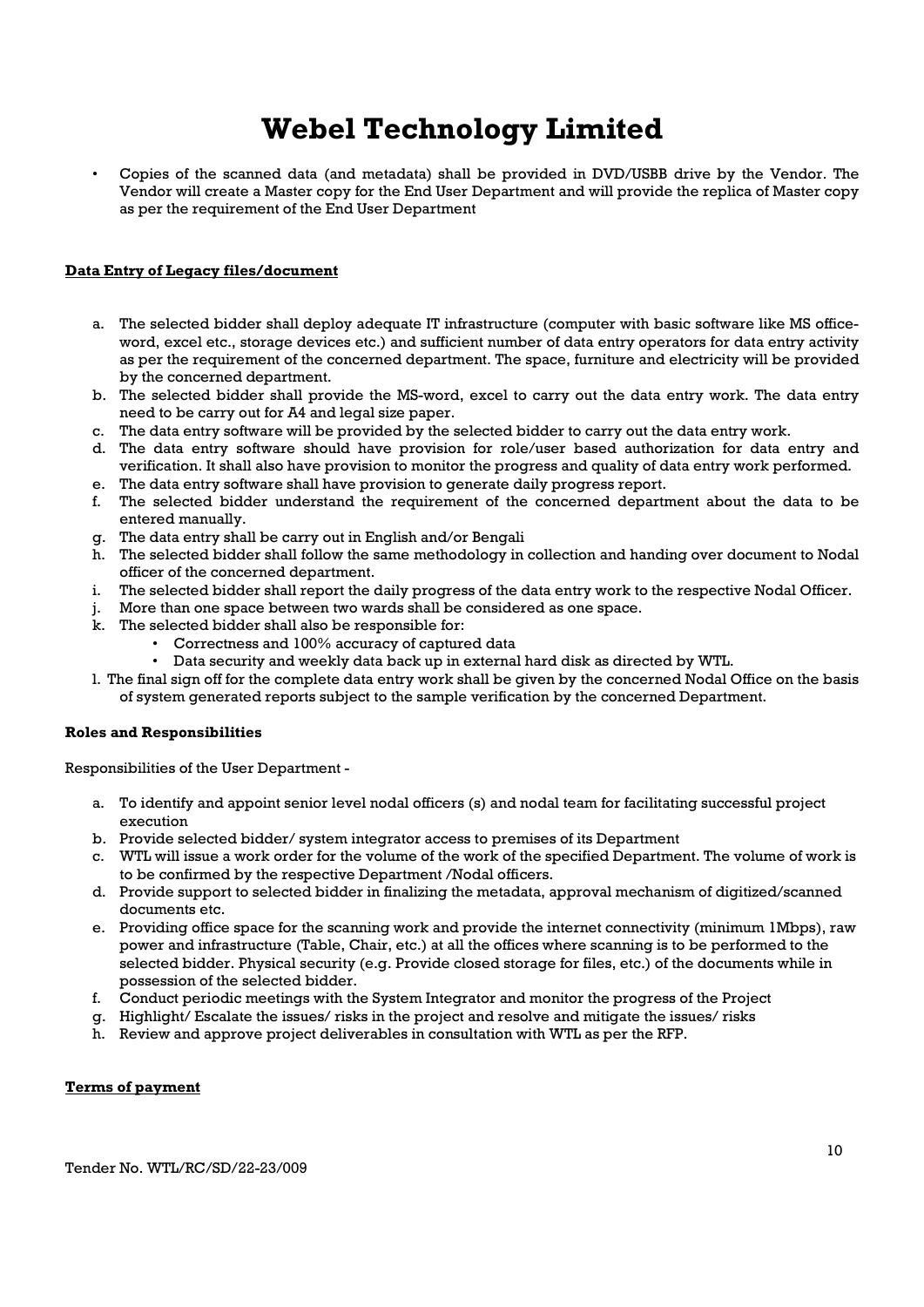- Copies of the scanned data (and metadata) shall be provided in DVD/USBB drive by the Vendor. The Vendor will create a Master copy for the End User Department and will provide the replica of Master copy as per the requirement of the End User Department

**Data Entry of Legacy files/document**

a. The selected bidder shall deploy adequate IT infrastructure (computer with basic software like MS office-word, excel etc., storage devices etc.) and sufficient number of data entry operators for data entry activity as per the requirement of the concerned department. The space, furniture and electricity will be provided by the concerned department.
b. The selected bidder shall provide the MS-word, excel to carry out the data entry work. The data entry need to be carry out for A4 and legal size paper.
c. The data entry software will be provided by the selected bidder to carry out the data entry work.
d. The data entry software should have provision for role/user based authorization for data entry and verification. It shall also have provision to monitor the progress and quality of data entry work performed.
e. The data entry software shall have provision to generate daily progress report.
f. The selected bidder understand the requirement of the concerned department about the data to be entered manually.
g. The data entry shall be carry out in English and/or Bengali
h. The selected bidder shall follow the same methodology in collection and handing over document to Nodal officer of the concerned department.
i. The selected bidder shall report the daily progress of the data entry work to the respective Nodal Officer.
j. More than one space between two wards shall be considered as one space.
k. The selected bidder shall also be responsible for:
   - Correctness and 100% accuracy of captured data
   - Data security and weekly data back up in external hard disk as directed by WTL.
l. The final sign off for the complete data entry work shall be given by the concerned Nodal Office on the basis of system generated reports subject to the sample verification by the concerned Department.

**Roles and Responsibilities**

Responsibilities of the User Department -

a. To identify and appoint senior level nodal officers (s) and nodal team for facilitating successful project execution
b. Provide selected bidder/ system integrator access to premises of its Department
c. WTL will issue a work order for the volume of the work of the specified Department. The volume of work is to be confirmed by the respective Department /Nodal officers.
d. Provide support to selected bidder in finalizing the metadata, approval mechanism of digitized/scanned documents etc.
e. Providing office space for the scanning work and provide the internet connectivity (minimum 1Mbps), raw power and infrastructure (Table, Chair, etc.) at all the offices where scanning is to be performed to the selected bidder. Physical security (e.g. Provide closed storage for files, etc.) of the documents while in possession of the selected bidder.
f. Conduct periodic meetings with the System Integrator and monitor the progress of the Project
g. Highlight/ Escalate the issues/ risks in the project and resolve and mitigate the issues/ risks
h. Review and approve project deliverables in consultation with WTL as per the RFP.

**Terms of payment**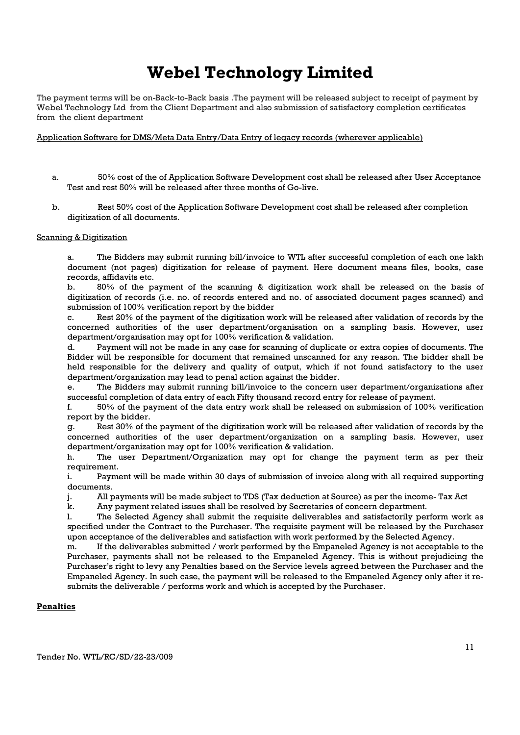# Webel Technology Limited

The payment terms will be on-Back-to-Back basis .The payment will be released subject to receipt of payment by Webel Technology Ltd from the Client Department and also submission of satisfactory completion certificates from the client department

Application Software for DMS/Meta Data Entry/Data Entry of legacy records (wherever applicable)

a. 50% cost of the of Application Software Development cost shall be released after User Acceptance Test and rest 50% will be released after three months of Go-live.

b. Rest 50% cost of the Application Software Development cost shall be released after completion digitization of all documents.

Scanning & Digitization

a. The Bidders may submit running bill/invoice to WTL after successful completion of each one lakh document (not pages) digitization for release of payment. Here document means files, books, case records, affidavits etc.

b. 80% of the payment of the scanning & digitization work shall be released on the basis of digitization of records (i.e. no. of records entered and no. of associated document pages scanned) and submission of 100% verification report by the bidder

c. Rest 20% of the payment of the digitization work will be released after validation of records by the concerned authorities of the user department/organisation on a sampling basis. However, user department/organisation may opt for 100% verification & validation.

d. Payment will not be made in any case for scanning of duplicate or extra copies of documents. The Bidder will be responsible for document that remained unscanned for any reason. The bidder shall be held responsible for the delivery and quality of output, which if not found satisfactory to the user department/organization may lead to penal action against the bidder.

e. The Bidders may submit running bill/invoice to the concern user department/organizations after successful completion of data entry of each Fifty thousand record entry for release of payment.

f. 50% of the payment of the data entry work shall be released on submission of 100% verification report by the bidder.

g. Rest 30% of the payment of the digitization work will be released after validation of records by the concerned authorities of the user department/organization on a sampling basis. However, user department/organization may opt for 100% verification & validation.

h. The user Department/Organization may opt for change the payment term as per their requirement.

i. Payment will be made within 30 days of submission of invoice along with all required supporting documents.

j. All payments will be made subject to TDS (Tax deduction at Source) as per the income- Tax Act

k. Any payment related issues shall be resolved by Secretaries of concern department.

l. The Selected Agency shall submit the requisite deliverables and satisfactorily perform work as specified under the Contract to the Purchaser. The requisite payment will be released by the Purchaser upon acceptance of the deliverables and satisfaction with work performed by the Selected Agency.

m. If the deliverables submitted / work performed by the Empaneled Agency is not acceptable to the Purchaser, payments shall not be released to the Empaneled Agency. This is without prejudicing the Purchaser's right to levy any Penalties based on the Service levels agreed between the Purchaser and the Empaneled Agency. In such case, the payment will be released to the Empaneled Agency only after it re-submits the deliverable / performs work and which is accepted by the Purchaser.

**Penalties**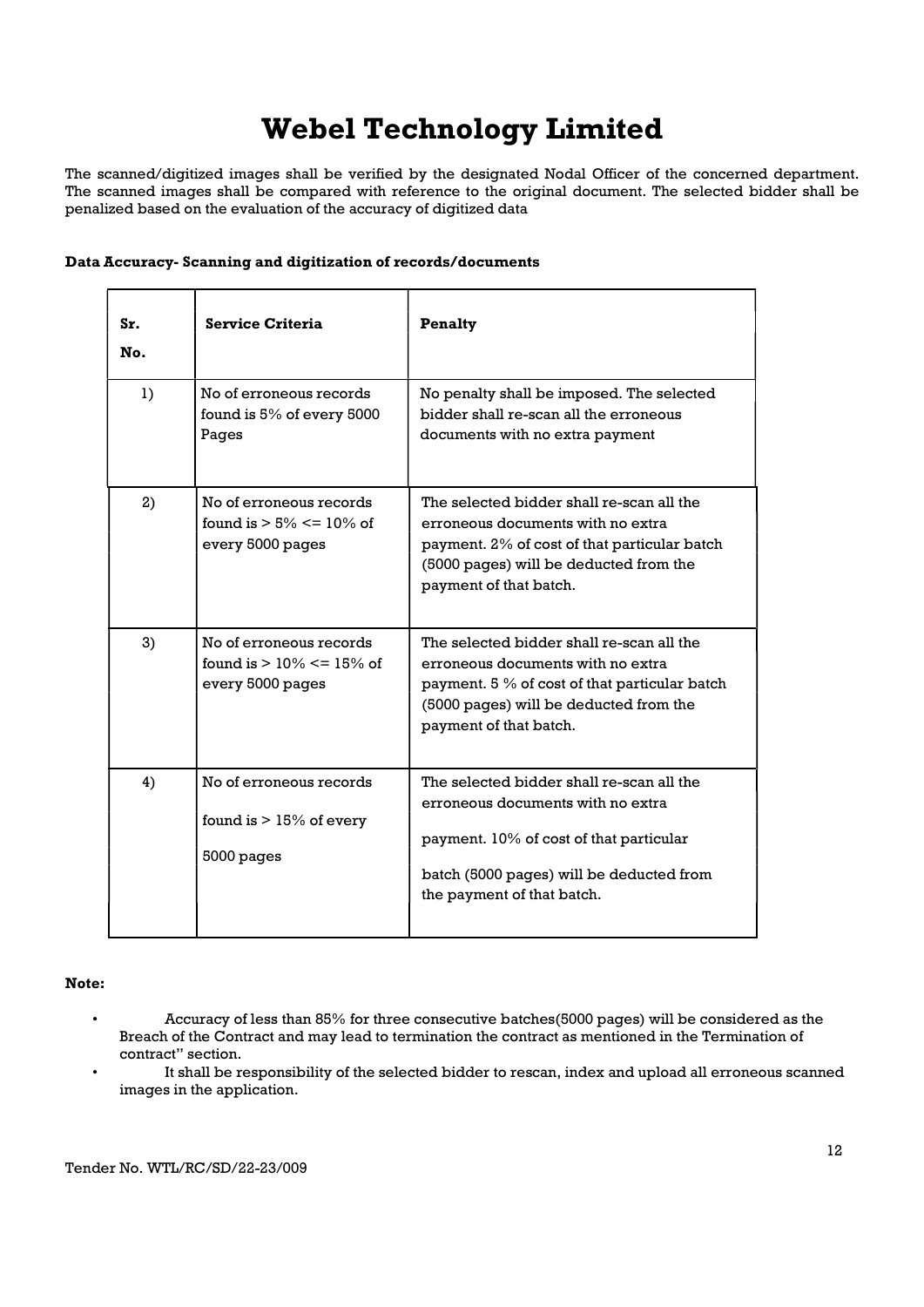# Webel Technology Limited

The scanned/digitized images shall be verified by the designated Nodal Officer of the concerned department. The scanned images shall be compared with reference to the original document. The selected bidder shall be penalized based on the evaluation of the accuracy of digitized data

**Data Accuracy- Scanning and digitization of records/documents**

| **Sr. No.** | **Service Criteria** | **Penalty** |
|---|---|---|
| 1) | No of erroneous records found is 5% of every 5000 Pages | No penalty shall be imposed. The selected bidder shall re-scan all the erroneous documents with no extra payment |
| 2) | No of erroneous records found is > 5% <= 10% of every 5000 pages | The selected bidder shall re-scan all the erroneous documents with no extra payment. 2% of cost of that particular batch (5000 pages) will be deducted from the payment of that batch. |
| 3) | No of erroneous records found is > 10% <= 15% of every 5000 pages | The selected bidder shall re-scan all the erroneous documents with no extra payment. 5 % of cost of that particular batch (5000 pages) will be deducted from the payment of that batch. |
| 4) | No of erroneous records found is > 15% of every 5000 pages | The selected bidder shall re-scan all the erroneous documents with no extra payment. 10% of cost of that particular batch (5000 pages) will be deducted from the payment of that batch. |

**Note:**

- Accuracy of less than 85% for three consecutive batches(5000 pages) will be considered as the Breach of the Contract and may lead to termination the contract as mentioned in the Termination of contract" section.
- It shall be responsibility of the selected bidder to rescan, index and upload all erroneous scanned images in the application.

Tender No. WTL/RC/SD/22-23/009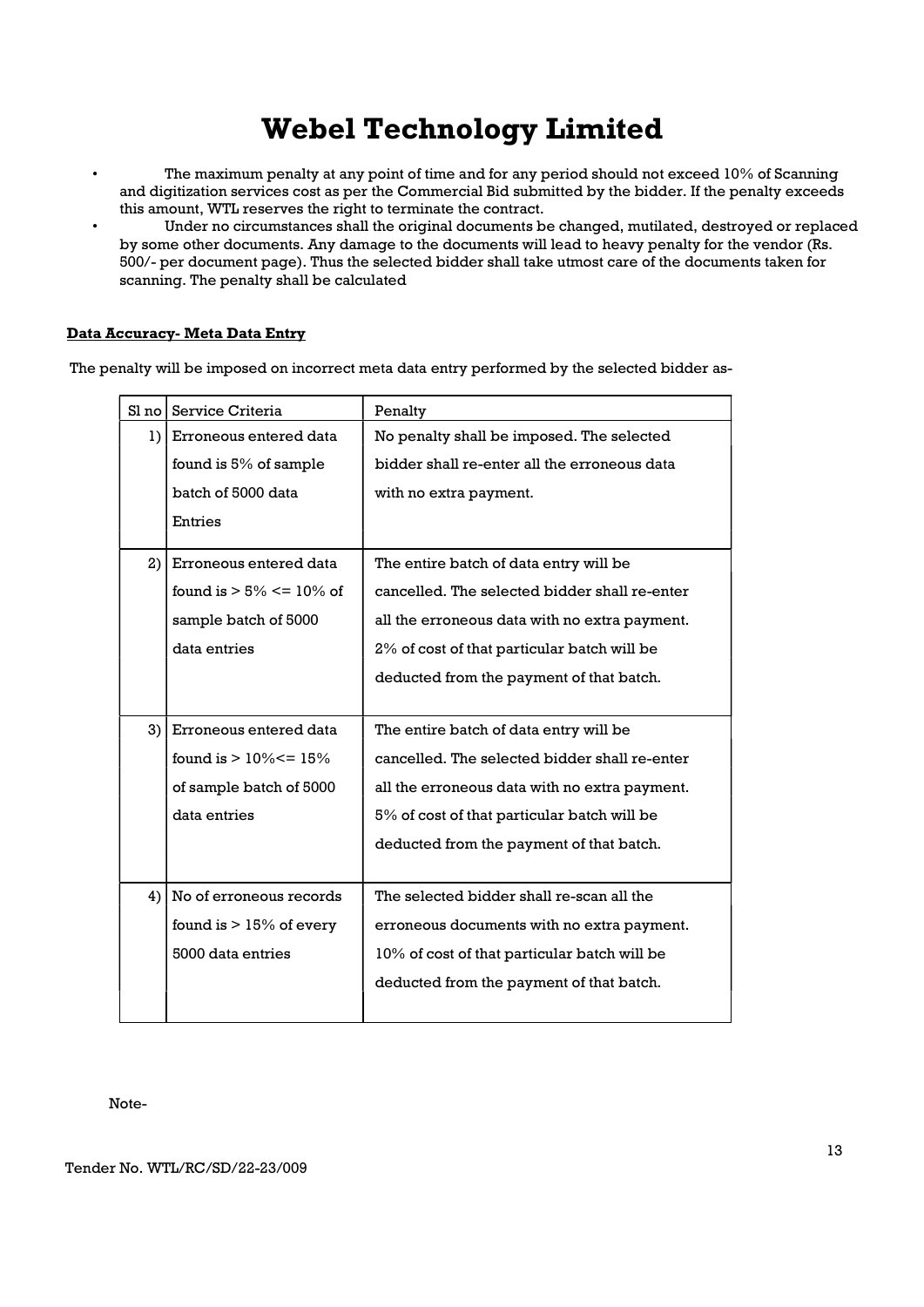# Webel Technology Limited

- The maximum penalty at any point of time and for any period should not exceed 10% of Scanning and digitization services cost as per the Commercial Bid submitted by the bidder. If the penalty exceeds this amount, WTL reserves the right to terminate the contract.
- Under no circumstances shall the original documents be changed, mutilated, destroyed or replaced by some other documents. Any damage to the documents will lead to heavy penalty for the vendor (Rs. 500/- per document page). Thus the selected bidder shall take utmost care of the documents taken for scanning. The penalty shall be calculated

**Data Accuracy- Meta Data Entry**

The penalty will be imposed on incorrect meta data entry performed by the selected bidder as-

| Sl no | Service Criteria | Penalty |
|---|---|---|
| 1) | Erroneous entered data found is 5% of sample batch of 5000 data Entries | No penalty shall be imposed. The selected bidder shall re-enter all the erroneous data with no extra payment. |
| 2) | Erroneous entered data found is > 5% <= 10% of sample batch of 5000 data entries | The entire batch of data entry will be cancelled. The selected bidder shall re-enter all the erroneous data with no extra payment. 2% of cost of that particular batch will be deducted from the payment of that batch. |
| 3) | Erroneous entered data found is > 10%<= 15% of sample batch of 5000 data entries | The entire batch of data entry will be cancelled. The selected bidder shall re-enter all the erroneous data with no extra payment. 5% of cost of that particular batch will be deducted from the payment of that batch. |
| 4) | No of erroneous records found is > 15% of every 5000 data entries | The selected bidder shall re-scan all the erroneous documents with no extra payment. 10% of cost of that particular batch will be deducted from the payment of that batch. |

Note-

Tender No. WTL/RC/SD/22-23/009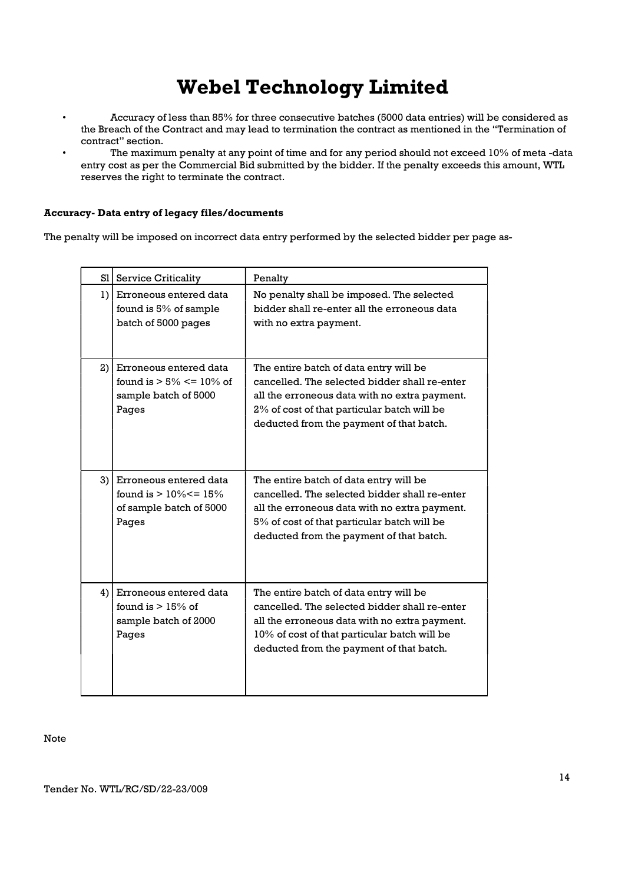# Webel Technology Limited

- Accuracy of less than 85% for three consecutive batches (5000 data entries) will be considered as the Breach of the Contract and may lead to termination the contract as mentioned in the "Termination of contract" section.
- The maximum penalty at any point of time and for any period should not exceed 10% of meta -data entry cost as per the Commercial Bid submitted by the bidder. If the penalty exceeds this amount, WTL reserves the right to terminate the contract.

**Accuracy- Data entry of legacy files/documents**

The penalty will be imposed on incorrect data entry performed by the selected bidder per page as-

| Sl | Service Criticality | Penalty |
|---|---|---|
| 1) | Erroneous entered data found is 5% of sample batch of 5000 pages | No penalty shall be imposed. The selected bidder shall re-enter all the erroneous data with no extra payment. |
| 2) | Erroneous entered data found is > 5% <= 10% of sample batch of 5000 Pages | The entire batch of data entry will be cancelled. The selected bidder shall re-enter all the erroneous data with no extra payment. 2% of cost of that particular batch will be deducted from the payment of that batch. |
| 3) | Erroneous entered data found is > 10%<= 15% of sample batch of 5000 Pages | The entire batch of data entry will be cancelled. The selected bidder shall re-enter all the erroneous data with no extra payment. 5% of cost of that particular batch will be deducted from the payment of that batch. |
| 4) | Erroneous entered data found is > 15% of sample batch of 2000 Pages | The entire batch of data entry will be cancelled. The selected bidder shall re-enter all the erroneous data with no extra payment. 10% of cost of that particular batch will be deducted from the payment of that batch. |

Note

Tender No. WTL/RC/SD/22-23/009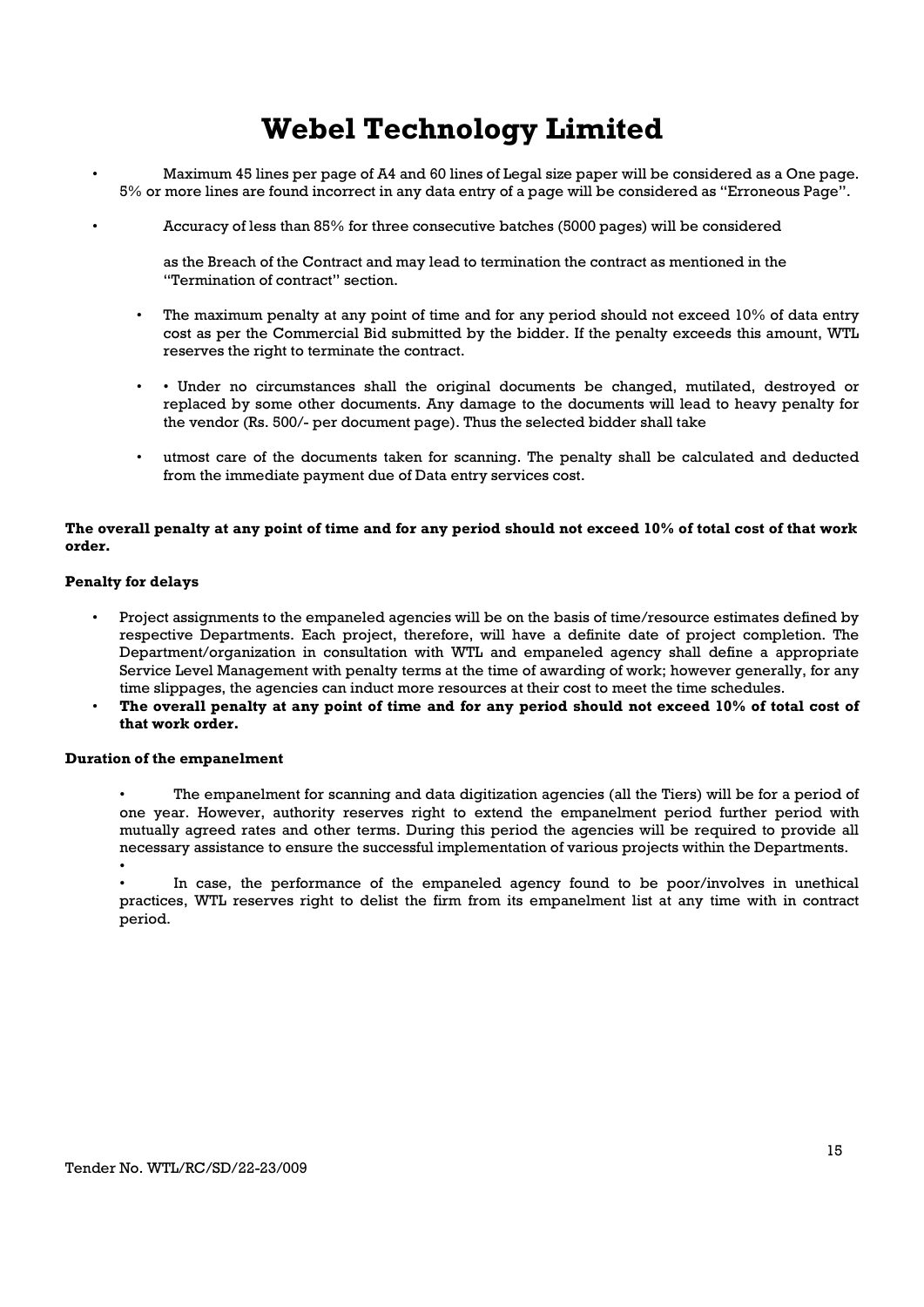- Maximum 45 lines per page of A4 and 60 lines of Legal size paper will be considered as a One page. 5% or more lines are found incorrect in any data entry of a page will be considered as "Erroneous Page".
- Accuracy of less than 85% for three consecutive batches (5000 pages) will be considered

  as the Breach of the Contract and may lead to termination the contract as mentioned in the "Termination of contract" section.

- The maximum penalty at any point of time and for any period should not exceed 10% of data entry cost as per the Commercial Bid submitted by the bidder. If the penalty exceeds this amount, WTL reserves the right to terminate the contract.
- • Under no circumstances shall the original documents be changed, mutilated, destroyed or replaced by some other documents. Any damage to the documents will lead to heavy penalty for the vendor (Rs. 500/- per document page). Thus the selected bidder shall take
- utmost care of the documents taken for scanning. The penalty shall be calculated and deducted from the immediate payment due of Data entry services cost.

**The overall penalty at any point of time and for any period should not exceed 10% of total cost of that work order.**

**Penalty for delays**

- Project assignments to the empaneled agencies will be on the basis of time/resource estimates defined by respective Departments. Each project, therefore, will have a definite date of project completion. The Department/organization in consultation with WTL and empaneled agency shall define a appropriate Service Level Management with penalty terms at the time of awarding of work; however generally, for any time slippages, the agencies can induct more resources at their cost to meet the time schedules.
- **The overall penalty at any point of time and for any period should not exceed 10% of total cost of that work order.**

**Duration of the empanelment**

- The empanelment for scanning and data digitization agencies (all the Tiers) will be for a period of one year. However, authority reserves right to extend the empanelment period further period with mutually agreed rates and other terms. During this period the agencies will be required to provide all necessary assistance to ensure the successful implementation of various projects within the Departments.
- In case, the performance of the empaneled agency found to be poor/involves in unethical practices, WTL reserves right to delist the firm from its empanelment list at any time with in contract period.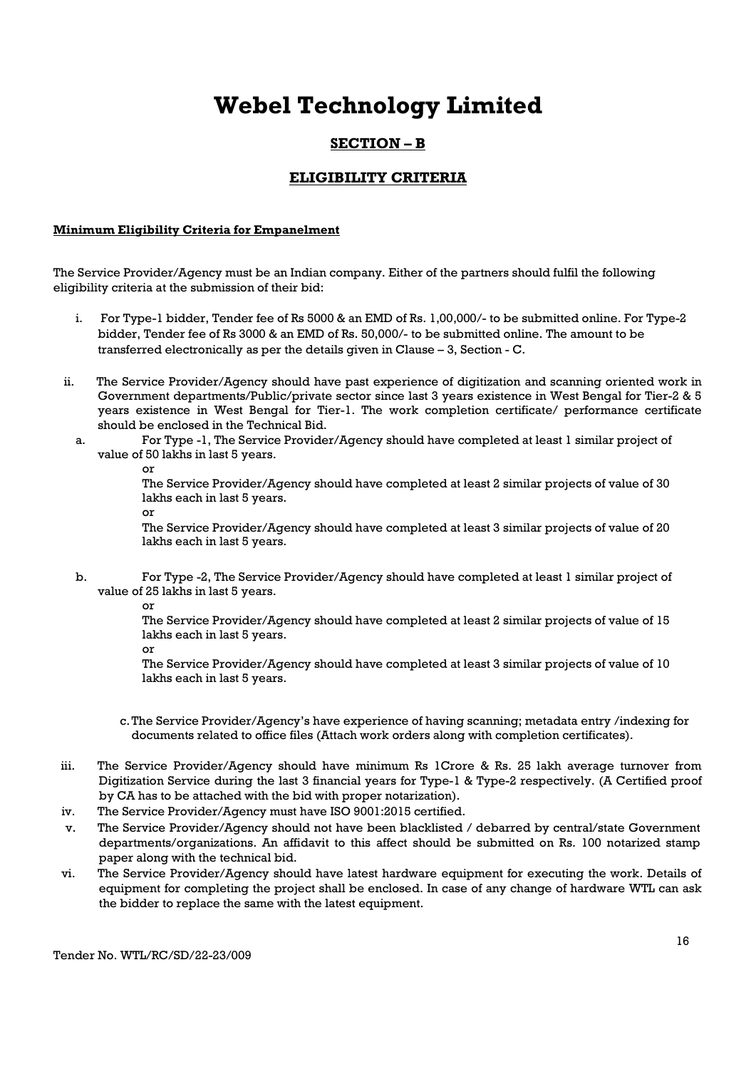# Webel Technology Limited

## SECTION – B

## ELIGIBILITY CRITERIA

**Minimum Eligibility Criteria for Empanelment**

The Service Provider/Agency must be an Indian company. Either of the partners should fulfil the following eligibility criteria at the submission of their bid:

i. For Type-1 bidder, Tender fee of Rs 5000 & an EMD of Rs. 1,00,000/- to be submitted online. For Type-2 bidder, Tender fee of Rs 3000 & an EMD of Rs. 50,000/- to be submitted online. The amount to be transferred electronically as per the details given in Clause – 3, Section - C.

ii. The Service Provider/Agency should have past experience of digitization and scanning oriented work in Government departments/Public/private sector since last 3 years existence in West Bengal for Tier-2 & 5 years existence in West Bengal for Tier-1. The work completion certificate/ performance certificate should be enclosed in the Technical Bid.

a. For Type -1, The Service Provider/Agency should have completed at least 1 similar project of value of 50 lakhs in last 5 years.

   or

   The Service Provider/Agency should have completed at least 2 similar projects of value of 30 lakhs each in last 5 years.

   or

   The Service Provider/Agency should have completed at least 3 similar projects of value of 20 lakhs each in last 5 years.

b. For Type -2, The Service Provider/Agency should have completed at least 1 similar project of value of 25 lakhs in last 5 years.

   or

   The Service Provider/Agency should have completed at least 2 similar projects of value of 15 lakhs each in last 5 years.

   or

   The Service Provider/Agency should have completed at least 3 similar projects of value of 10 lakhs each in last 5 years.

c. The Service Provider/Agency's have experience of having scanning; metadata entry /indexing for documents related to office files (Attach work orders along with completion certificates).

iii. The Service Provider/Agency should have minimum Rs 1Crore & Rs. 25 lakh average turnover from Digitization Service during the last 3 financial years for Type-1 & Type-2 respectively. (A Certified proof by CA has to be attached with the bid with proper notarization).

iv. The Service Provider/Agency must have ISO 9001:2015 certified.

v. The Service Provider/Agency should not have been blacklisted / debarred by central/state Government departments/organizations. An affidavit to this affect should be submitted on Rs. 100 notarized stamp paper along with the technical bid.

vi. The Service Provider/Agency should have latest hardware equipment for executing the work. Details of equipment for completing the project shall be enclosed. In case of any change of hardware WTL can ask the bidder to replace the same with the latest equipment.

Tender No. WTL/RC/SD/22-23/009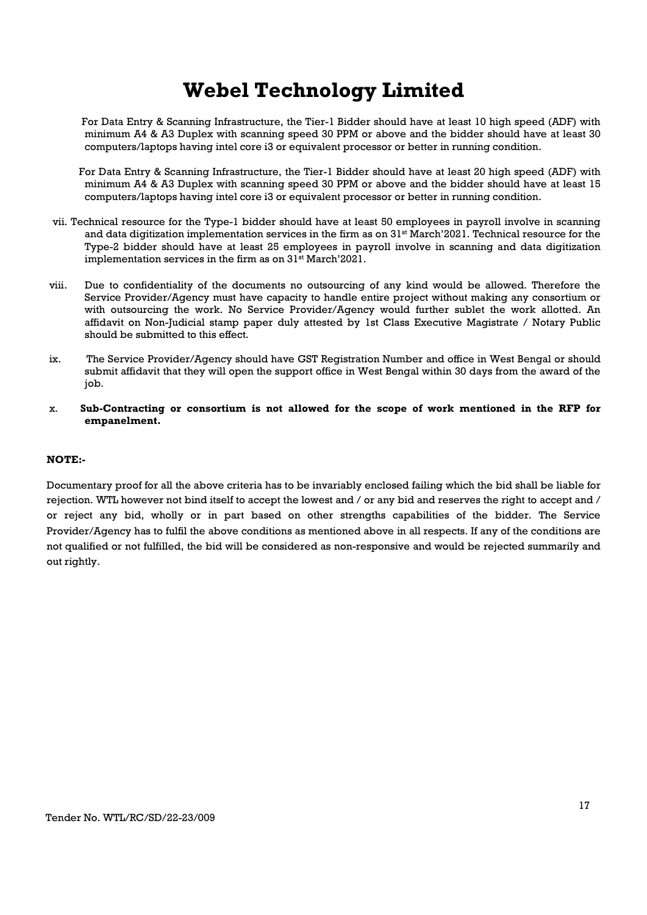For Data Entry & Scanning Infrastructure, the Tier-1 Bidder should have at least 10 high speed (ADF) with minimum A4 & A3 Duplex with scanning speed 30 PPM or above and the bidder should have at least 30 computers/laptops having intel core i3 or equivalent processor or better in running condition.

For Data Entry & Scanning Infrastructure, the Tier-1 Bidder should have at least 20 high speed (ADF) with minimum A4 & A3 Duplex with scanning speed 30 PPM or above and the bidder should have at least 15 computers/laptops having intel core i3 or equivalent processor or better in running condition.

vii. Technical resource for the Type-1 bidder should have at least 50 employees in payroll involve in scanning and data digitization implementation services in the firm as on 31st March'2021. Technical resource for the Type-2 bidder should have at least 25 employees in payroll involve in scanning and data digitization implementation services in the firm as on 31st March'2021.

viii. Due to confidentiality of the documents no outsourcing of any kind would be allowed. Therefore the Service Provider/Agency must have capacity to handle entire project without making any consortium or with outsourcing the work. No Service Provider/Agency would further sublet the work allotted. An affidavit on Non-Judicial stamp paper duly attested by 1st Class Executive Magistrate / Notary Public should be submitted to this effect.

ix. The Service Provider/Agency should have GST Registration Number and office in West Bengal or should submit affidavit that they will open the support office in West Bengal within 30 days from the award of the job.

x. **Sub-Contracting or consortium is not allowed for the scope of work mentioned in the RFP for empanelment.**

**NOTE:-**

Documentary proof for all the above criteria has to be invariably enclosed failing which the bid shall be liable for rejection. WTL however not bind itself to accept the lowest and / or any bid and reserves the right to accept and / or reject any bid, wholly or in part based on other strengths capabilities of the bidder. The Service Provider/Agency has to fulfil the above conditions as mentioned above in all respects. If any of the conditions are not qualified or not fulfilled, the bid will be considered as non-responsive and would be rejected summarily and out rightly.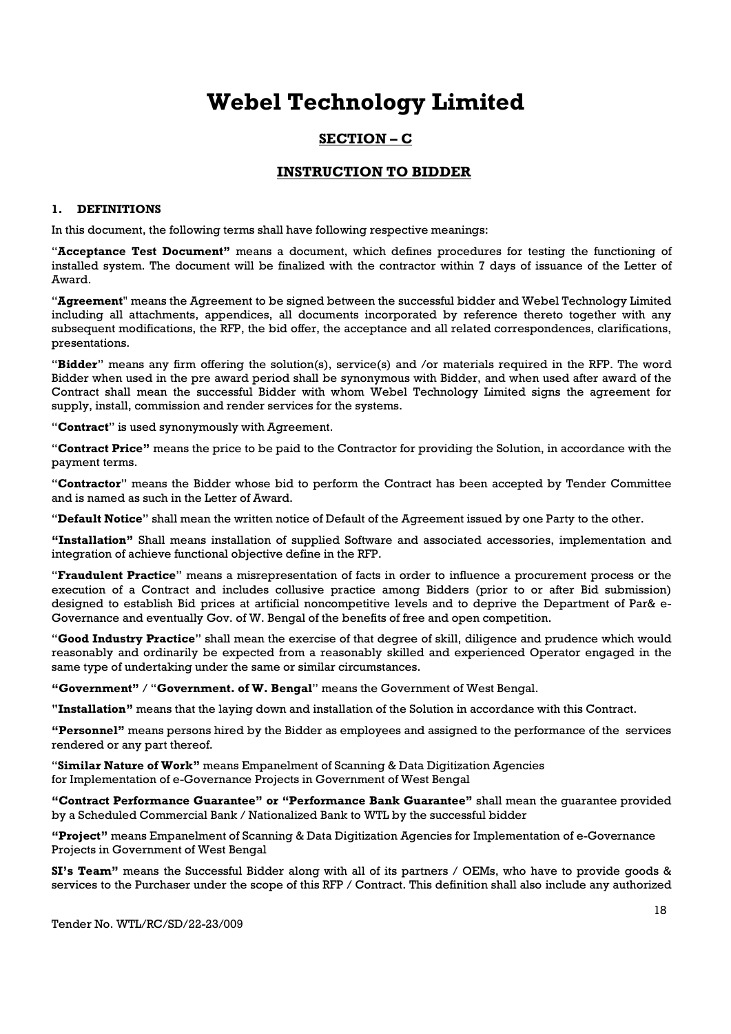# Webel Technology Limited

## SECTION – C

## INSTRUCTION TO BIDDER

### 1. DEFINITIONS

In this document, the following terms shall have following respective meanings:

"**Acceptance Test Document"** means a document, which defines procedures for testing the functioning of installed system. The document will be finalized with the contractor within 7 days of issuance of the Letter of Award.

"**Agreement**" means the Agreement to be signed between the successful bidder and Webel Technology Limited including all attachments, appendices, all documents incorporated by reference thereto together with any subsequent modifications, the RFP, the bid offer, the acceptance and all related correspondences, clarifications, presentations.

"**Bidder**" means any firm offering the solution(s), service(s) and /or materials required in the RFP. The word Bidder when used in the pre award period shall be synonymous with Bidder, and when used after award of the Contract shall mean the successful Bidder with whom Webel Technology Limited signs the agreement for supply, install, commission and render services for the systems.

"**Contract**" is used synonymously with Agreement.

"**Contract Price"** means the price to be paid to the Contractor for providing the Solution, in accordance with the payment terms.

"**Contractor**" means the Bidder whose bid to perform the Contract has been accepted by Tender Committee and is named as such in the Letter of Award.

"**Default Notice**" shall mean the written notice of Default of the Agreement issued by one Party to the other.

**"Installation"** Shall means installation of supplied Software and associated accessories, implementation and integration of achieve functional objective define in the RFP.

"**Fraudulent Practice**" means a misrepresentation of facts in order to influence a procurement process or the execution of a Contract and includes collusive practice among Bidders (prior to or after Bid submission) designed to establish Bid prices at artificial noncompetitive levels and to deprive the Department of Par& e-Governance and eventually Gov. of W. Bengal of the benefits of free and open competition.

"**Good Industry Practice**" shall mean the exercise of that degree of skill, diligence and prudence which would reasonably and ordinarily be expected from a reasonably skilled and experienced Operator engaged in the same type of undertaking under the same or similar circumstances.

**"Government"** / "**Government. of W. Bengal**" means the Government of West Bengal.

**"Installation"** means that the laying down and installation of the Solution in accordance with this Contract.

**"Personnel"** means persons hired by the Bidder as employees and assigned to the performance of the services rendered or any part thereof.

"**Similar Nature of Work"** means Empanelment of Scanning & Data Digitization Agencies for Implementation of e-Governance Projects in Government of West Bengal

**"Contract Performance Guarantee" or "Performance Bank Guarantee"** shall mean the guarantee provided by a Scheduled Commercial Bank / Nationalized Bank to WTL by the successful bidder

**"Project"** means Empanelment of Scanning & Data Digitization Agencies for Implementation of e-Governance Projects in Government of West Bengal

**SI's Team"** means the Successful Bidder along with all of its partners / OEMs, who have to provide goods & services to the Purchaser under the scope of this RFP / Contract. This definition shall also include any authorized

Tender No. WTL/RC/SD/22-23/009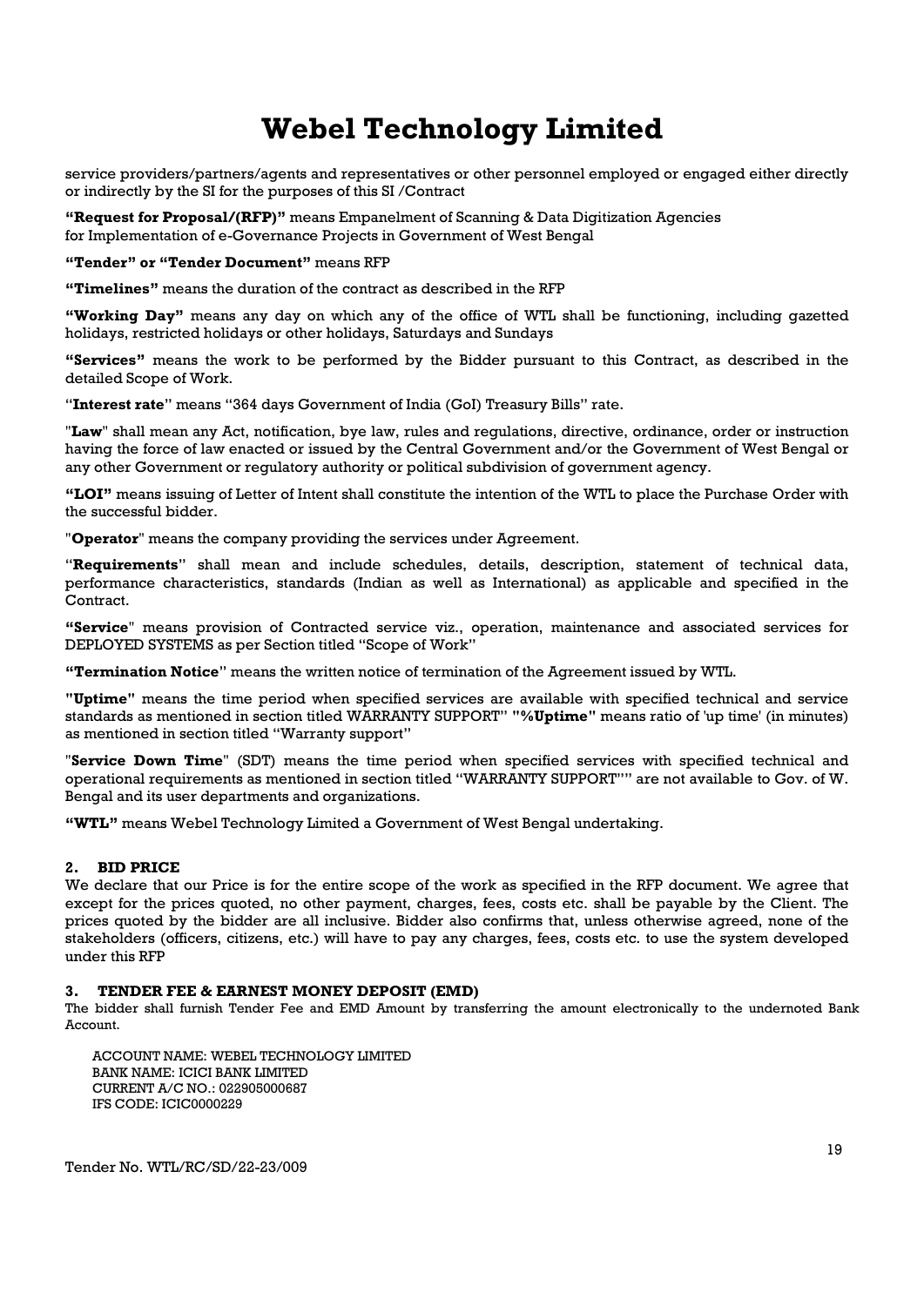service providers/partners/agents and representatives or other personnel employed or engaged either directly or indirectly by the SI for the purposes of this SI /Contract

**"Request for Proposal/(RFP)"** means Empanelment of Scanning & Data Digitization Agencies for Implementation of e-Governance Projects in Government of West Bengal

**"Tender" or "Tender Document"** means RFP

**"Timelines"** means the duration of the contract as described in the RFP

**"Working Day"** means any day on which any of the office of WTL shall be functioning, including gazetted holidays, restricted holidays or other holidays, Saturdays and Sundays

**"Services"** means the work to be performed by the Bidder pursuant to this Contract, as described in the detailed Scope of Work.

"**Interest rate**" means "364 days Government of India (GoI) Treasury Bills" rate.

"**Law**" shall mean any Act, notification, bye law, rules and regulations, directive, ordinance, order or instruction having the force of law enacted or issued by the Central Government and/or the Government of West Bengal or any other Government or regulatory authority or political subdivision of government agency.

**"LOI"** means issuing of Letter of Intent shall constitute the intention of the WTL to place the Purchase Order with the successful bidder.

"**Operator**" means the company providing the services under Agreement.

"**Requirements**" shall mean and include schedules, details, description, statement of technical data, performance characteristics, standards (Indian as well as International) as applicable and specified in the Contract.

**"Service**" means provision of Contracted service viz., operation, maintenance and associated services for DEPLOYED SYSTEMS as per Section titled "Scope of Work"

**"Termination Notice**" means the written notice of termination of the Agreement issued by WTL.

**"Uptime"** means the time period when specified services are available with specified technical and service standards as mentioned in section titled WARRANTY SUPPORT" **"%Uptime"** means ratio of 'up time' (in minutes) as mentioned in section titled "Warranty support"

"**Service Down Time**" (SDT) means the time period when specified services with specified technical and operational requirements as mentioned in section titled "WARRANTY SUPPORT"" are not available to Gov. of W. Bengal and its user departments and organizations.

**"WTL"** means Webel Technology Limited a Government of West Bengal undertaking.

## 2. BID PRICE

We declare that our Price is for the entire scope of the work as specified in the RFP document. We agree that except for the prices quoted, no other payment, charges, fees, costs etc. shall be payable by the Client. The prices quoted by the bidder are all inclusive. Bidder also confirms that, unless otherwise agreed, none of the stakeholders (officers, citizens, etc.) will have to pay any charges, fees, costs etc. to use the system developed under this RFP

## 3. TENDER FEE & EARNEST MONEY DEPOSIT (EMD)

The bidder shall furnish Tender Fee and EMD Amount by transferring the amount electronically to the undernoted Bank Account.

ACCOUNT NAME: WEBEL TECHNOLOGY LIMITED
BANK NAME: ICICI BANK LIMITED
CURRENT A/C NO.: 022905000687
IFS CODE: ICIC0000229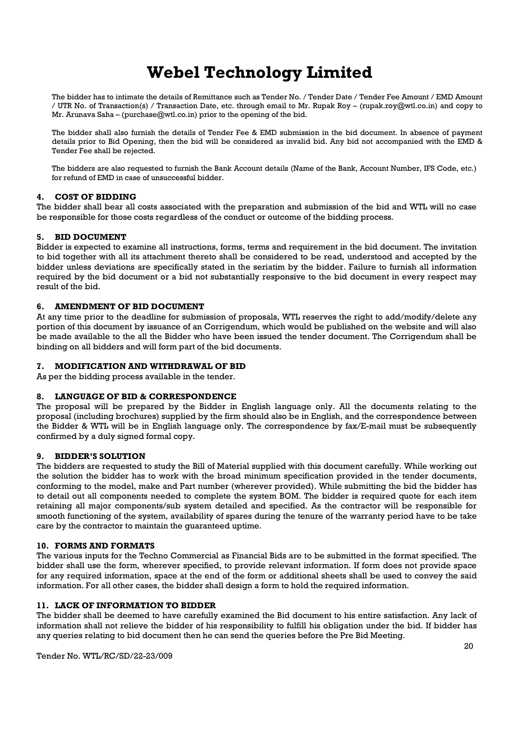# Webel Technology Limited

The bidder has to intimate the details of Remittance such as Tender No. / Tender Date / Tender Fee Amount / EMD Amount / UTR No. of Transaction(s) / Transaction Date, etc. through email to Mr. Rupak Roy – (rupak.roy@wtl.co.in) and copy to Mr. Arunava Saha – (purchase@wtl.co.in) prior to the opening of the bid.

The bidder shall also furnish the details of Tender Fee & EMD submission in the bid document. In absence of payment details prior to Bid Opening, then the bid will be considered as invalid bid. Any bid not accompanied with the EMD & Tender Fee shall be rejected.

The bidders are also requested to furnish the Bank Account details (Name of the Bank, Account Number, IFS Code, etc.) for refund of EMD in case of unsuccessful bidder.

### 4. COST OF BIDDING

The bidder shall bear all costs associated with the preparation and submission of the bid and WTL will no case be responsible for those costs regardless of the conduct or outcome of the bidding process.

### 5. BID DOCUMENT

Bidder is expected to examine all instructions, forms, terms and requirement in the bid document. The invitation to bid together with all its attachment thereto shall be considered to be read, understood and accepted by the bidder unless deviations are specifically stated in the seriatim by the bidder. Failure to furnish all information required by the bid document or a bid not substantially responsive to the bid document in every respect may result of the bid.

### 6. AMENDMENT OF BID DOCUMENT

At any time prior to the deadline for submission of proposals, WTL reserves the right to add/modify/delete any portion of this document by issuance of an Corrigendum, which would be published on the website and will also be made available to the all the Bidder who have been issued the tender document. The Corrigendum shall be binding on all bidders and will form part of the bid documents.

### 7. MODIFICATION AND WITHDRAWAL OF BID

As per the bidding process available in the tender.

### 8. LANGUAGE OF BID & CORRESPONDENCE

The proposal will be prepared by the Bidder in English language only. All the documents relating to the proposal (including brochures) supplied by the firm should also be in English, and the correspondence between the Bidder & WTL will be in English language only. The correspondence by fax/E-mail must be subsequently confirmed by a duly signed formal copy.

### 9. BIDDER'S SOLUTION

The bidders are requested to study the Bill of Material supplied with this document carefully. While working out the solution the bidder has to work with the broad minimum specification provided in the tender documents, conforming to the model, make and Part number (wherever provided). While submitting the bid the bidder has to detail out all components needed to complete the system BOM. The bidder is required quote for each item retaining all major components/sub system detailed and specified. As the contractor will be responsible for smooth functioning of the system, availability of spares during the tenure of the warranty period have to be take care by the contractor to maintain the guaranteed uptime.

### 10. FORMS AND FORMATS

The various inputs for the Techno Commercial as Financial Bids are to be submitted in the format specified. The bidder shall use the form, wherever specified, to provide relevant information. If form does not provide space for any required information, space at the end of the form or additional sheets shall be used to convey the said information. For all other cases, the bidder shall design a form to hold the required information.

### 11. LACK OF INFORMATION TO BIDDER

The bidder shall be deemed to have carefully examined the Bid document to his entire satisfaction. Any lack of information shall not relieve the bidder of his responsibility to fulfill his obligation under the bid. If bidder has any queries relating to bid document then he can send the queries before the Pre Bid Meeting.

Tender No. WTL/RC/SD/22-23/009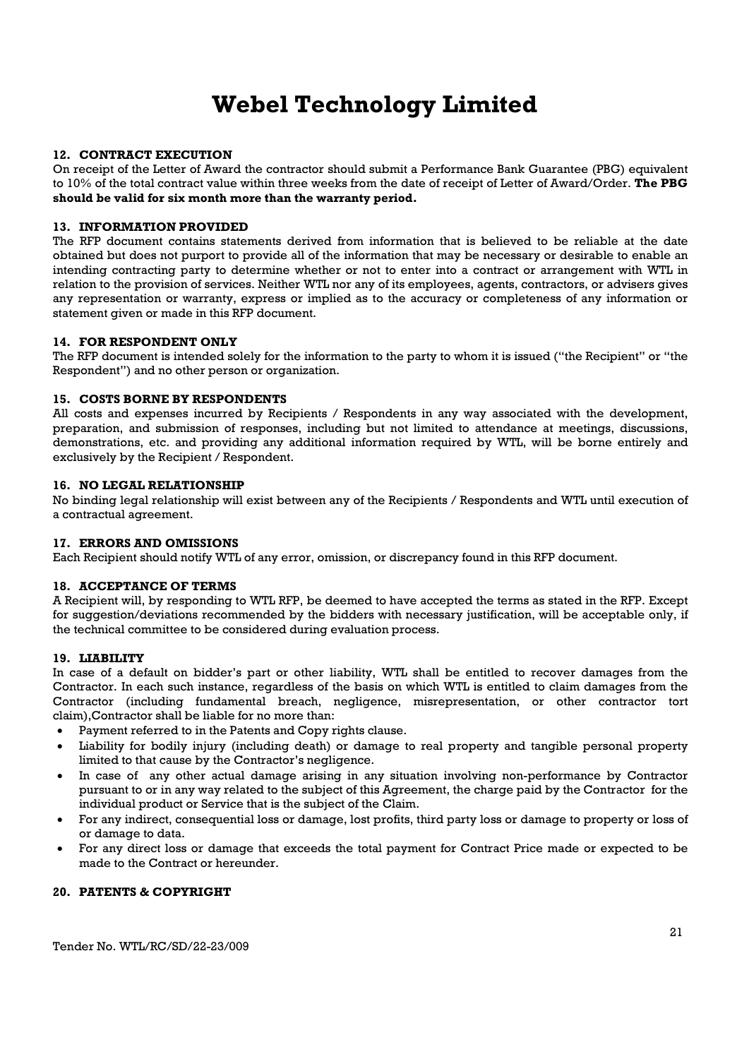### 12. CONTRACT EXECUTION

On receipt of the Letter of Award the contractor should submit a Performance Bank Guarantee (PBG) equivalent to 10% of the total contract value within three weeks from the date of receipt of Letter of Award/Order. **The PBG should be valid for six month more than the warranty period.**

### 13. INFORMATION PROVIDED

The RFP document contains statements derived from information that is believed to be reliable at the date obtained but does not purport to provide all of the information that may be necessary or desirable to enable an intending contracting party to determine whether or not to enter into a contract or arrangement with WTL in relation to the provision of services. Neither WTL nor any of its employees, agents, contractors, or advisers gives any representation or warranty, express or implied as to the accuracy or completeness of any information or statement given or made in this RFP document.

### 14. FOR RESPONDENT ONLY

The RFP document is intended solely for the information to the party to whom it is issued ("the Recipient" or "the Respondent") and no other person or organization.

### 15. COSTS BORNE BY RESPONDENTS

All costs and expenses incurred by Recipients / Respondents in any way associated with the development, preparation, and submission of responses, including but not limited to attendance at meetings, discussions, demonstrations, etc. and providing any additional information required by WTL, will be borne entirely and exclusively by the Recipient / Respondent.

### 16. NO LEGAL RELATIONSHIP

No binding legal relationship will exist between any of the Recipients / Respondents and WTL until execution of a contractual agreement.

### 17. ERRORS AND OMISSIONS

Each Recipient should notify WTL of any error, omission, or discrepancy found in this RFP document.

### 18. ACCEPTANCE OF TERMS

A Recipient will, by responding to WTL RFP, be deemed to have accepted the terms as stated in the RFP. Except for suggestion/deviations recommended by the bidders with necessary justification, will be acceptable only, if the technical committee to be considered during evaluation process.

### 19. LIABILITY

In case of a default on bidder's part or other liability, WTL shall be entitled to recover damages from the Contractor. In each such instance, regardless of the basis on which WTL is entitled to claim damages from the Contractor (including fundamental breach, negligence, misrepresentation, or other contractor tort claim),Contractor shall be liable for no more than:

- Payment referred to in the Patents and Copy rights clause.
- Liability for bodily injury (including death) or damage to real property and tangible personal property limited to that cause by the Contractor's negligence.
- In case of any other actual damage arising in any situation involving non-performance by Contractor pursuant to or in any way related to the subject of this Agreement, the charge paid by the Contractor for the individual product or Service that is the subject of the Claim.
- For any indirect, consequential loss or damage, lost profits, third party loss or damage to property or loss of or damage to data.
- For any direct loss or damage that exceeds the total payment for Contract Price made or expected to be made to the Contract or hereunder.

### 20. PATENTS & COPYRIGHT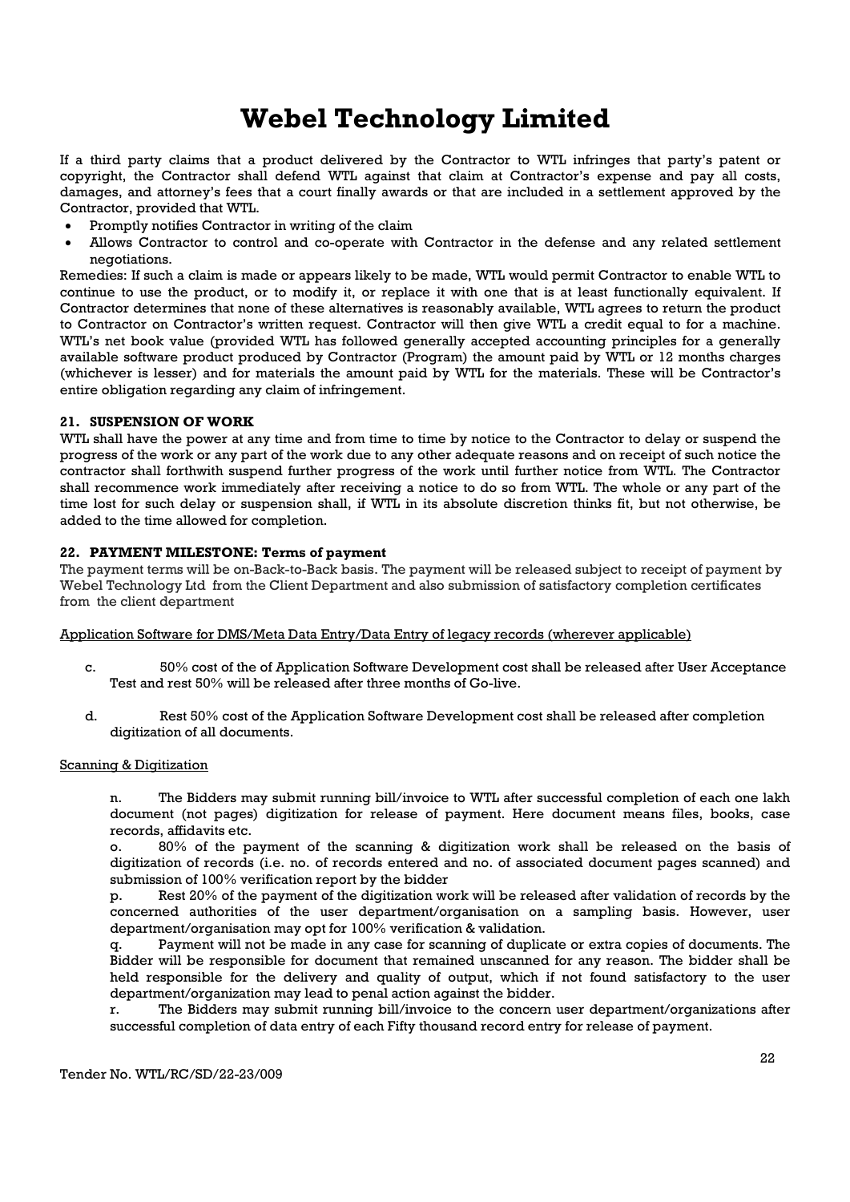If a third party claims that a product delivered by the Contractor to WTL infringes that party's patent or copyright, the Contractor shall defend WTL against that claim at Contractor's expense and pay all costs, damages, and attorney's fees that a court finally awards or that are included in a settlement approved by the Contractor, provided that WTL.

- Promptly notifies Contractor in writing of the claim
- Allows Contractor to control and co-operate with Contractor in the defense and any related settlement negotiations.

Remedies: If such a claim is made or appears likely to be made, WTL would permit Contractor to enable WTL to continue to use the product, or to modify it, or replace it with one that is at least functionally equivalent. If Contractor determines that none of these alternatives is reasonably available, WTL agrees to return the product to Contractor on Contractor's written request. Contractor will then give WTL a credit equal to for a machine. WTL's net book value (provided WTL has followed generally accepted accounting principles for a generally available software product produced by Contractor (Program) the amount paid by WTL or 12 months charges (whichever is lesser) and for materials the amount paid by WTL for the materials. These will be Contractor's entire obligation regarding any claim of infringement.

## 21. SUSPENSION OF WORK

WTL shall have the power at any time and from time to time by notice to the Contractor to delay or suspend the progress of the work or any part of the work due to any other adequate reasons and on receipt of such notice the contractor shall forthwith suspend further progress of the work until further notice from WTL. The Contractor shall recommence work immediately after receiving a notice to do so from WTL. The whole or any part of the time lost for such delay or suspension shall, if WTL in its absolute discretion thinks fit, but not otherwise, be added to the time allowed for completion.

## 22. PAYMENT MILESTONE: Terms of payment

The payment terms will be on-Back-to-Back basis. The payment will be released subject to receipt of payment by Webel Technology Ltd from the Client Department and also submission of satisfactory completion certificates from the client department

Application Software for DMS/Meta Data Entry/Data Entry of legacy records (wherever applicable)

c. 50% cost of the of Application Software Development cost shall be released after User Acceptance Test and rest 50% will be released after three months of Go-live.

d. Rest 50% cost of the Application Software Development cost shall be released after completion digitization of all documents.

Scanning & Digitization

n. The Bidders may submit running bill/invoice to WTL after successful completion of each one lakh document (not pages) digitization for release of payment. Here document means files, books, case records, affidavits etc.

o. 80% of the payment of the scanning & digitization work shall be released on the basis of digitization of records (i.e. no. of records entered and no. of associated document pages scanned) and submission of 100% verification report by the bidder

p. Rest 20% of the payment of the digitization work will be released after validation of records by the concerned authorities of the user department/organisation on a sampling basis. However, user department/organisation may opt for 100% verification & validation.

q. Payment will not be made in any case for scanning of duplicate or extra copies of documents. The Bidder will be responsible for document that remained unscanned for any reason. The bidder shall be held responsible for the delivery and quality of output, which if not found satisfactory to the user department/organization may lead to penal action against the bidder.

r. The Bidders may submit running bill/invoice to the concern user department/organizations after successful completion of data entry of each Fifty thousand record entry for release of payment.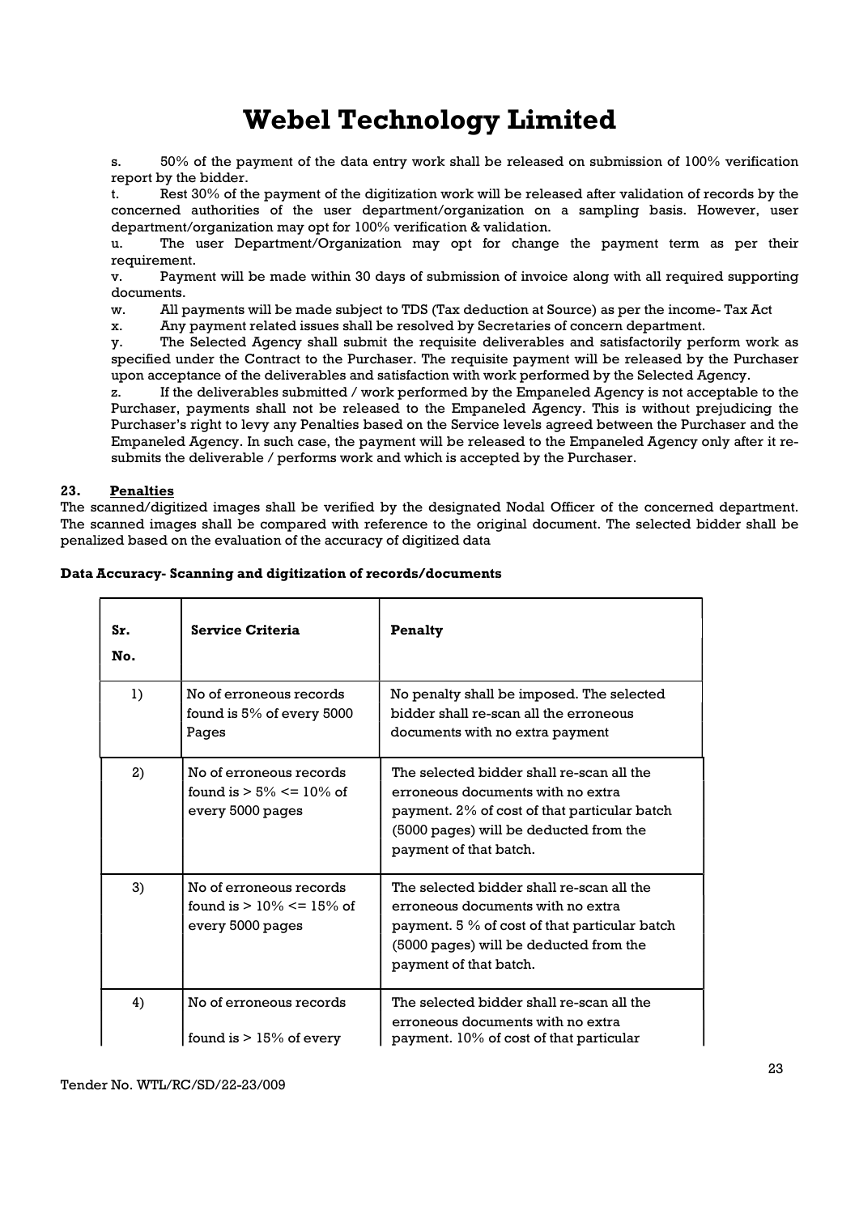s. 50% of the payment of the data entry work shall be released on submission of 100% verification report by the bidder.

t. Rest 30% of the payment of the digitization work will be released after validation of records by the concerned authorities of the user department/organization on a sampling basis. However, user department/organization may opt for 100% verification & validation.

u. The user Department/Organization may opt for change the payment term as per their requirement.

v. Payment will be made within 30 days of submission of invoice along with all required supporting documents.

w. All payments will be made subject to TDS (Tax deduction at Source) as per the income- Tax Act

x. Any payment related issues shall be resolved by Secretaries of concern department.

y. The Selected Agency shall submit the requisite deliverables and satisfactorily perform work as specified under the Contract to the Purchaser. The requisite payment will be released by the Purchaser upon acceptance of the deliverables and satisfaction with work performed by the Selected Agency.

z. If the deliverables submitted / work performed by the Empaneled Agency is not acceptable to the Purchaser, payments shall not be released to the Empaneled Agency. This is without prejudicing the Purchaser's right to levy any Penalties based on the Service levels agreed between the Purchaser and the Empaneled Agency. In such case, the payment will be released to the Empaneled Agency only after it re-submits the deliverable / performs work and which is accepted by the Purchaser.

## 23. Penalties

The scanned/digitized images shall be verified by the designated Nodal Officer of the concerned department. The scanned images shall be compared with reference to the original document. The selected bidder shall be penalized based on the evaluation of the accuracy of digitized data

**Data Accuracy- Scanning and digitization of records/documents**

| Sr. No. | Service Criteria | Penalty |
|---|---|---|
| 1) | No of erroneous records found is 5% of every 5000 Pages | No penalty shall be imposed. The selected bidder shall re-scan all the erroneous documents with no extra payment |
| 2) | No of erroneous records found is > 5% <= 10% of every 5000 pages | The selected bidder shall re-scan all the erroneous documents with no extra payment. 2% of cost of that particular batch (5000 pages) will be deducted from the payment of that batch. |
| 3) | No of erroneous records found is > 10% <= 15% of every 5000 pages | The selected bidder shall re-scan all the erroneous documents with no extra payment. 5 % of cost of that particular batch (5000 pages) will be deducted from the payment of that batch. |
| 4) | No of erroneous records found is > 15% of every | The selected bidder shall re-scan all the erroneous documents with no extra payment. 10% of cost of that particular |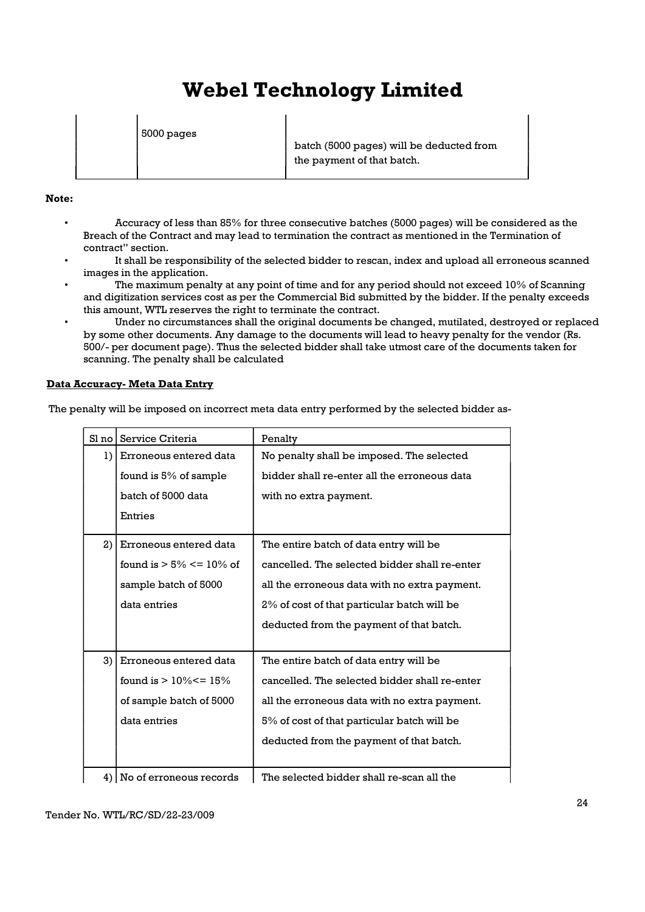|  | 5000 pages | batch (5000 pages) will be deducted from the payment of that batch. |
|---|---|---|

**Note:**

- Accuracy of less than 85% for three consecutive batches (5000 pages) will be considered as the Breach of the Contract and may lead to termination the contract as mentioned in the Termination of contract" section.
- It shall be responsibility of the selected bidder to rescan, index and upload all erroneous scanned images in the application.
- The maximum penalty at any point of time and for any period should not exceed 10% of Scanning and digitization services cost as per the Commercial Bid submitted by the bidder. If the penalty exceeds this amount, WTL reserves the right to terminate the contract.
- Under no circumstances shall the original documents be changed, mutilated, destroyed or replaced by some other documents. Any damage to the documents will lead to heavy penalty for the vendor (Rs. 500/- per document page). Thus the selected bidder shall take utmost care of the documents taken for scanning. The penalty shall be calculated

**Data Accuracy- Meta Data Entry**

The penalty will be imposed on incorrect meta data entry performed by the selected bidder as-

| Sl no | Service Criteria | Penalty |
|---|---|---|
| 1) | Erroneous entered data found is 5% of sample batch of 5000 data Entries | No penalty shall be imposed. The selected bidder shall re-enter all the erroneous data with no extra payment. |
| 2) | Erroneous entered data found is > 5% <= 10% of sample batch of 5000 data entries | The entire batch of data entry will be cancelled. The selected bidder shall re-enter all the erroneous data with no extra payment. 2% of cost of that particular batch will be deducted from the payment of that batch. |
| 3) | Erroneous entered data found is > 10%<= 15% of sample batch of 5000 data entries | The entire batch of data entry will be cancelled. The selected bidder shall re-enter all the erroneous data with no extra payment. 5% of cost of that particular batch will be deducted from the payment of that batch. |
| 4) | No of erroneous records | The selected bidder shall re-scan all the |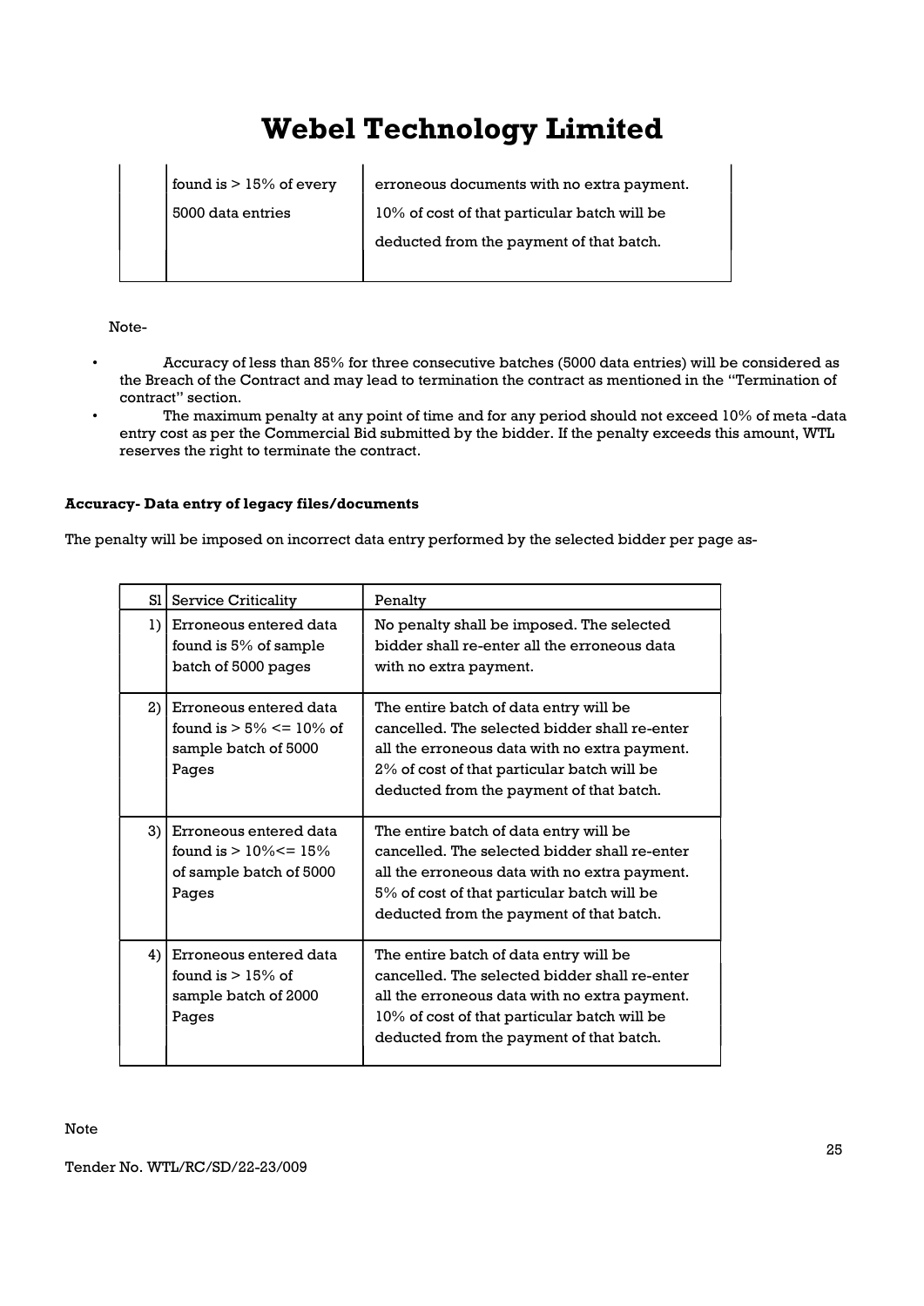| | | |
|---|---|---|
| | found is > 15% of every 5000 data entries | erroneous documents with no extra payment. 10% of cost of that particular batch will be deducted from the payment of that batch. |

Note-

- Accuracy of less than 85% for three consecutive batches (5000 data entries) will be considered as the Breach of the Contract and may lead to termination the contract as mentioned in the "Termination of contract" section.
- The maximum penalty at any point of time and for any period should not exceed 10% of meta -data entry cost as per the Commercial Bid submitted by the bidder. If the penalty exceeds this amount, WTL reserves the right to terminate the contract.

**Accuracy- Data entry of legacy files/documents**

The penalty will be imposed on incorrect data entry performed by the selected bidder per page as-

| Sl | Service Criticality | Penalty |
|---|---|---|
| 1) | Erroneous entered data found is 5% of sample batch of 5000 pages | No penalty shall be imposed. The selected bidder shall re-enter all the erroneous data with no extra payment. |
| 2) | Erroneous entered data found is > 5% <= 10% of sample batch of 5000 Pages | The entire batch of data entry will be cancelled. The selected bidder shall re-enter all the erroneous data with no extra payment. 2% of cost of that particular batch will be deducted from the payment of that batch. |
| 3) | Erroneous entered data found is > 10%<= 15% of sample batch of 5000 Pages | The entire batch of data entry will be cancelled. The selected bidder shall re-enter all the erroneous data with no extra payment. 5% of cost of that particular batch will be deducted from the payment of that batch. |
| 4) | Erroneous entered data found is > 15% of sample batch of 2000 Pages | The entire batch of data entry will be cancelled. The selected bidder shall re-enter all the erroneous data with no extra payment. 10% of cost of that particular batch will be deducted from the payment of that batch. |

Note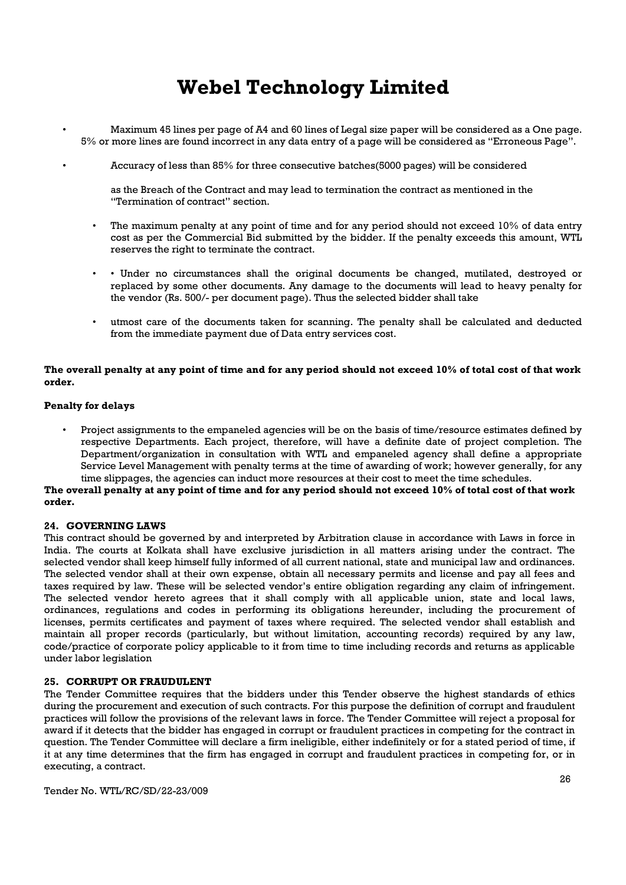- Maximum 45 lines per page of A4 and 60 lines of Legal size paper will be considered as a One page. 5% or more lines are found incorrect in any data entry of a page will be considered as "Erroneous Page".

- Accuracy of less than 85% for three consecutive batches(5000 pages) will be considered

  as the Breach of the Contract and may lead to termination the contract as mentioned in the "Termination of contract" section.

- The maximum penalty at any point of time and for any period should not exceed 10% of data entry cost as per the Commercial Bid submitted by the bidder. If the penalty exceeds this amount, WTL reserves the right to terminate the contract.

- • Under no circumstances shall the original documents be changed, mutilated, destroyed or replaced by some other documents. Any damage to the documents will lead to heavy penalty for the vendor (Rs. 500/- per document page). Thus the selected bidder shall take

- utmost care of the documents taken for scanning. The penalty shall be calculated and deducted from the immediate payment due of Data entry services cost.

**The overall penalty at any point of time and for any period should not exceed 10% of total cost of that work order.**

**Penalty for delays**

- Project assignments to the empaneled agencies will be on the basis of time/resource estimates defined by respective Departments. Each project, therefore, will have a definite date of project completion. The Department/organization in consultation with WTL and empaneled agency shall define a appropriate Service Level Management with penalty terms at the time of awarding of work; however generally, for any time slippages, the agencies can induct more resources at their cost to meet the time schedules.

**The overall penalty at any point of time and for any period should not exceed 10% of total cost of that work order.**

### 24. GOVERNING LAWS

This contract should be governed by and interpreted by Arbitration clause in accordance with Laws in force in India. The courts at Kolkata shall have exclusive jurisdiction in all matters arising under the contract. The selected vendor shall keep himself fully informed of all current national, state and municipal law and ordinances. The selected vendor shall at their own expense, obtain all necessary permits and license and pay all fees and taxes required by law. These will be selected vendor's entire obligation regarding any claim of infringement. The selected vendor hereto agrees that it shall comply with all applicable union, state and local laws, ordinances, regulations and codes in performing its obligations hereunder, including the procurement of licenses, permits certificates and payment of taxes where required. The selected vendor shall establish and maintain all proper records (particularly, but without limitation, accounting records) required by any law, code/practice of corporate policy applicable to it from time to time including records and returns as applicable under labor legislation

### 25. CORRUPT OR FRAUDULENT

The Tender Committee requires that the bidders under this Tender observe the highest standards of ethics during the procurement and execution of such contracts. For this purpose the definition of corrupt and fraudulent practices will follow the provisions of the relevant laws in force. The Tender Committee will reject a proposal for award if it detects that the bidder has engaged in corrupt or fraudulent practices in competing for the contract in question. The Tender Committee will declare a firm ineligible, either indefinitely or for a stated period of time, if it at any time determines that the firm has engaged in corrupt and fraudulent practices in competing for, or in executing, a contract.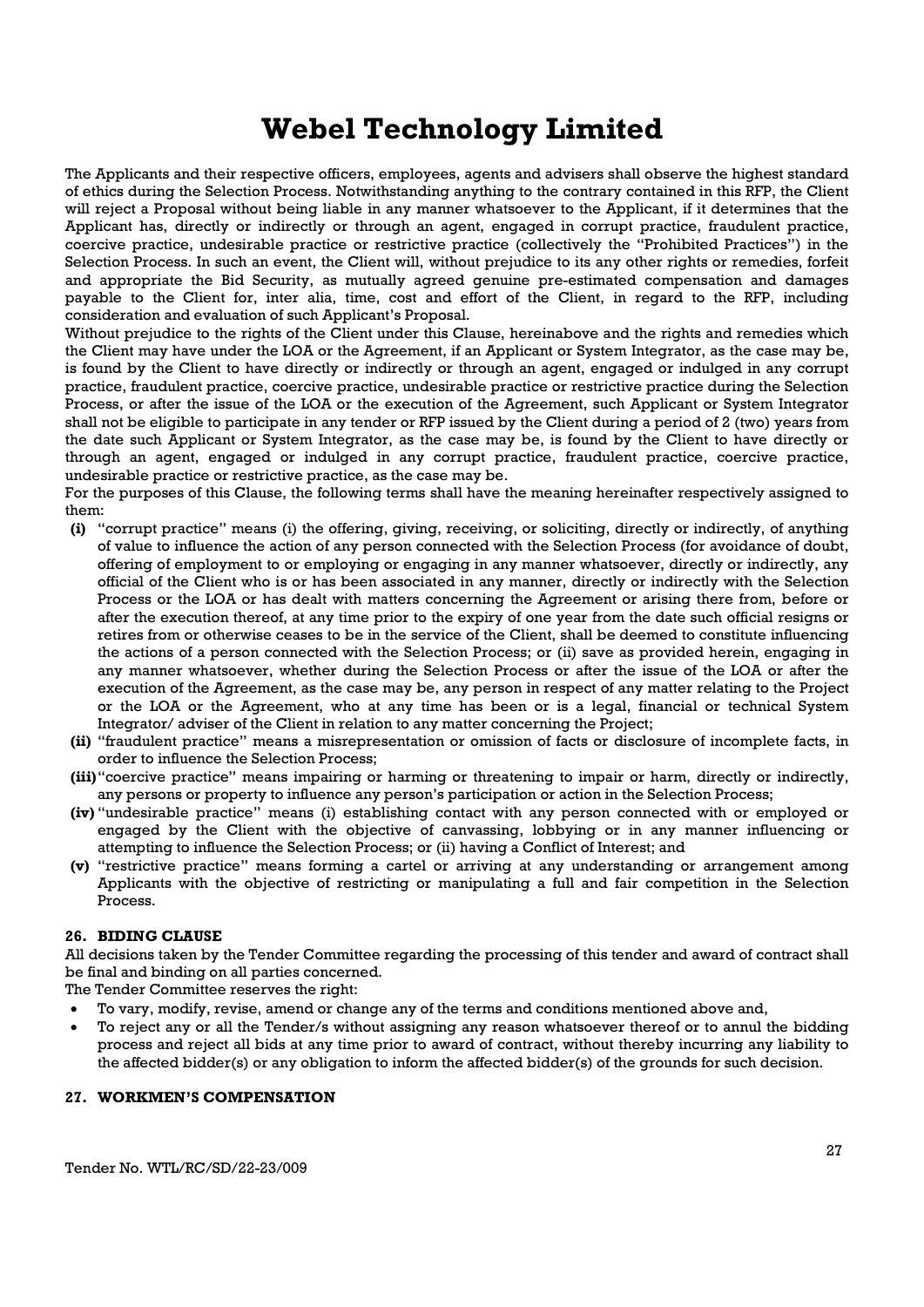The Applicants and their respective officers, employees, agents and advisers shall observe the highest standard of ethics during the Selection Process. Notwithstanding anything to the contrary contained in this RFP, the Client will reject a Proposal without being liable in any manner whatsoever to the Applicant, if it determines that the Applicant has, directly or indirectly or through an agent, engaged in corrupt practice, fraudulent practice, coercive practice, undesirable practice or restrictive practice (collectively the "Prohibited Practices") in the Selection Process. In such an event, the Client will, without prejudice to its any other rights or remedies, forfeit and appropriate the Bid Security, as mutually agreed genuine pre-estimated compensation and damages payable to the Client for, inter alia, time, cost and effort of the Client, in regard to the RFP, including consideration and evaluation of such Applicant's Proposal.

Without prejudice to the rights of the Client under this Clause, hereinabove and the rights and remedies which the Client may have under the LOA or the Agreement, if an Applicant or System Integrator, as the case may be, is found by the Client to have directly or indirectly or through an agent, engaged or indulged in any corrupt practice, fraudulent practice, coercive practice, undesirable practice or restrictive practice during the Selection Process, or after the issue of the LOA or the execution of the Agreement, such Applicant or System Integrator shall not be eligible to participate in any tender or RFP issued by the Client during a period of 2 (two) years from the date such Applicant or System Integrator, as the case may be, is found by the Client to have directly or through an agent, engaged or indulged in any corrupt practice, fraudulent practice, coercive practice, undesirable practice or restrictive practice, as the case may be.

For the purposes of this Clause, the following terms shall have the meaning hereinafter respectively assigned to them:

- **(i)** "corrupt practice" means (i) the offering, giving, receiving, or soliciting, directly or indirectly, of anything of value to influence the action of any person connected with the Selection Process (for avoidance of doubt, offering of employment to or employing or engaging in any manner whatsoever, directly or indirectly, any official of the Client who is or has been associated in any manner, directly or indirectly with the Selection Process or the LOA or has dealt with matters concerning the Agreement or arising there from, before or after the execution thereof, at any time prior to the expiry of one year from the date such official resigns or retires from or otherwise ceases to be in the service of the Client, shall be deemed to constitute influencing the actions of a person connected with the Selection Process; or (ii) save as provided herein, engaging in any manner whatsoever, whether during the Selection Process or after the issue of the LOA or after the execution of the Agreement, as the case may be, any person in respect of any matter relating to the Project or the LOA or the Agreement, who at any time has been or is a legal, financial or technical System Integrator/ adviser of the Client in relation to any matter concerning the Project;
- **(ii)** "fraudulent practice" means a misrepresentation or omission of facts or disclosure of incomplete facts, in order to influence the Selection Process;
- **(iii)** "coercive practice" means impairing or harming or threatening to impair or harm, directly or indirectly, any persons or property to influence any person's participation or action in the Selection Process;
- **(iv)** "undesirable practice" means (i) establishing contact with any person connected with or employed or engaged by the Client with the objective of canvassing, lobbying or in any manner influencing or attempting to influence the Selection Process; or (ii) having a Conflict of Interest; and
- **(v)** "restrictive practice" means forming a cartel or arriving at any understanding or arrangement among Applicants with the objective of restricting or manipulating a full and fair competition in the Selection Process.

#### 26. BIDING CLAUSE

All decisions taken by the Tender Committee regarding the processing of this tender and award of contract shall be final and binding on all parties concerned.

The Tender Committee reserves the right:

- To vary, modify, revise, amend or change any of the terms and conditions mentioned above and,
- To reject any or all the Tender/s without assigning any reason whatsoever thereof or to annul the bidding process and reject all bids at any time prior to award of contract, without thereby incurring any liability to the affected bidder(s) or any obligation to inform the affected bidder(s) of the grounds for such decision.

#### 27. WORKMEN'S COMPENSATION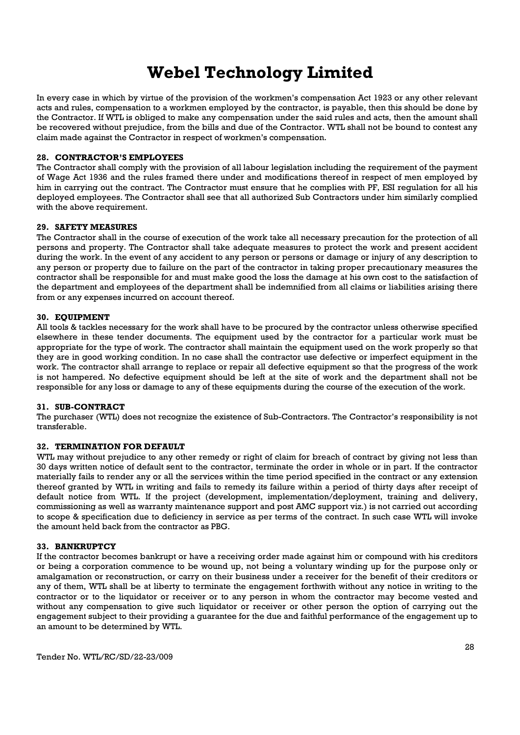In every case in which by virtue of the provision of the workmen's compensation Act 1923 or any other relevant acts and rules, compensation to a workmen employed by the contractor, is payable, then this should be done by the Contractor. If WTL is obliged to make any compensation under the said rules and acts, then the amount shall be recovered without prejudice, from the bills and due of the Contractor. WTL shall not be bound to contest any claim made against the Contractor in respect of workmen's compensation.

### 28. CONTRACTOR'S EMPLOYEES

The Contractor shall comply with the provision of all labour legislation including the requirement of the payment of Wage Act 1936 and the rules framed there under and modifications thereof in respect of men employed by him in carrying out the contract. The Contractor must ensure that he complies with PF, ESI regulation for all his deployed employees. The Contractor shall see that all authorized Sub Contractors under him similarly complied with the above requirement.

### 29. SAFETY MEASURES

The Contractor shall in the course of execution of the work take all necessary precaution for the protection of all persons and property. The Contractor shall take adequate measures to protect the work and present accident during the work. In the event of any accident to any person or persons or damage or injury of any description to any person or property due to failure on the part of the contractor in taking proper precautionary measures the contractor shall be responsible for and must make good the loss the damage at his own cost to the satisfaction of the department and employees of the department shall be indemnified from all claims or liabilities arising there from or any expenses incurred on account thereof.

### 30. EQUIPMENT

All tools & tackles necessary for the work shall have to be procured by the contractor unless otherwise specified elsewhere in these tender documents. The equipment used by the contractor for a particular work must be appropriate for the type of work. The contractor shall maintain the equipment used on the work properly so that they are in good working condition. In no case shall the contractor use defective or imperfect equipment in the work. The contractor shall arrange to replace or repair all defective equipment so that the progress of the work is not hampered. No defective equipment should be left at the site of work and the department shall not be responsible for any loss or damage to any of these equipments during the course of the execution of the work.

### 31. SUB-CONTRACT

The purchaser (WTL) does not recognize the existence of Sub-Contractors. The Contractor's responsibility is not transferable.

### 32. TERMINATION FOR DEFAULT

WTL may without prejudice to any other remedy or right of claim for breach of contract by giving not less than 30 days written notice of default sent to the contractor, terminate the order in whole or in part. If the contractor materially fails to render any or all the services within the time period specified in the contract or any extension thereof granted by WTL in writing and fails to remedy its failure within a period of thirty days after receipt of default notice from WTL. If the project (development, implementation/deployment, training and delivery, commissioning as well as warranty maintenance support and post AMC support viz.) is not carried out according to scope & specification due to deficiency in service as per terms of the contract. In such case WTL will invoke the amount held back from the contractor as PBG.

### 33. BANKRUPTCY

If the contractor becomes bankrupt or have a receiving order made against him or compound with his creditors or being a corporation commence to be wound up, not being a voluntary winding up for the purpose only or amalgamation or reconstruction, or carry on their business under a receiver for the benefit of their creditors or any of them, WTL shall be at liberty to terminate the engagement forthwith without any notice in writing to the contractor or to the liquidator or receiver or to any person in whom the contractor may become vested and without any compensation to give such liquidator or receiver or other person the option of carrying out the engagement subject to their providing a guarantee for the due and faithful performance of the engagement up to an amount to be determined by WTL.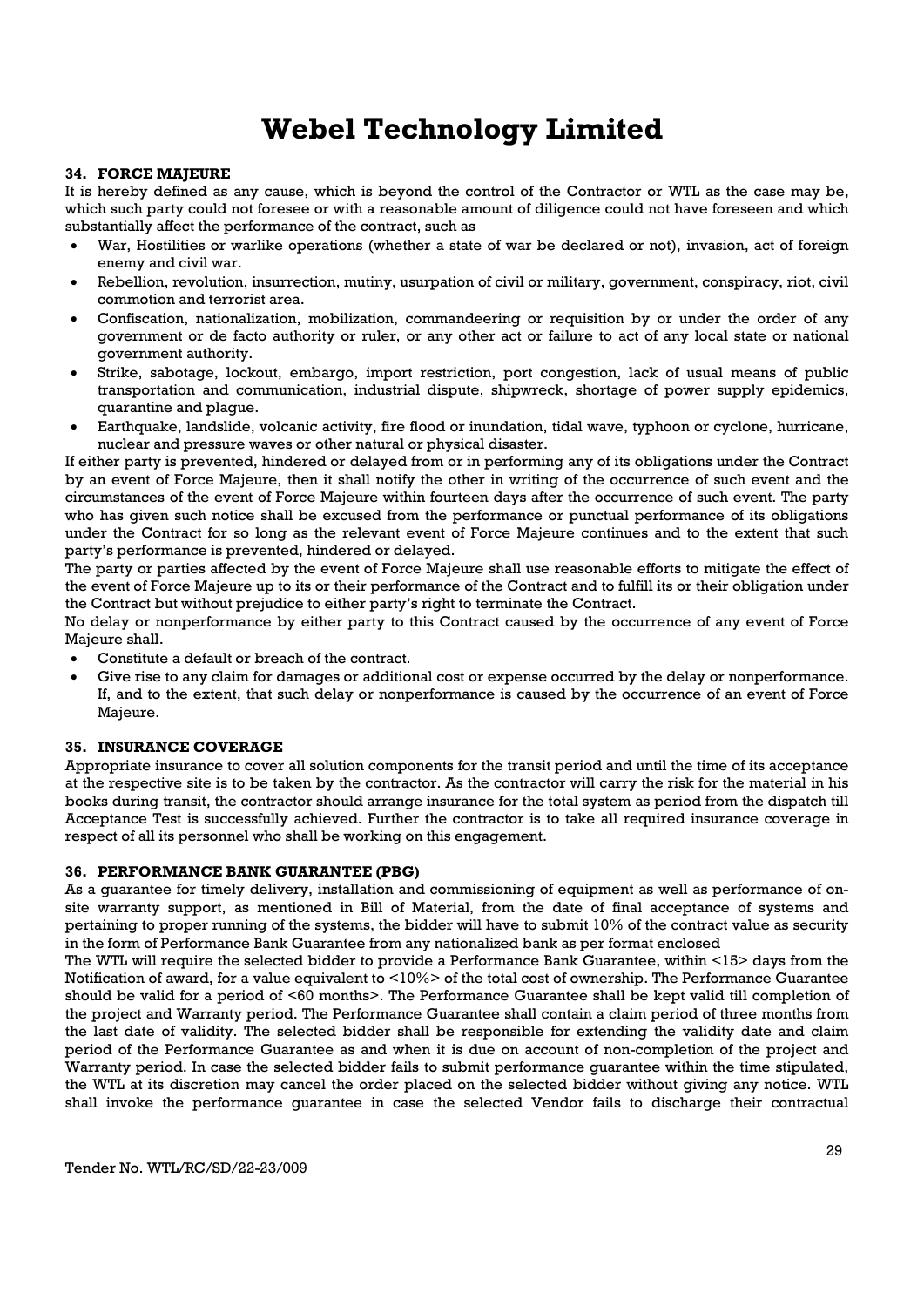**34. FORCE MAJEURE**

It is hereby defined as any cause, which is beyond the control of the Contractor or WTL as the case may be, which such party could not foresee or with a reasonable amount of diligence could not have foreseen and which substantially affect the performance of the contract, such as

- War, Hostilities or warlike operations (whether a state of war be declared or not), invasion, act of foreign enemy and civil war.
- Rebellion, revolution, insurrection, mutiny, usurpation of civil or military, government, conspiracy, riot, civil commotion and terrorist area.
- Confiscation, nationalization, mobilization, commandeering or requisition by or under the order of any government or de facto authority or ruler, or any other act or failure to act of any local state or national government authority.
- Strike, sabotage, lockout, embargo, import restriction, port congestion, lack of usual means of public transportation and communication, industrial dispute, shipwreck, shortage of power supply epidemics, quarantine and plague.
- Earthquake, landslide, volcanic activity, fire flood or inundation, tidal wave, typhoon or cyclone, hurricane, nuclear and pressure waves or other natural or physical disaster.

If either party is prevented, hindered or delayed from or in performing any of its obligations under the Contract by an event of Force Majeure, then it shall notify the other in writing of the occurrence of such event and the circumstances of the event of Force Majeure within fourteen days after the occurrence of such event. The party who has given such notice shall be excused from the performance or punctual performance of its obligations under the Contract for so long as the relevant event of Force Majeure continues and to the extent that such party's performance is prevented, hindered or delayed.

The party or parties affected by the event of Force Majeure shall use reasonable efforts to mitigate the effect of the event of Force Majeure up to its or their performance of the Contract and to fulfill its or their obligation under the Contract but without prejudice to either party's right to terminate the Contract.

No delay or nonperformance by either party to this Contract caused by the occurrence of any event of Force Majeure shall.

- Constitute a default or breach of the contract.
- Give rise to any claim for damages or additional cost or expense occurred by the delay or nonperformance. If, and to the extent, that such delay or nonperformance is caused by the occurrence of an event of Force Majeure.

**35. INSURANCE COVERAGE**

Appropriate insurance to cover all solution components for the transit period and until the time of its acceptance at the respective site is to be taken by the contractor. As the contractor will carry the risk for the material in his books during transit, the contractor should arrange insurance for the total system as period from the dispatch till Acceptance Test is successfully achieved. Further the contractor is to take all required insurance coverage in respect of all its personnel who shall be working on this engagement.

**36. PERFORMANCE BANK GUARANTEE (PBG)**

As a guarantee for timely delivery, installation and commissioning of equipment as well as performance of on-site warranty support, as mentioned in Bill of Material, from the date of final acceptance of systems and pertaining to proper running of the systems, the bidder will have to submit 10% of the contract value as security in the form of Performance Bank Guarantee from any nationalized bank as per format enclosed

The WTL will require the selected bidder to provide a Performance Bank Guarantee, within <15> days from the Notification of award, for a value equivalent to <10%> of the total cost of ownership. The Performance Guarantee should be valid for a period of <60 months>. The Performance Guarantee shall be kept valid till completion of the project and Warranty period. The Performance Guarantee shall contain a claim period of three months from the last date of validity. The selected bidder shall be responsible for extending the validity date and claim period of the Performance Guarantee as and when it is due on account of non-completion of the project and Warranty period. In case the selected bidder fails to submit performance guarantee within the time stipulated, the WTL at its discretion may cancel the order placed on the selected bidder without giving any notice. WTL shall invoke the performance guarantee in case the selected Vendor fails to discharge their contractual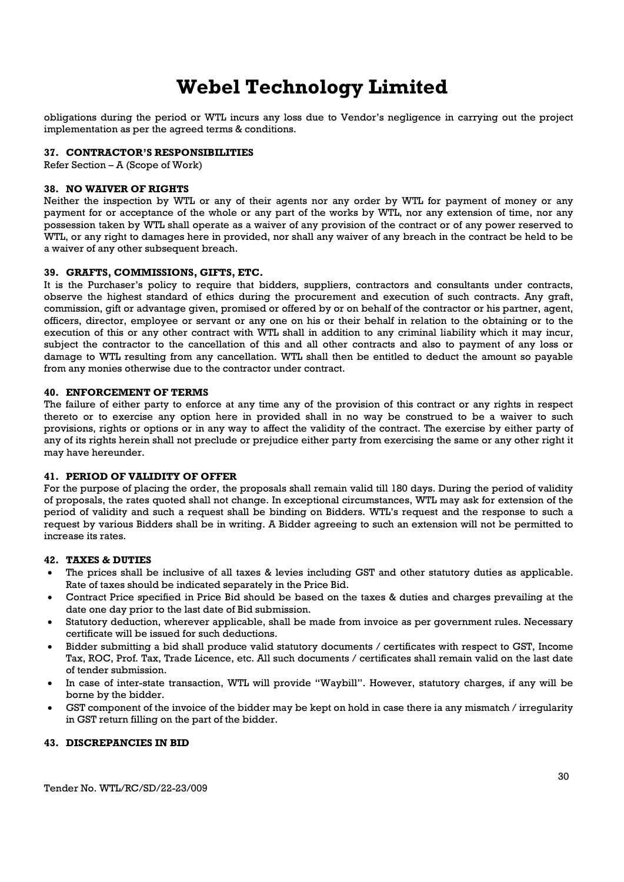obligations during the period or WTL incurs any loss due to Vendor's negligence in carrying out the project implementation as per the agreed terms & conditions.

### 37. CONTRACTOR'S RESPONSIBILITIES

Refer Section – A (Scope of Work)

### 38. NO WAIVER OF RIGHTS

Neither the inspection by WTL or any of their agents nor any order by WTL for payment of money or any payment for or acceptance of the whole or any part of the works by WTL, nor any extension of time, nor any possession taken by WTL shall operate as a waiver of any provision of the contract or of any power reserved to WTL, or any right to damages here in provided, nor shall any waiver of any breach in the contract be held to be a waiver of any other subsequent breach.

### 39. GRAFTS, COMMISSIONS, GIFTS, ETC.

It is the Purchaser's policy to require that bidders, suppliers, contractors and consultants under contracts, observe the highest standard of ethics during the procurement and execution of such contracts. Any graft, commission, gift or advantage given, promised or offered by or on behalf of the contractor or his partner, agent, officers, director, employee or servant or any one on his or their behalf in relation to the obtaining or to the execution of this or any other contract with WTL shall in addition to any criminal liability which it may incur, subject the contractor to the cancellation of this and all other contracts and also to payment of any loss or damage to WTL resulting from any cancellation. WTL shall then be entitled to deduct the amount so payable from any monies otherwise due to the contractor under contract.

### 40. ENFORCEMENT OF TERMS

The failure of either party to enforce at any time any of the provision of this contract or any rights in respect thereto or to exercise any option here in provided shall in no way be construed to be a waiver to such provisions, rights or options or in any way to affect the validity of the contract. The exercise by either party of any of its rights herein shall not preclude or prejudice either party from exercising the same or any other right it may have hereunder.

### 41. PERIOD OF VALIDITY OF OFFER

For the purpose of placing the order, the proposals shall remain valid till 180 days. During the period of validity of proposals, the rates quoted shall not change. In exceptional circumstances, WTL may ask for extension of the period of validity and such a request shall be binding on Bidders. WTL's request and the response to such a request by various Bidders shall be in writing. A Bidder agreeing to such an extension will not be permitted to increase its rates.

### 42. TAXES & DUTIES

- The prices shall be inclusive of all taxes & levies including GST and other statutory duties as applicable. Rate of taxes should be indicated separately in the Price Bid.
- Contract Price specified in Price Bid should be based on the taxes & duties and charges prevailing at the date one day prior to the last date of Bid submission.
- Statutory deduction, wherever applicable, shall be made from invoice as per government rules. Necessary certificate will be issued for such deductions.
- Bidder submitting a bid shall produce valid statutory documents / certificates with respect to GST, Income Tax, ROC, Prof. Tax, Trade Licence, etc. All such documents / certificates shall remain valid on the last date of tender submission.
- In case of inter-state transaction, WTL will provide "Waybill". However, statutory charges, if any will be borne by the bidder.
- GST component of the invoice of the bidder may be kept on hold in case there ia any mismatch / irregularity in GST return filling on the part of the bidder.

### 43. DISCREPANCIES IN BID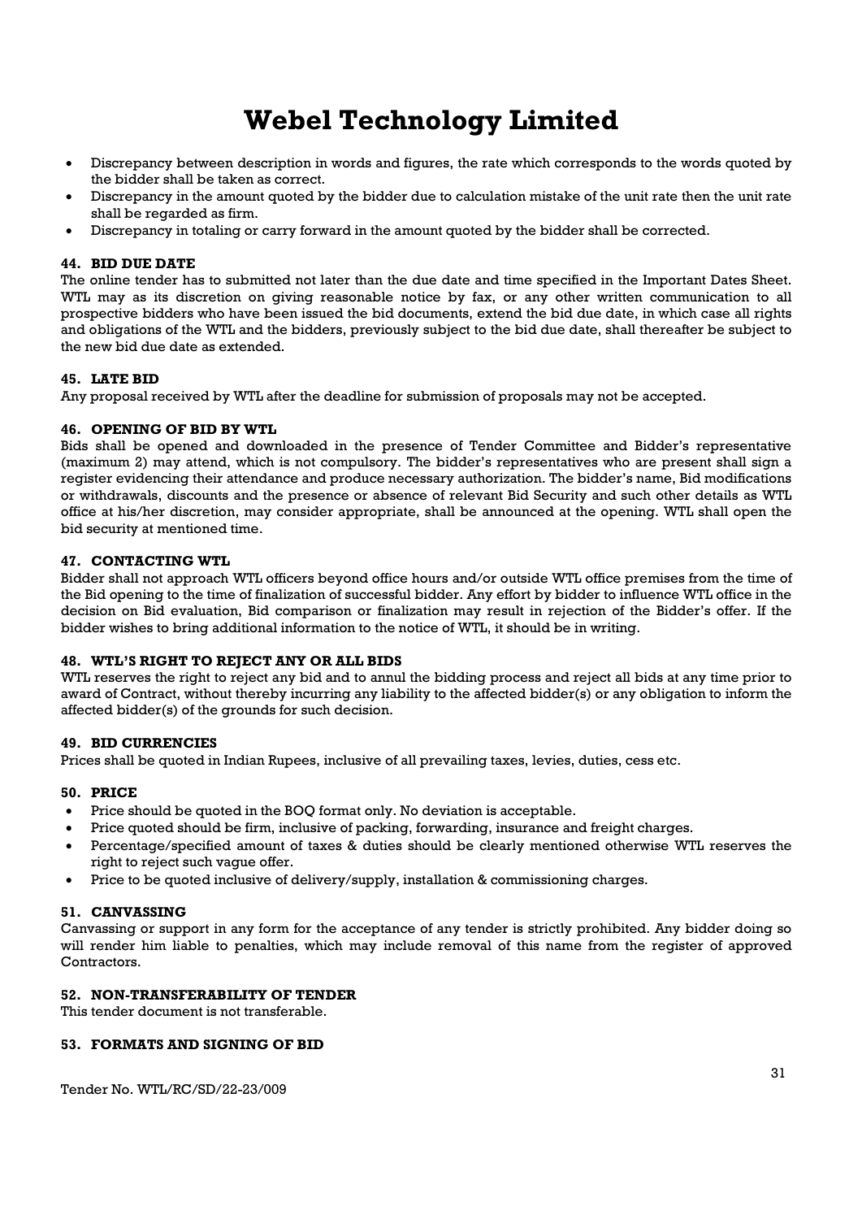- Discrepancy between description in words and figures, the rate which corresponds to the words quoted by the bidder shall be taken as correct.
- Discrepancy in the amount quoted by the bidder due to calculation mistake of the unit rate then the unit rate shall be regarded as firm.
- Discrepancy in totaling or carry forward in the amount quoted by the bidder shall be corrected.

### 44. BID DUE DATE

The online tender has to submitted not later than the due date and time specified in the Important Dates Sheet. WTL may as its discretion on giving reasonable notice by fax, or any other written communication to all prospective bidders who have been issued the bid documents, extend the bid due date, in which case all rights and obligations of the WTL and the bidders, previously subject to the bid due date, shall thereafter be subject to the new bid due date as extended.

### 45. LATE BID

Any proposal received by WTL after the deadline for submission of proposals may not be accepted.

### 46. OPENING OF BID BY WTL

Bids shall be opened and downloaded in the presence of Tender Committee and Bidder's representative (maximum 2) may attend, which is not compulsory. The bidder's representatives who are present shall sign a register evidencing their attendance and produce necessary authorization. The bidder's name, Bid modifications or withdrawals, discounts and the presence or absence of relevant Bid Security and such other details as WTL office at his/her discretion, may consider appropriate, shall be announced at the opening. WTL shall open the bid security at mentioned time.

### 47. CONTACTING WTL

Bidder shall not approach WTL officers beyond office hours and/or outside WTL office premises from the time of the Bid opening to the time of finalization of successful bidder. Any effort by bidder to influence WTL office in the decision on Bid evaluation, Bid comparison or finalization may result in rejection of the Bidder's offer. If the bidder wishes to bring additional information to the notice of WTL, it should be in writing.

### 48. WTL'S RIGHT TO REJECT ANY OR ALL BIDS

WTL reserves the right to reject any bid and to annul the bidding process and reject all bids at any time prior to award of Contract, without thereby incurring any liability to the affected bidder(s) or any obligation to inform the affected bidder(s) of the grounds for such decision.

### 49. BID CURRENCIES

Prices shall be quoted in Indian Rupees, inclusive of all prevailing taxes, levies, duties, cess etc.

### 50. PRICE

- Price should be quoted in the BOQ format only. No deviation is acceptable.
- Price quoted should be firm, inclusive of packing, forwarding, insurance and freight charges.
- Percentage/specified amount of taxes & duties should be clearly mentioned otherwise WTL reserves the right to reject such vague offer.
- Price to be quoted inclusive of delivery/supply, installation & commissioning charges.

### 51. CANVASSING

Canvassing or support in any form for the acceptance of any tender is strictly prohibited. Any bidder doing so will render him liable to penalties, which may include removal of this name from the register of approved Contractors.

### 52. NON-TRANSFERABILITY OF TENDER

This tender document is not transferable.

### 53. FORMATS AND SIGNING OF BID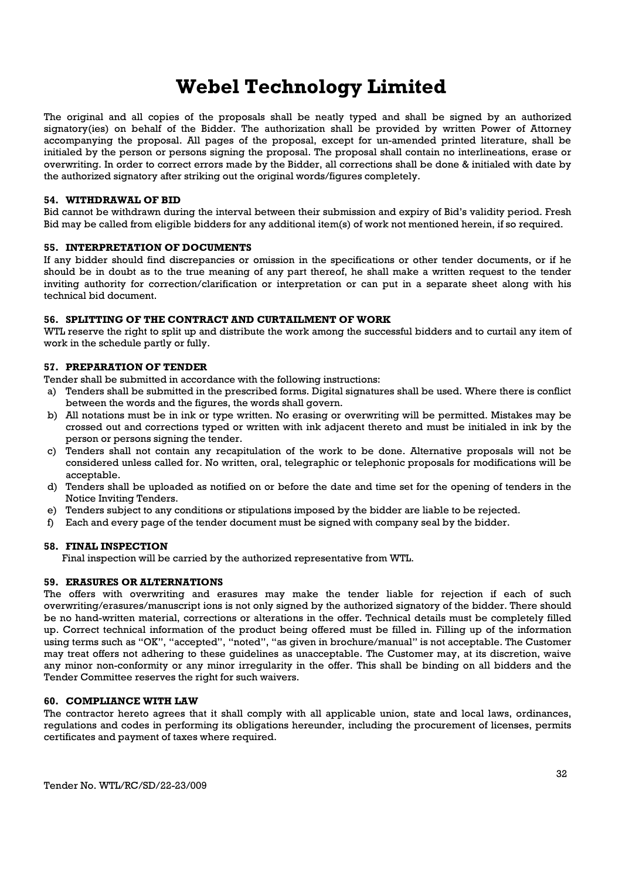The original and all copies of the proposals shall be neatly typed and shall be signed by an authorized signatory(ies) on behalf of the Bidder. The authorization shall be provided by written Power of Attorney accompanying the proposal. All pages of the proposal, except for un-amended printed literature, shall be initialed by the person or persons signing the proposal. The proposal shall contain no interlineations, erase or overwriting. In order to correct errors made by the Bidder, all corrections shall be done & initialed with date by the authorized signatory after striking out the original words/figures completely.

### 54. WITHDRAWAL OF BID

Bid cannot be withdrawn during the interval between their submission and expiry of Bid's validity period. Fresh Bid may be called from eligible bidders for any additional item(s) of work not mentioned herein, if so required.

### 55. INTERPRETATION OF DOCUMENTS

If any bidder should find discrepancies or omission in the specifications or other tender documents, or if he should be in doubt as to the true meaning of any part thereof, he shall make a written request to the tender inviting authority for correction/clarification or interpretation or can put in a separate sheet along with his technical bid document.

### 56. SPLITTING OF THE CONTRACT AND CURTAILMENT OF WORK

WTL reserve the right to split up and distribute the work among the successful bidders and to curtail any item of work in the schedule partly or fully.

### 57. PREPARATION OF TENDER

Tender shall be submitted in accordance with the following instructions:

a) Tenders shall be submitted in the prescribed forms. Digital signatures shall be used. Where there is conflict between the words and the figures, the words shall govern.
b) All notations must be in ink or type written. No erasing or overwriting will be permitted. Mistakes may be crossed out and corrections typed or written with ink adjacent thereto and must be initialed in ink by the person or persons signing the tender.
c) Tenders shall not contain any recapitulation of the work to be done. Alternative proposals will not be considered unless called for. No written, oral, telegraphic or telephonic proposals for modifications will be acceptable.
d) Tenders shall be uploaded as notified on or before the date and time set for the opening of tenders in the Notice Inviting Tenders.
e) Tenders subject to any conditions or stipulations imposed by the bidder are liable to be rejected.
f) Each and every page of the tender document must be signed with company seal by the bidder.

### 58. FINAL INSPECTION

Final inspection will be carried by the authorized representative from WTL.

### 59. ERASURES OR ALTERNATIONS

The offers with overwriting and erasures may make the tender liable for rejection if each of such overwriting/erasures/manuscript ions is not only signed by the authorized signatory of the bidder. There should be no hand-written material, corrections or alterations in the offer. Technical details must be completely filled up. Correct technical information of the product being offered must be filled in. Filling up of the information using terms such as "OK", "accepted", "noted", "as given in brochure/manual" is not acceptable. The Customer may treat offers not adhering to these guidelines as unacceptable. The Customer may, at its discretion, waive any minor non-conformity or any minor irregularity in the offer. This shall be binding on all bidders and the Tender Committee reserves the right for such waivers.

### 60. COMPLIANCE WITH LAW

The contractor hereto agrees that it shall comply with all applicable union, state and local laws, ordinances, regulations and codes in performing its obligations hereunder, including the procurement of licenses, permits certificates and payment of taxes where required.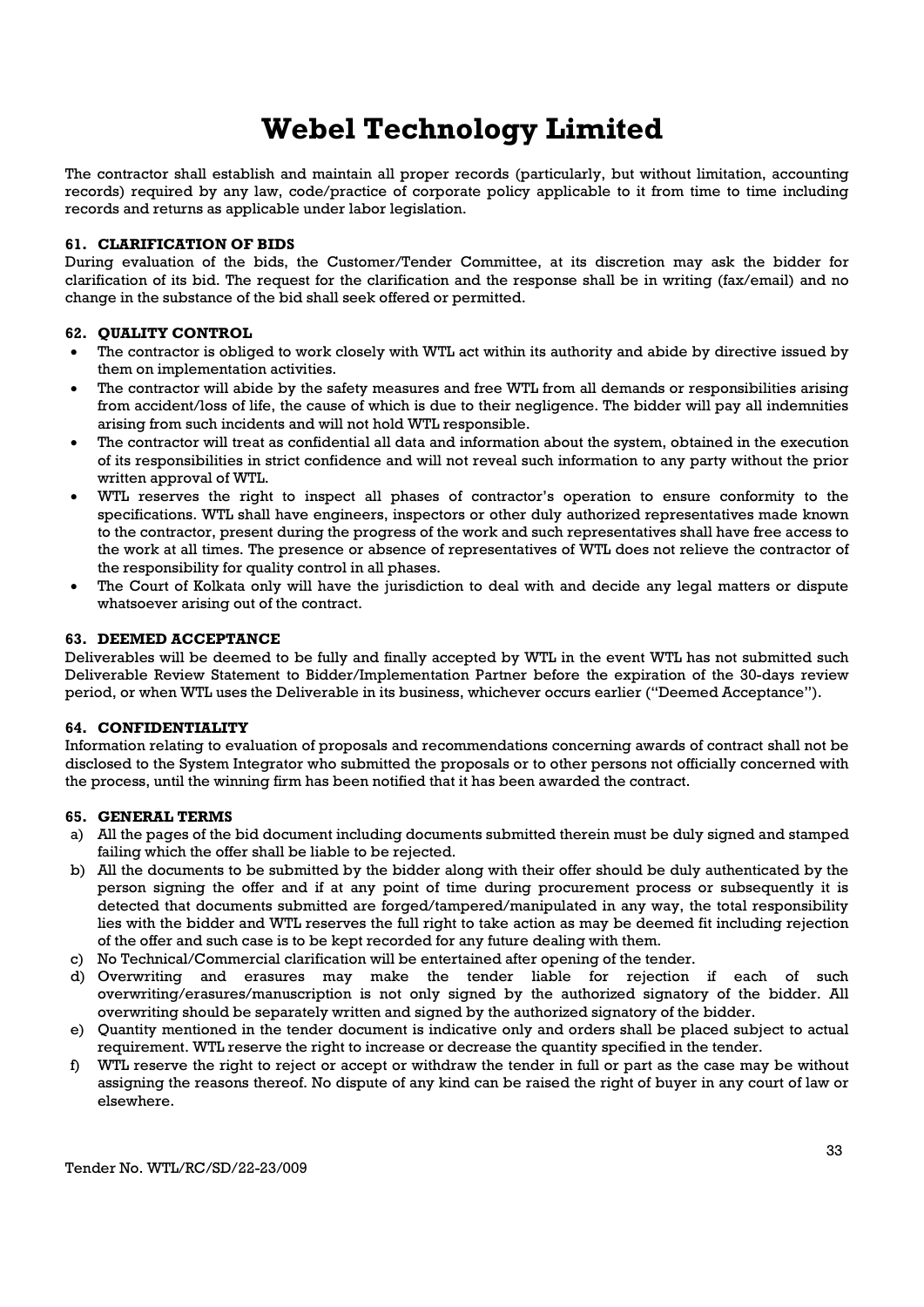The contractor shall establish and maintain all proper records (particularly, but without limitation, accounting records) required by any law, code/practice of corporate policy applicable to it from time to time including records and returns as applicable under labor legislation.

### 61. CLARIFICATION OF BIDS

During evaluation of the bids, the Customer/Tender Committee, at its discretion may ask the bidder for clarification of its bid. The request for the clarification and the response shall be in writing (fax/email) and no change in the substance of the bid shall seek offered or permitted.

### 62. QUALITY CONTROL

- The contractor is obliged to work closely with WTL act within its authority and abide by directive issued by them on implementation activities.
- The contractor will abide by the safety measures and free WTL from all demands or responsibilities arising from accident/loss of life, the cause of which is due to their negligence. The bidder will pay all indemnities arising from such incidents and will not hold WTL responsible.
- The contractor will treat as confidential all data and information about the system, obtained in the execution of its responsibilities in strict confidence and will not reveal such information to any party without the prior written approval of WTL.
- WTL reserves the right to inspect all phases of contractor's operation to ensure conformity to the specifications. WTL shall have engineers, inspectors or other duly authorized representatives made known to the contractor, present during the progress of the work and such representatives shall have free access to the work at all times. The presence or absence of representatives of WTL does not relieve the contractor of the responsibility for quality control in all phases.
- The Court of Kolkata only will have the jurisdiction to deal with and decide any legal matters or dispute whatsoever arising out of the contract.

### 63. DEEMED ACCEPTANCE

Deliverables will be deemed to be fully and finally accepted by WTL in the event WTL has not submitted such Deliverable Review Statement to Bidder/Implementation Partner before the expiration of the 30-days review period, or when WTL uses the Deliverable in its business, whichever occurs earlier ("Deemed Acceptance").

### 64. CONFIDENTIALITY

Information relating to evaluation of proposals and recommendations concerning awards of contract shall not be disclosed to the System Integrator who submitted the proposals or to other persons not officially concerned with the process, until the winning firm has been notified that it has been awarded the contract.

### 65. GENERAL TERMS

a) All the pages of the bid document including documents submitted therein must be duly signed and stamped failing which the offer shall be liable to be rejected.

b) All the documents to be submitted by the bidder along with their offer should be duly authenticated by the person signing the offer and if at any point of time during procurement process or subsequently it is detected that documents submitted are forged/tampered/manipulated in any way, the total responsibility lies with the bidder and WTL reserves the full right to take action as may be deemed fit including rejection of the offer and such case is to be kept recorded for any future dealing with them.

c) No Technical/Commercial clarification will be entertained after opening of the tender.

d) Overwriting and erasures may make the tender liable for rejection if each of such overwriting/erasures/manuscription is not only signed by the authorized signatory of the bidder. All overwriting should be separately written and signed by the authorized signatory of the bidder.

e) Quantity mentioned in the tender document is indicative only and orders shall be placed subject to actual requirement. WTL reserve the right to increase or decrease the quantity specified in the tender.

f) WTL reserve the right to reject or accept or withdraw the tender in full or part as the case may be without assigning the reasons thereof. No dispute of any kind can be raised the right of buyer in any court of law or elsewhere.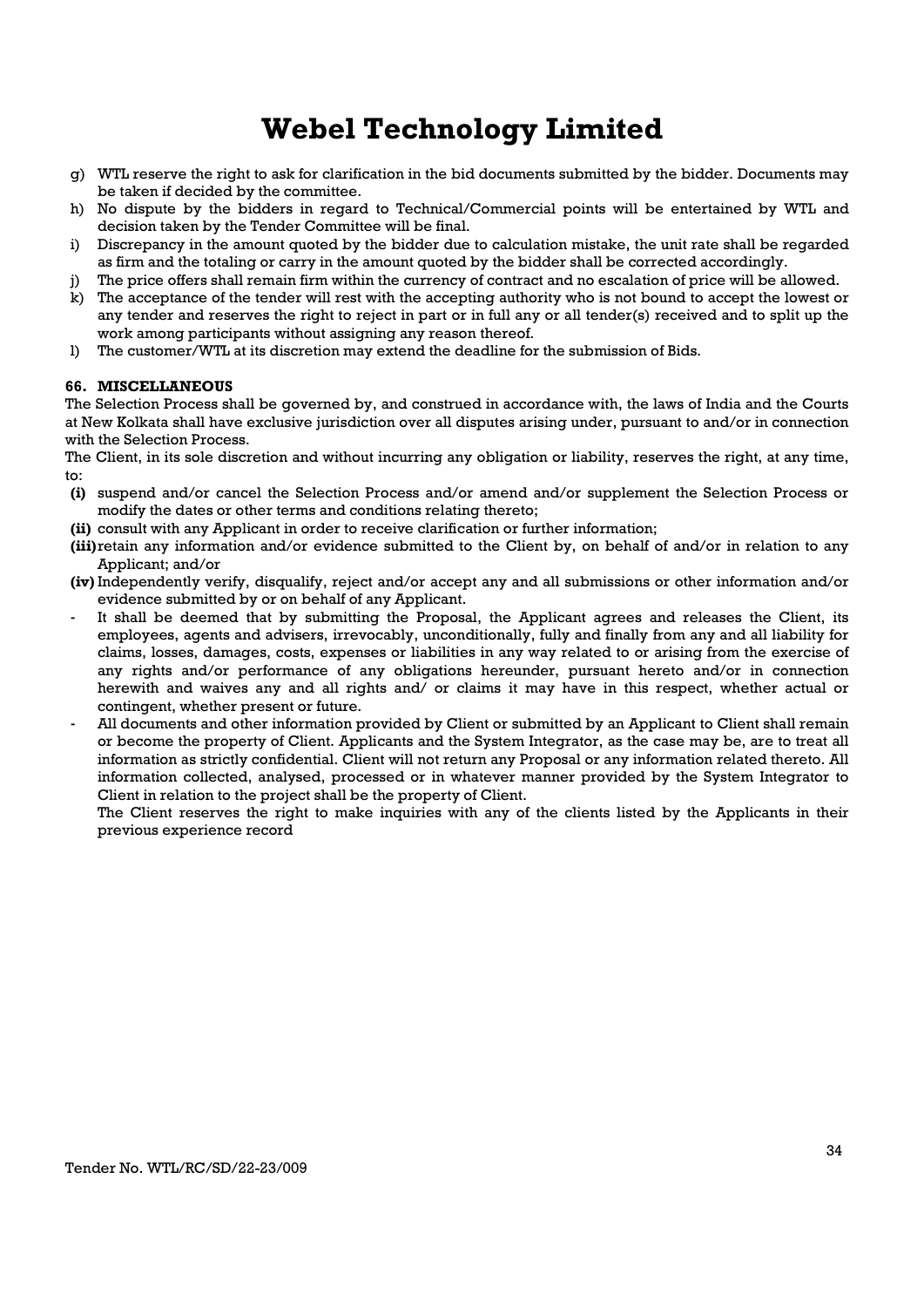g) WTL reserve the right to ask for clarification in the bid documents submitted by the bidder. Documents may be taken if decided by the committee.
h) No dispute by the bidders in regard to Technical/Commercial points will be entertained by WTL and decision taken by the Tender Committee will be final.
i) Discrepancy in the amount quoted by the bidder due to calculation mistake, the unit rate shall be regarded as firm and the totaling or carry in the amount quoted by the bidder shall be corrected accordingly.
j) The price offers shall remain firm within the currency of contract and no escalation of price will be allowed.
k) The acceptance of the tender will rest with the accepting authority who is not bound to accept the lowest or any tender and reserves the right to reject in part or in full any or all tender(s) received and to split up the work among participants without assigning any reason thereof.
l) The customer/WTL at its discretion may extend the deadline for the submission of Bids.

### 66. MISCELLANEOUS

The Selection Process shall be governed by, and construed in accordance with, the laws of India and the Courts at New Kolkata shall have exclusive jurisdiction over all disputes arising under, pursuant to and/or in connection with the Selection Process.

The Client, in its sole discretion and without incurring any obligation or liability, reserves the right, at any time, to:

**(i)** suspend and/or cancel the Selection Process and/or amend and/or supplement the Selection Process or modify the dates or other terms and conditions relating thereto;

**(ii)** consult with any Applicant in order to receive clarification or further information;

**(iii)** retain any information and/or evidence submitted to the Client by, on behalf of and/or in relation to any Applicant; and/or

**(iv)** Independently verify, disqualify, reject and/or accept any and all submissions or other information and/or evidence submitted by or on behalf of any Applicant.

- It shall be deemed that by submitting the Proposal, the Applicant agrees and releases the Client, its employees, agents and advisers, irrevocably, unconditionally, fully and finally from any and all liability for claims, losses, damages, costs, expenses or liabilities in any way related to or arising from the exercise of any rights and/or performance of any obligations hereunder, pursuant hereto and/or in connection herewith and waives any and all rights and/ or claims it may have in this respect, whether actual or contingent, whether present or future.
- All documents and other information provided by Client or submitted by an Applicant to Client shall remain or become the property of Client. Applicants and the System Integrator, as the case may be, are to treat all information as strictly confidential. Client will not return any Proposal or any information related thereto. All information collected, analysed, processed or in whatever manner provided by the System Integrator to Client in relation to the project shall be the property of Client.

  The Client reserves the right to make inquiries with any of the clients listed by the Applicants in their previous experience record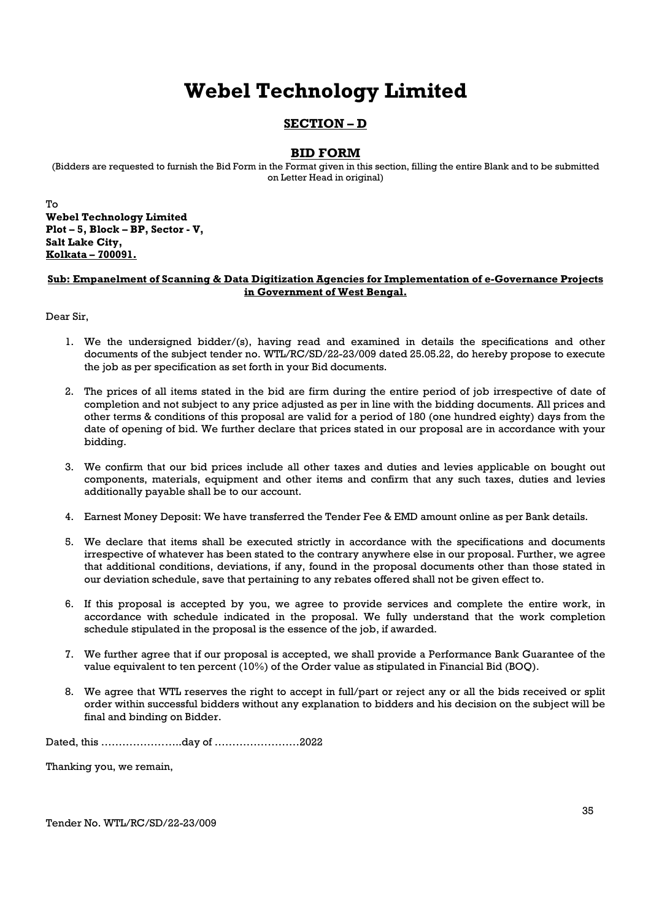# Webel Technology Limited

## SECTION – D

## BID FORM

(Bidders are requested to furnish the Bid Form in the Format given in this section, filling the entire Blank and to be submitted on Letter Head in original)

To
**Webel Technology Limited**
**Plot – 5, Block – BP, Sector - V,**
**Salt Lake City,**
**Kolkata – 700091.**

**Sub: Empanelment of Scanning & Data Digitization Agencies for Implementation of e-Governance Projects in Government of West Bengal.**

Dear Sir,

1. We the undersigned bidder/(s), having read and examined in details the specifications and other documents of the subject tender no. WTL/RC/SD/22-23/009 dated 25.05.22, do hereby propose to execute the job as per specification as set forth in your Bid documents.

2. The prices of all items stated in the bid are firm during the entire period of job irrespective of date of completion and not subject to any price adjusted as per in line with the bidding documents. All prices and other terms & conditions of this proposal are valid for a period of 180 (one hundred eighty) days from the date of opening of bid. We further declare that prices stated in our proposal are in accordance with your bidding.

3. We confirm that our bid prices include all other taxes and duties and levies applicable on bought out components, materials, equipment and other items and confirm that any such taxes, duties and levies additionally payable shall be to our account.

4. Earnest Money Deposit: We have transferred the Tender Fee & EMD amount online as per Bank details.

5. We declare that items shall be executed strictly in accordance with the specifications and documents irrespective of whatever has been stated to the contrary anywhere else in our proposal. Further, we agree that additional conditions, deviations, if any, found in the proposal documents other than those stated in our deviation schedule, save that pertaining to any rebates offered shall not be given effect to.

6. If this proposal is accepted by you, we agree to provide services and complete the entire work, in accordance with schedule indicated in the proposal. We fully understand that the work completion schedule stipulated in the proposal is the essence of the job, if awarded.

7. We further agree that if our proposal is accepted, we shall provide a Performance Bank Guarantee of the value equivalent to ten percent (10%) of the Order value as stipulated in Financial Bid (BOQ).

8. We agree that WTL reserves the right to accept in full/part or reject any or all the bids received or split order within successful bidders without any explanation to bidders and his decision on the subject will be final and binding on Bidder.

Dated, this …………………..day of ……………………2022

Thanking you, we remain,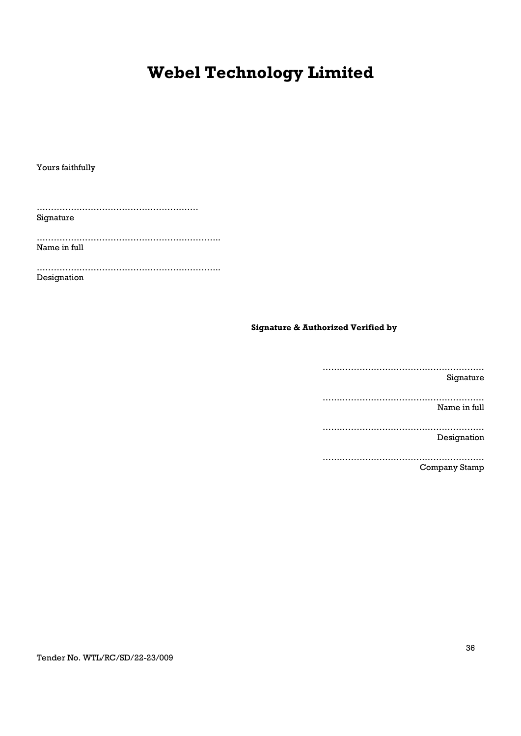# Webel Technology Limited

Yours faithfully

…………………………………………………
Signature

………………………………………………………..
Name in full

………………………………………………………..
Designation

**Signature & Authorized Verified by**

…………………………………………………
Signature

…………………………………………………
Name in full

…………………………………………………
Designation

…………………………………………………
Company Stamp

Tender No. WTL/RC/SD/22-23/009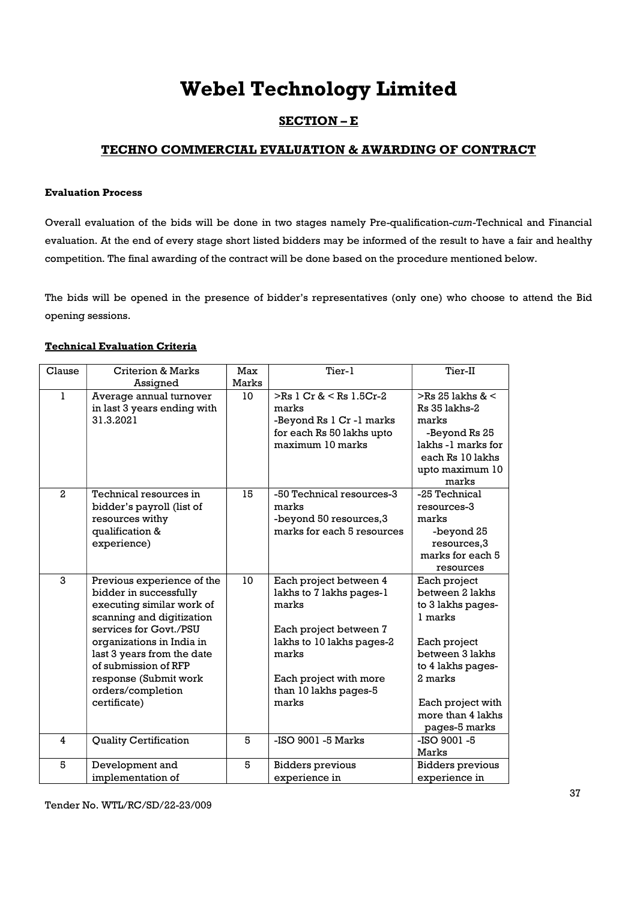# Webel Technology Limited

## SECTION – E

## TECHNO COMMERCIAL EVALUATION & AWARDING OF CONTRACT

**Evaluation Process**

Overall evaluation of the bids will be done in two stages namely Pre-qualification-*cum*-Technical and Financial evaluation. At the end of every stage short listed bidders may be informed of the result to have a fair and healthy competition. The final awarding of the contract will be done based on the procedure mentioned below.

The bids will be opened in the presence of bidder's representatives (only one) who choose to attend the Bid opening sessions.

**Technical Evaluation Criteria**

| Clause | Criterion & Marks Assigned | Max Marks | Tier-1 | Tier-II |
|---|---|---|---|---|
| 1 | Average annual turnover in last 3 years ending with 31.3.2021 | 10 | >Rs 1 Cr & < Rs 1.5Cr-2 marks<br>-Beyond Rs 1 Cr -1 marks for each Rs 50 lakhs upto maximum 10 marks | >Rs 25 lakhs & < Rs 35 lakhs-2 marks<br>-Beyond Rs 25 lakhs -1 marks for each Rs 10 lakhs upto maximum 10 marks |
| 2 | Technical resources in bidder's payroll (list of resources withy qualification & experience) | 15 | -50 Technical resources-3 marks<br>-beyond 50 resources,3 marks for each 5 resources | -25 Technical resources-3 marks<br>-beyond 25 resources,3 marks for each 5 resources |
| 3 | Previous experience of the bidder in successfully executing similar work of scanning and digitization services for Govt./PSU organizations in India in last 3 years from the date of submission of RFP response (Submit work orders/completion certificate) | 10 | Each project between 4 lakhs to 7 lakhs pages-1 marks<br><br>Each project between 7 lakhs to 10 lakhs pages-2 marks<br><br>Each project with more than 10 lakhs pages-5 marks | Each project between 2 lakhs to 3 lakhs pages-1 marks<br><br>Each project between 3 lakhs to 4 lakhs pages-2 marks<br><br>Each project with more than 4 lakhs pages-5 marks |
| 4 | Quality Certification | 5 | -ISO 9001 -5 Marks | -ISO 9001 -5 Marks |
| 5 | Development and implementation of | 5 | Bidders previous experience in | Bidders previous experience in |

Tender No. WTL/RC/SD/22-23/009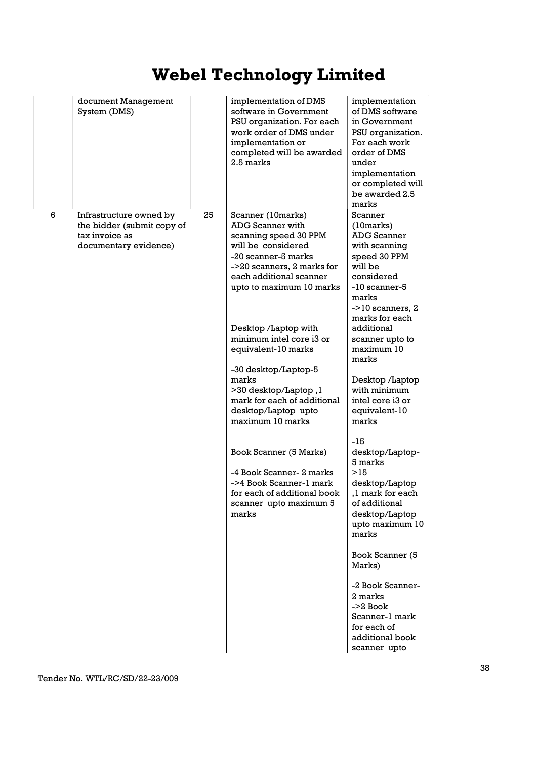# Webel Technology Limited

| | | | | |
|---|---|---|---|---|
| | document Management System (DMS) | | implementation of DMS software in Government PSU organization. For each work order of DMS under implementation or completed will be awarded 2.5 marks | implementation of DMS software in Government PSU organization. For each work order of DMS under implementation or completed will be awarded 2.5 marks |
| 6 | Infrastructure owned by the bidder (submit copy of tax invoice as documentary evidence) | 25 | Scanner (10marks)<br>ADG Scanner with scanning speed 30 PPM will be considered<br>-20 scanner-5 marks<br>->20 scanners, 2 marks for each additional scanner upto to maximum 10 marks<br><br>Desktop /Laptop with minimum intel core i3 or equivalent-10 marks<br><br>-30 desktop/Laptop-5 marks<br>>30 desktop/Laptop ,1 mark for each of additional desktop/Laptop upto maximum 10 marks<br><br>Book Scanner (5 Marks)<br><br>-4 Book Scanner- 2 marks<br>->4 Book Scanner-1 mark for each of additional book scanner upto maximum 5 marks | Scanner (10marks)<br>ADG Scanner with scanning speed 30 PPM will be considered<br>-10 scanner-5 marks<br>->10 scanners, 2 marks for each additional scanner upto to maximum 10 marks<br><br>Desktop /Laptop with minimum intel core i3 or equivalent-10 marks<br><br>-15 desktop/Laptop-5 marks<br>>15 desktop/Laptop ,1 mark for each of additional desktop/Laptop upto maximum 10 marks<br><br>Book Scanner (5 Marks)<br><br>-2 Book Scanner-2 marks<br>->2 Book Scanner-1 mark for each of additional book scanner upto |

Tender No. WTL/RC/SD/22-23/009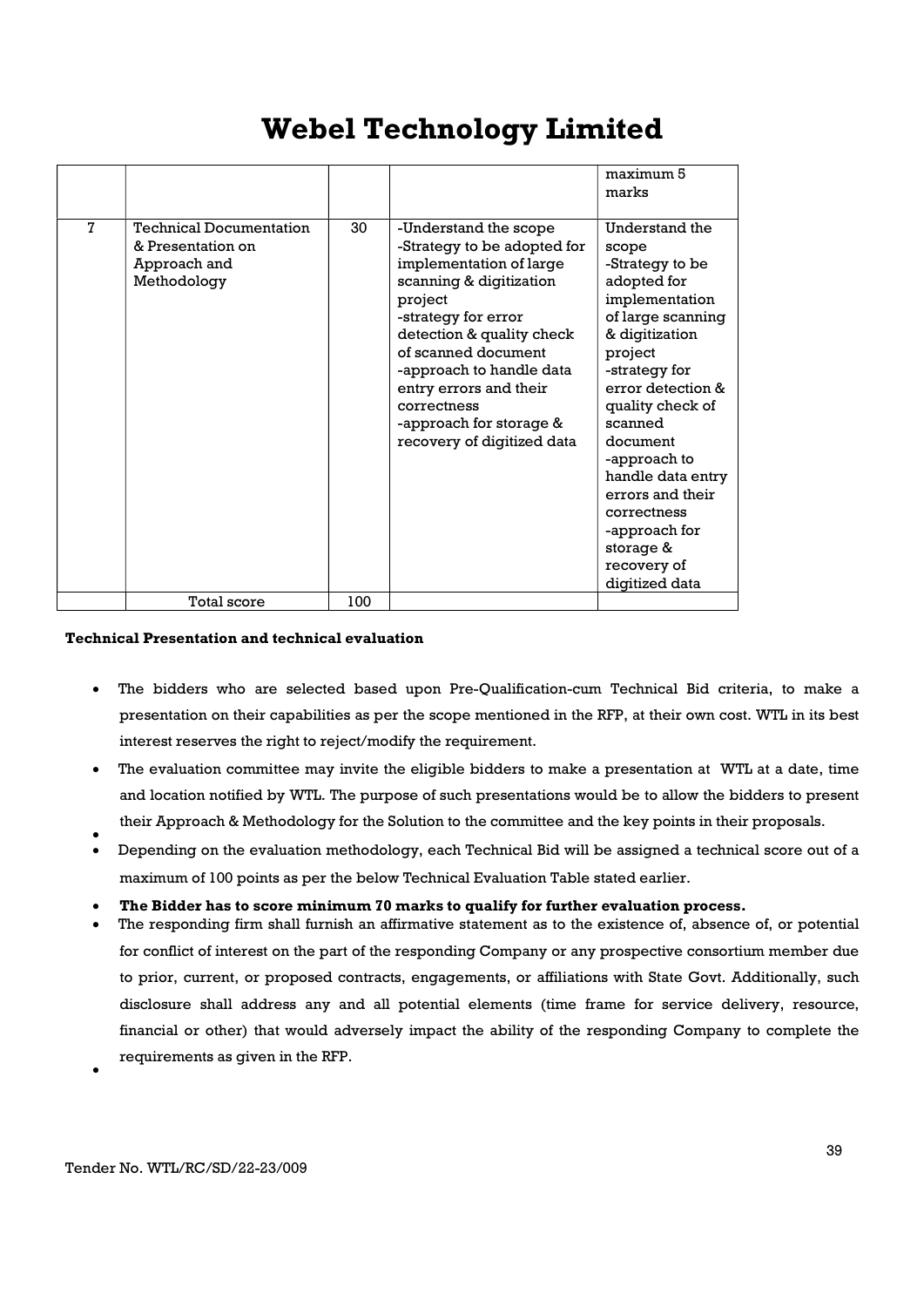| | | | | maximum 5 marks |
|---|---|---|---|---|
| 7 | Technical Documentation & Presentation on Approach and Methodology | 30 | -Understand the scope<br>-Strategy to be adopted for implementation of large scanning & digitization project<br>-strategy for error detection & quality check of scanned document<br>-approach to handle data entry errors and their correctness<br>-approach for storage & recovery of digitized data | Understand the scope<br>-Strategy to be adopted for implementation of large scanning & digitization project<br>-strategy for error detection & quality check of scanned document<br>-approach to handle data entry errors and their correctness<br>-approach for storage & recovery of digitized data |
| | Total score | 100 | | |

**Technical Presentation and technical evaluation**

- The bidders who are selected based upon Pre-Qualification-cum Technical Bid criteria, to make a presentation on their capabilities as per the scope mentioned in the RFP, at their own cost. WTL in its best interest reserves the right to reject/modify the requirement.
- The evaluation committee may invite the eligible bidders to make a presentation at WTL at a date, time and location notified by WTL. The purpose of such presentations would be to allow the bidders to present their Approach & Methodology for the Solution to the committee and the key points in their proposals.
- Depending on the evaluation methodology, each Technical Bid will be assigned a technical score out of a maximum of 100 points as per the below Technical Evaluation Table stated earlier.
- **The Bidder has to score minimum 70 marks to qualify for further evaluation process.**
- The responding firm shall furnish an affirmative statement as to the existence of, absence of, or potential for conflict of interest on the part of the responding Company or any prospective consortium member due to prior, current, or proposed contracts, engagements, or affiliations with State Govt. Additionally, such disclosure shall address any and all potential elements (time frame for service delivery, resource, financial or other) that would adversely impact the ability of the responding Company to complete the requirements as given in the RFP.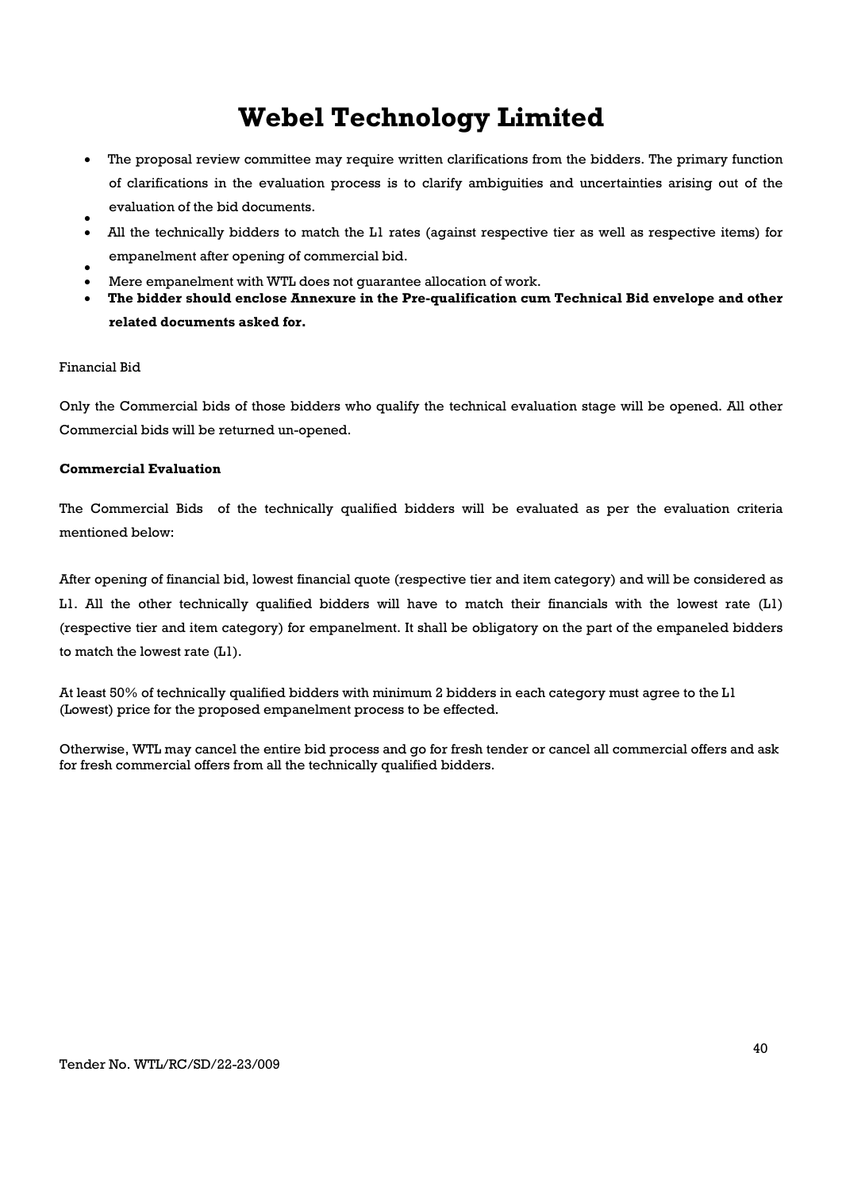# Webel Technology Limited

- The proposal review committee may require written clarifications from the bidders. The primary function of clarifications in the evaluation process is to clarify ambiguities and uncertainties arising out of the evaluation of the bid documents.
- All the technically bidders to match the L1 rates (against respective tier as well as respective items) for empanelment after opening of commercial bid.
- Mere empanelment with WTL does not guarantee allocation of work.
- **The bidder should enclose Annexure in the Pre-qualification cum Technical Bid envelope and other related documents asked for.**

Financial Bid

Only the Commercial bids of those bidders who qualify the technical evaluation stage will be opened. All other Commercial bids will be returned un-opened.

**Commercial Evaluation**

The Commercial Bids of the technically qualified bidders will be evaluated as per the evaluation criteria mentioned below:

After opening of financial bid, lowest financial quote (respective tier and item category) and will be considered as L1. All the other technically qualified bidders will have to match their financials with the lowest rate (L1) (respective tier and item category) for empanelment. It shall be obligatory on the part of the empaneled bidders to match the lowest rate (L1).

At least 50% of technically qualified bidders with minimum 2 bidders in each category must agree to the L1 (Lowest) price for the proposed empanelment process to be effected.

Otherwise, WTL may cancel the entire bid process and go for fresh tender or cancel all commercial offers and ask for fresh commercial offers from all the technically qualified bidders.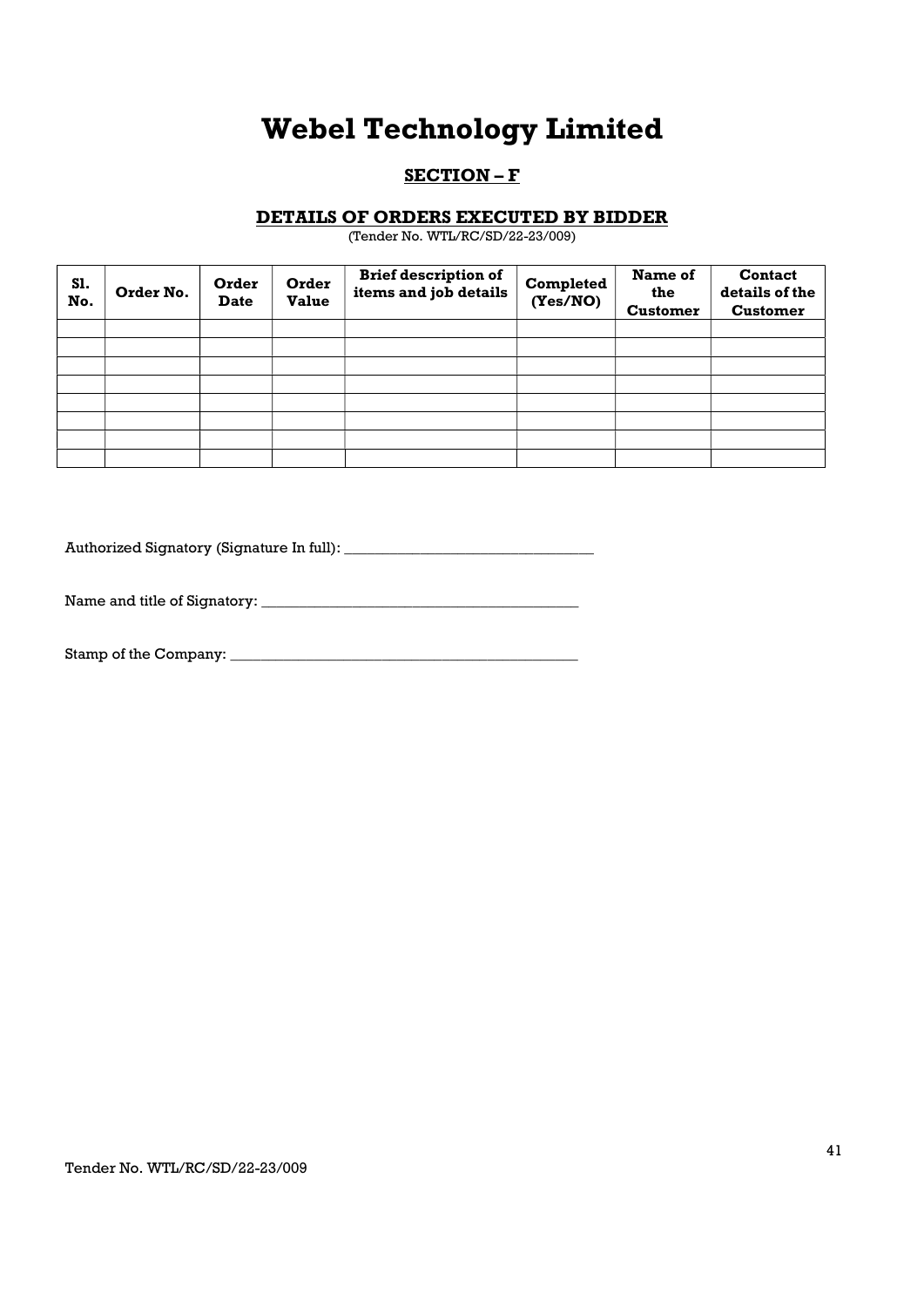# Webel Technology Limited

## SECTION – F

### DETAILS OF ORDERS EXECUTED BY BIDDER

(Tender No. WTL/RC/SD/22-23/009)

| Sl. No. | Order No. | Order Date | Order Value | Brief description of items and job details | Completed (Yes/NO) | Name of the Customer | Contact details of the Customer |
|---|---|---|---|---|---|---|---|
| | | | | | | | |
| | | | | | | | |
| | | | | | | | |
| | | | | | | | |
| | | | | | | | |
| | | | | | | | |
| | | | | | | | |
| | | | | | | | |

Authorized Signatory (Signature In full): _________________________________

Name and title of Signatory: __________________________________________

Stamp of the Company: ______________________________________________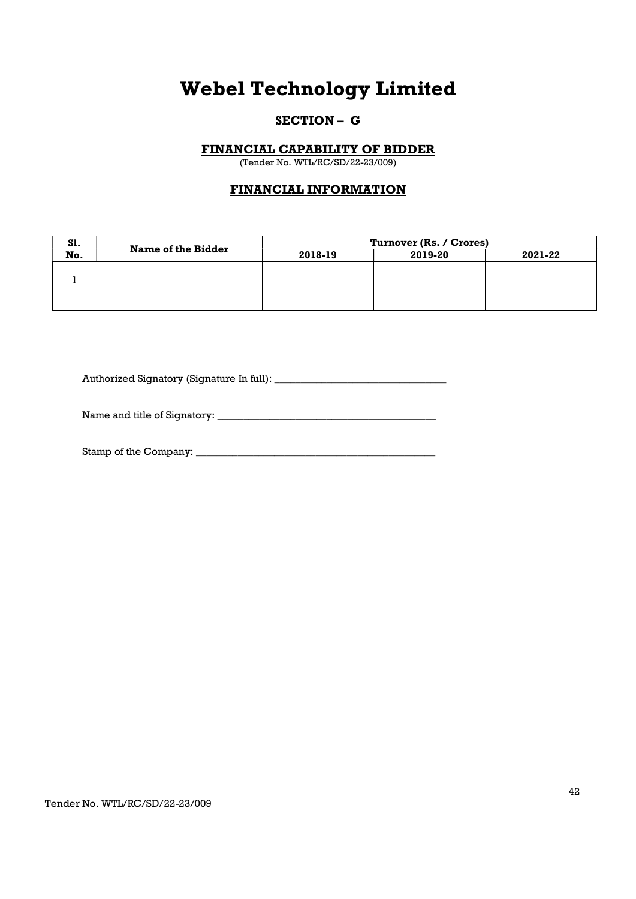# Webel Technology Limited

## SECTION – G

### FINANCIAL CAPABILITY OF BIDDER

(Tender No. WTL/RC/SD/22-23/009)

### FINANCIAL INFORMATION

| Sl. No. | Name of the Bidder | Turnover (Rs. / Crores) | | |
|---|---|---|---|---|
| | | 2018-19 | 2019-20 | 2021-22 |
| 1 | | | | |

Authorized Signatory (Signature In full): _________________________________

Name and title of Signatory: __________________________________________

Stamp of the Company: _______________________________________________

Tender No. WTL/RC/SD/22-23/009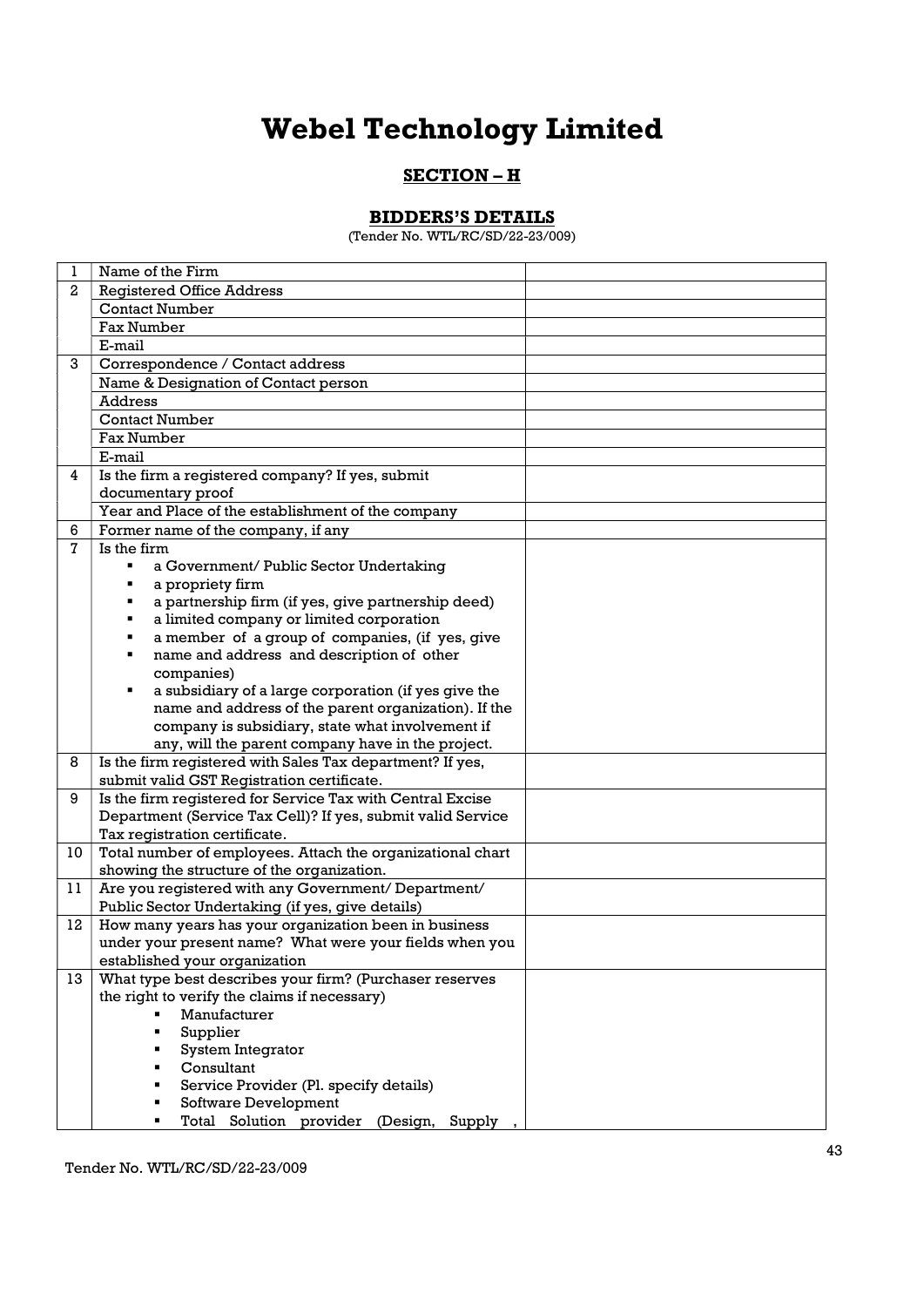# Webel Technology Limited

## SECTION – H

## BIDDERS'S DETAILS

(Tender No. WTL/RC/SD/22-23/009)

| | | |
|---|---|---|
| 1 | Name of the Firm | |
| 2 | Registered Office Address | |
| | Contact Number | |
| | Fax Number | |
| | E-mail | |
| 3 | Correspondence / Contact address | |
| | Name & Designation of Contact person | |
| | Address | |
| | Contact Number | |
| | Fax Number | |
| | E-mail | |
| 4 | Is the firm a registered company? If yes, submit documentary proof | |
| | Year and Place of the establishment of the company | |
| 6 | Former name of the company, if any | |
| 7 | Is the firm<br>▪ a Government/ Public Sector Undertaking<br>▪ a propriety firm<br>▪ a partnership firm (if yes, give partnership deed)<br>▪ a limited company or limited corporation<br>▪ a member of a group of companies, (if yes, give<br>▪ name and address and description of other companies)<br>▪ a subsidiary of a large corporation (if yes give the name and address of the parent organization). If the company is subsidiary, state what involvement if any, will the parent company have in the project. | |
| 8 | Is the firm registered with Sales Tax department? If yes, submit valid GST Registration certificate. | |
| 9 | Is the firm registered for Service Tax with Central Excise Department (Service Tax Cell)? If yes, submit valid Service Tax registration certificate. | |
| 10 | Total number of employees. Attach the organizational chart showing the structure of the organization. | |
| 11 | Are you registered with any Government/ Department/ Public Sector Undertaking (if yes, give details) | |
| 12 | How many years has your organization been in business under your present name? What were your fields when you established your organization | |
| 13 | What type best describes your firm? (Purchaser reserves the right to verify the claims if necessary)<br>▪ Manufacturer<br>▪ Supplier<br>▪ System Integrator<br>▪ Consultant<br>▪ Service Provider (Pl. specify details)<br>▪ Software Development<br>▪ Total Solution provider (Design, Supply , | |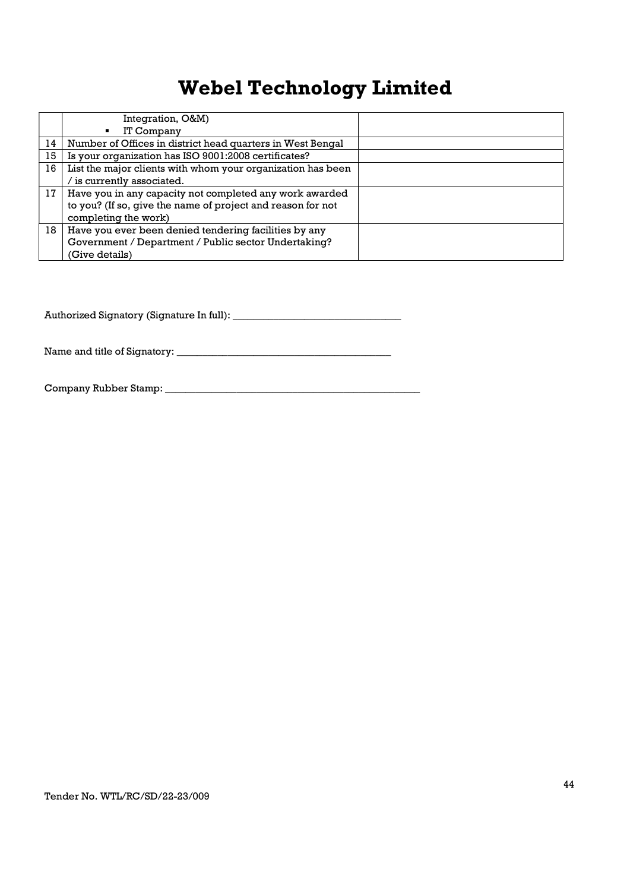| | | |
|---|---|---|
| | Integration, O&M)<br>▪ IT Company | |
| 14 | Number of Offices in district head quarters in West Bengal | |
| 15 | Is your organization has ISO 9001:2008 certificates? | |
| 16 | List the major clients with whom your organization has been / is currently associated. | |
| 17 | Have you in any capacity not completed any work awarded to you? (If so, give the name of project and reason for not completing the work) | |
| 18 | Have you ever been denied tendering facilities by any Government / Department / Public sector Undertaking? (Give details) | |

Authorized Signatory (Signature In full): _________________________________

Name and title of Signatory: __________________________________________

Company Rubber Stamp: ____________________________________________________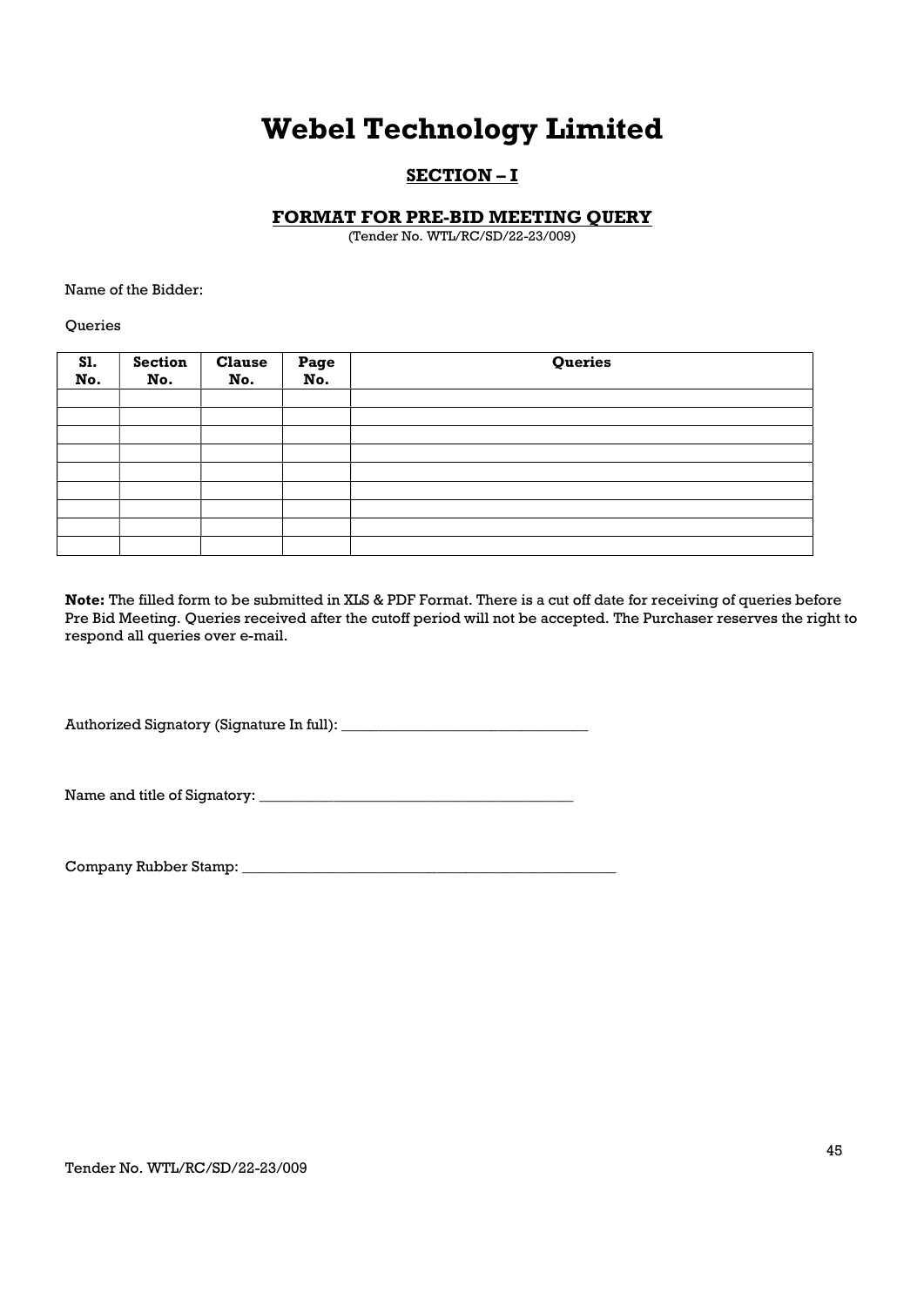# Webel Technology Limited

## SECTION – I

### FORMAT FOR PRE-BID MEETING QUERY

(Tender No. WTL/RC/SD/22-23/009)

Name of the Bidder:

Queries

| Sl. No. | Section No. | Clause No. | Page No. | Queries |
|---|---|---|---|---|
| | | | | |
| | | | | |
| | | | | |
| | | | | |
| | | | | |
| | | | | |
| | | | | |
| | | | | |
| | | | | |

**Note:** The filled form to be submitted in XLS & PDF Format. There is a cut off date for receiving of queries before Pre Bid Meeting. Queries received after the cutoff period will not be accepted. The Purchaser reserves the right to respond all queries over e-mail.

Authorized Signatory (Signature In full): _________________________________

Name and title of Signatory: __________________________________________

Company Rubber Stamp: ____________________________________________________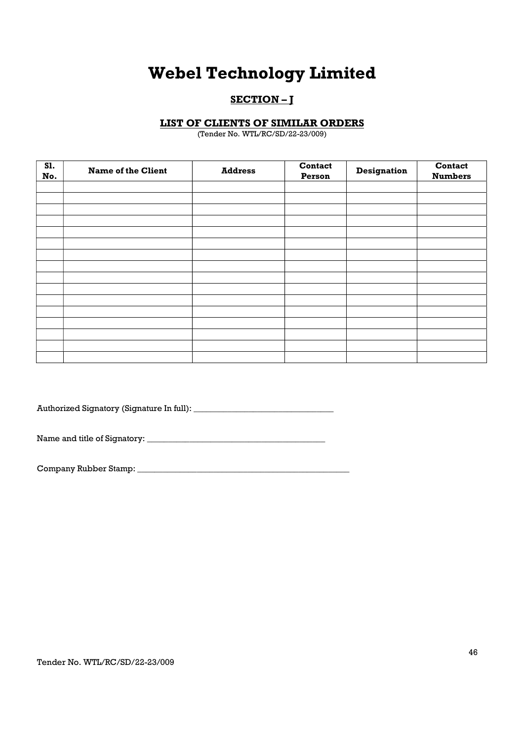# Webel Technology Limited

## SECTION – J

### LIST OF CLIENTS OF SIMILAR ORDERS

(Tender No. WTL/RC/SD/22-23/009)

| Sl. No. | Name of the Client | Address | Contact Person | Designation | Contact Numbers |
|---|---|---|---|---|---|
| | | | | | |
| | | | | | |
| | | | | | |
| | | | | | |
| | | | | | |
| | | | | | |
| | | | | | |
| | | | | | |
| | | | | | |
| | | | | | |
| | | | | | |
| | | | | | |
| | | | | | |
| | | | | | |
| | | | | | |
| | | | | | |

Authorized Signatory (Signature In full): _________________________________

Name and title of Signatory: __________________________________________

Company Rubber Stamp: ____________________________________________________

Tender No. WTL/RC/SD/22-23/009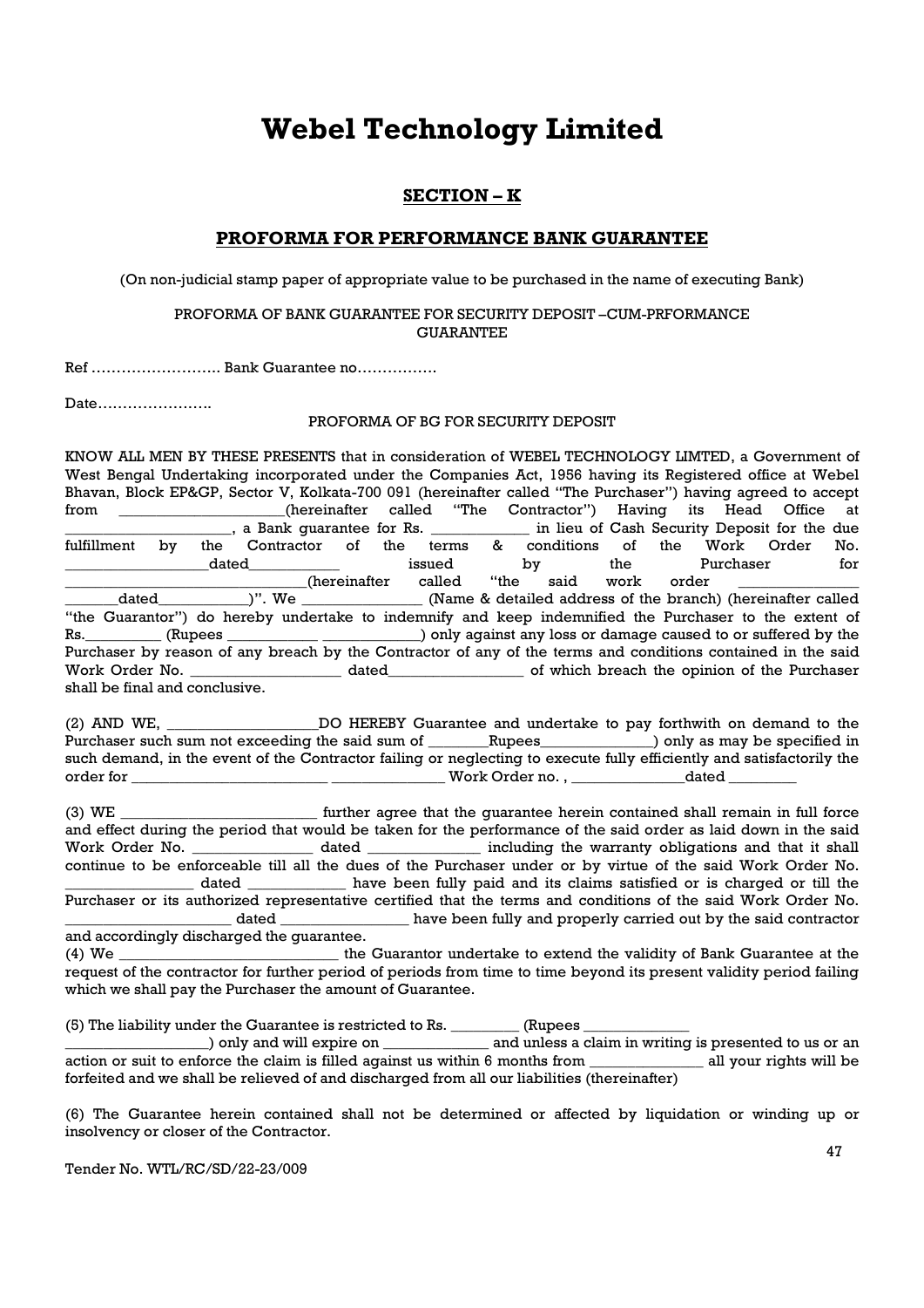# Webel Technology Limited

## SECTION – K

## PROFORMA FOR PERFORMANCE BANK GUARANTEE

(On non-judicial stamp paper of appropriate value to be purchased in the name of executing Bank)

PROFORMA OF BANK GUARANTEE FOR SECURITY DEPOSIT –CUM-PRFORMANCE GUARANTEE

Ref …………………….. Bank Guarantee no…………….

Date…………………..

PROFORMA OF BG FOR SECURITY DEPOSIT

KNOW ALL MEN BY THESE PRESENTS that in consideration of WEBEL TECHNOLOGY LIMTED, a Government of West Bengal Undertaking incorporated under the Companies Act, 1956 having its Registered office at Webel Bhavan, Block EP&GP, Sector V, Kolkata-700 091 (hereinafter called "The Purchaser") having agreed to accept from ____________________(hereinafter called "The Contractor") Having its Head Office at ____________________, a Bank guarantee for Rs. ____________ in lieu of Cash Security Deposit for the due fulfillment by the Contractor of the terms & conditions of the Work Order No. __________________dated___________ issued by the Purchaser for ______________________________(hereinafter called "the said work order _______________ _______dated___________)". We _______________ (Name & detailed address of the branch) (hereinafter called "the Guarantor") do hereby undertake to indemnify and keep indemnified the Purchaser to the extent of Rs.__________ (Rupees ___________ ____________) only against any loss or damage caused to or suffered by the Purchaser by reason of any breach by the Contractor of any of the terms and conditions contained in the said Work Order No. ___________________ dated_________________ of which breach the opinion of the Purchaser shall be final and conclusive.

(2) AND WE, ___________________DO HEREBY Guarantee and undertake to pay forthwith on demand to the Purchaser such sum not exceeding the said sum of ________Rupees______________) only as may be specified in such demand, in the event of the Contractor failing or neglecting to execute fully efficiently and satisfactorily the order for _________________________ _______________ Work Order no. , _______________dated _________

(3) WE __________________________ further agree that the guarantee herein contained shall remain in full force and effect during the period that would be taken for the performance of the said order as laid down in the said Work Order No. _______________ dated ______________ including the warranty obligations and that it shall continue to be enforceable till all the dues of the Purchaser under or by virtue of the said Work Order No. ________________ dated ____________ have been fully paid and its claims satisfied or is charged or till the Purchaser or its authorized representative certified that the terms and conditions of the said Work Order No. _____________________ dated ________________ have been fully and properly carried out by the said contractor and accordingly discharged the guarantee.

(4) We _____________________________ the Guarantor undertake to extend the validity of Bank Guarantee at the request of the contractor for further period of periods from time to time beyond its present validity period failing which we shall pay the Purchaser the amount of Guarantee.

(5) The liability under the Guarantee is restricted to Rs. _________ (Rupees _____________ __________________) only and will expire on _____________ and unless a claim in writing is presented to us or an action or suit to enforce the claim is filled against us within 6 months from ______________ all your rights will be forfeited and we shall be relieved of and discharged from all our liabilities (thereinafter)

(6) The Guarantee herein contained shall not be determined or affected by liquidation or winding up or insolvency or closer of the Contractor.

Tender No. WTL/RC/SD/22-23/009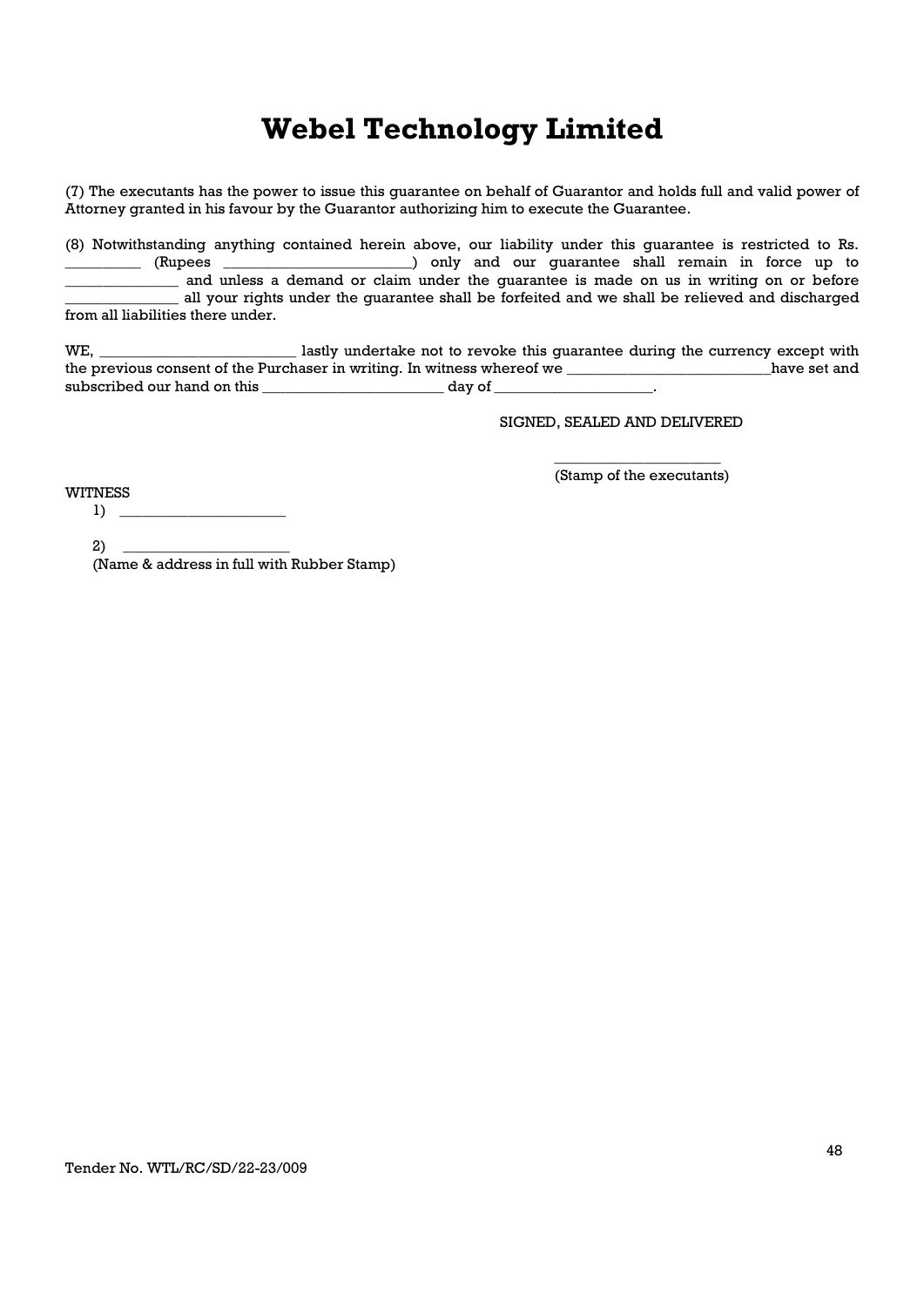(7) The executants has the power to issue this guarantee on behalf of Guarantor and holds full and valid power of Attorney granted in his favour by the Guarantor authorizing him to execute the Guarantee.

(8) Notwithstanding anything contained herein above, our liability under this guarantee is restricted to Rs. __________ (Rupees _________________________) only and our guarantee shall remain in force up to _______________ and unless a demand or claim under the guarantee is made on us in writing on or before _______________ all your rights under the guarantee shall be forfeited and we shall be relieved and discharged from all liabilities there under.

WE, ___________________________ lastly undertake not to revoke this guarantee during the currency except with the previous consent of the Purchaser in writing. In witness whereof we ____________________________have set and subscribed our hand on this _________________________ day of _____________________.

SIGNED, SEALED AND DELIVERED

_______________________
(Stamp of the executants)

WITNESS

1) ______________________

2) ______________________

(Name & address in full with Rubber Stamp)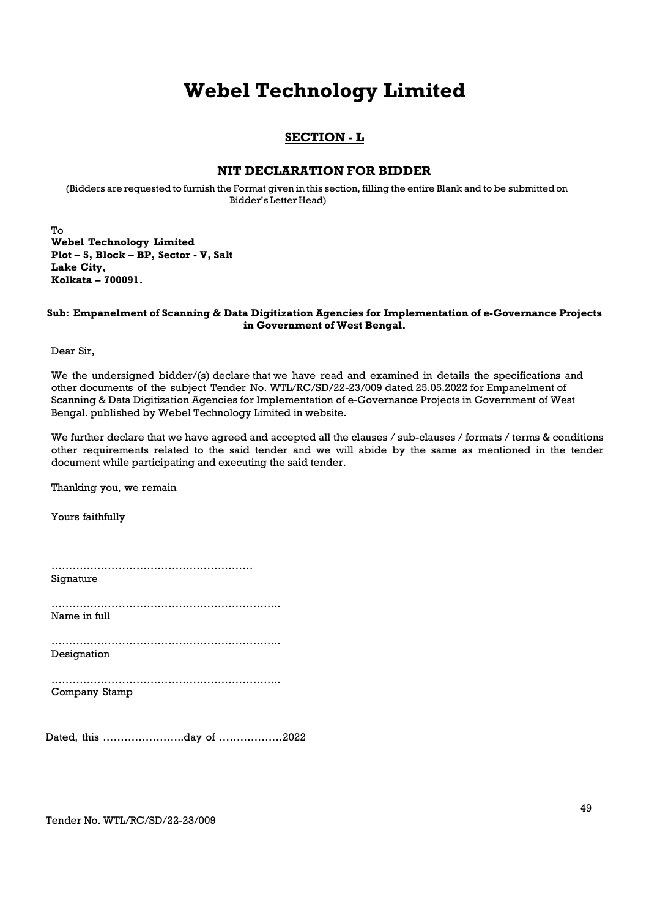# Webel Technology Limited

## SECTION - L

## NIT DECLARATION FOR BIDDER

(Bidders are requested to furnish the Format given in this section, filling the entire Blank and to be submitted on Bidder's Letter Head)

To
**Webel Technology Limited**
**Plot – 5, Block – BP, Sector - V, Salt**
**Lake City,**
**Kolkata – 700091.**

**Sub: Empanelment of Scanning & Data Digitization Agencies for Implementation of e-Governance Projects in Government of West Bengal.**

Dear Sir,

We the undersigned bidder/(s) declare that we have read and examined in details the specifications and other documents of the subject Tender No. WTL/RC/SD/22-23/009 dated 25.05.2022 for Empanelment of Scanning & Data Digitization Agencies for Implementation of e-Governance Projects in Government of West Bengal. published by Webel Technology Limited in website.

We further declare that we have agreed and accepted all the clauses / sub-clauses / formats / terms & conditions other requirements related to the said tender and we will abide by the same as mentioned in the tender document while participating and executing the said tender.

Thanking you, we remain

Yours faithfully

…………………………………………………
Signature

……………………………………………………….
Name in full

……………………………………………………….
Designation

……………………………………………………….
Company Stamp

Dated, this …………………..day of ………………2022

Tender No. WTL/RC/SD/22-23/009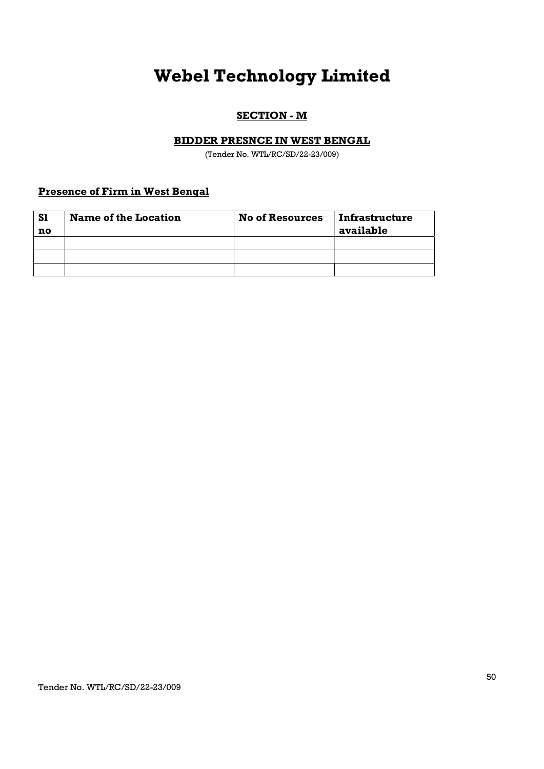# Webel Technology Limited

## SECTION - M

### BIDDER PRESNCE IN WEST BENGAL

(Tender No. WTL/RC/SD/22-23/009)

**Presence of Firm in West Bengal**

| Sl no | Name of the Location | No of Resources | Infrastructure available |
|---|---|---|---|
| | | | |
| | | | |
| | | | |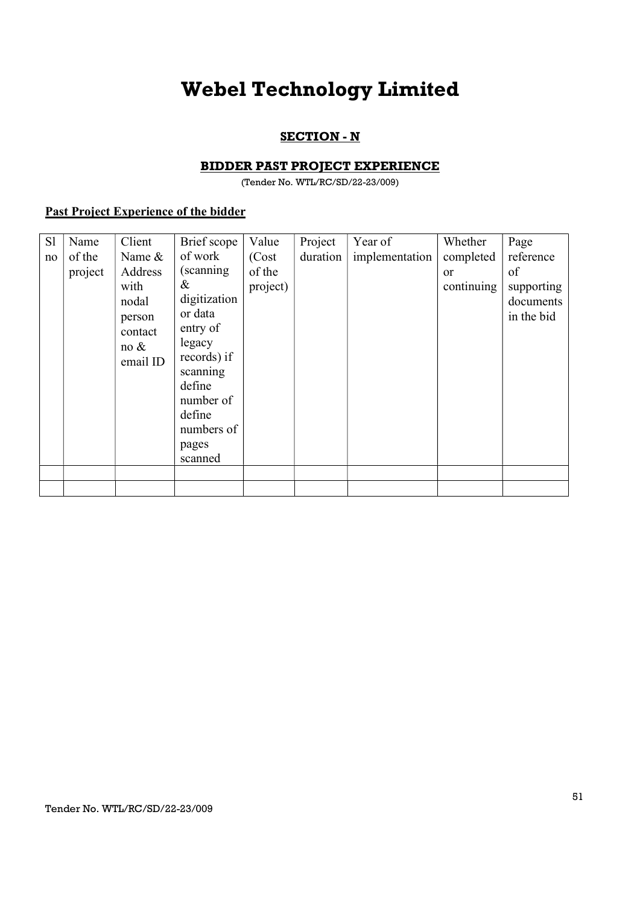# Webel Technology Limited

## SECTION - N

### BIDDER PAST PROJECT EXPERIENCE

(Tender No. WTL/RC/SD/22-23/009)

**Past Project Experience of the bidder**

| Sl no | Name of the project | Client Name & Address with nodal person contact no & email ID | Brief scope of work (scanning & digitization or data entry of legacy records) if scanning define number of define numbers of pages scanned | Value (Cost of the project) | Project duration | Year of implementation | Whether completed or continuing | Page reference of supporting documents in the bid |
|---|---|---|---|---|---|---|---|---|
| | | | | | | | | |
| | | | | | | | | |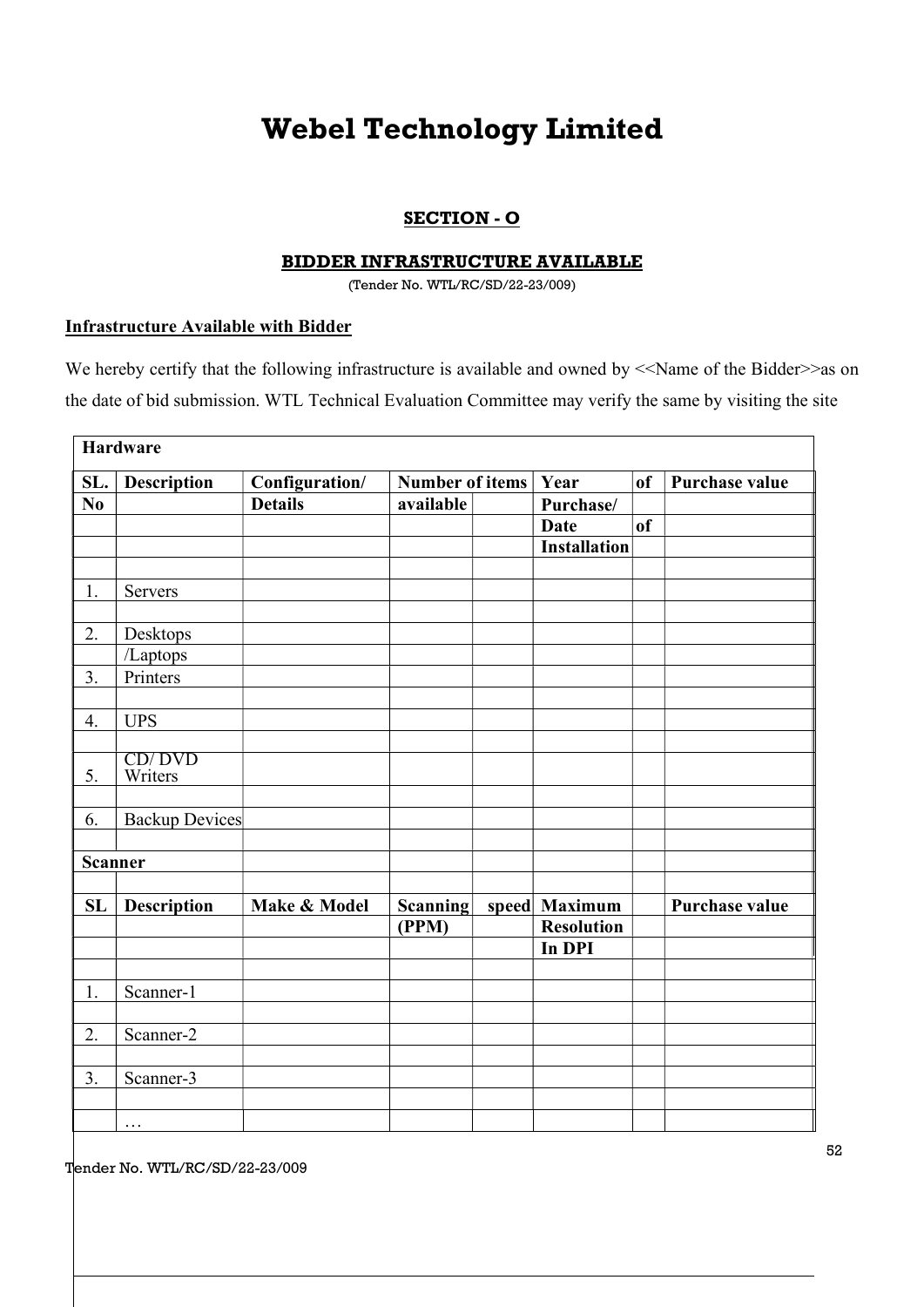# Webel Technology Limited

## SECTION - O

### BIDDER INFRASTRUCTURE AVAILABLE

(Tender No. WTL/RC/SD/22-23/009)

**Infrastructure Available with Bidder**

We hereby certify that the following infrastructure is available and owned by <<Name of the Bidder>>as on the date of bid submission. WTL Technical Evaluation Committee may verify the same by visiting the site

| **Hardware** | | | | | |
|---|---|---|---|---|---|
| **SL. No** | **Description** | **Configuration/ Details** | **Number of items available** | **Year of Purchase/ Date of Installation** | **Purchase value** |
| 1. | Servers | | | | |
| 2. | Desktops /Laptops | | | | |
| 3. | Printers | | | | |
| 4. | UPS | | | | |
| 5. | CD/ DVD Writers | | | | |
| 6. | Backup Devices | | | | |
| **Scanner** | | | | | |
| **SL** | **Description** | **Make & Model** | **Scanning speed (PPM)** | **Maximum Resolution In DPI** | **Purchase value** |
| 1. | Scanner-1 | | | | |
| 2. | Scanner-2 | | | | |
| 3. | Scanner-3 | | | | |
| | … | | | | |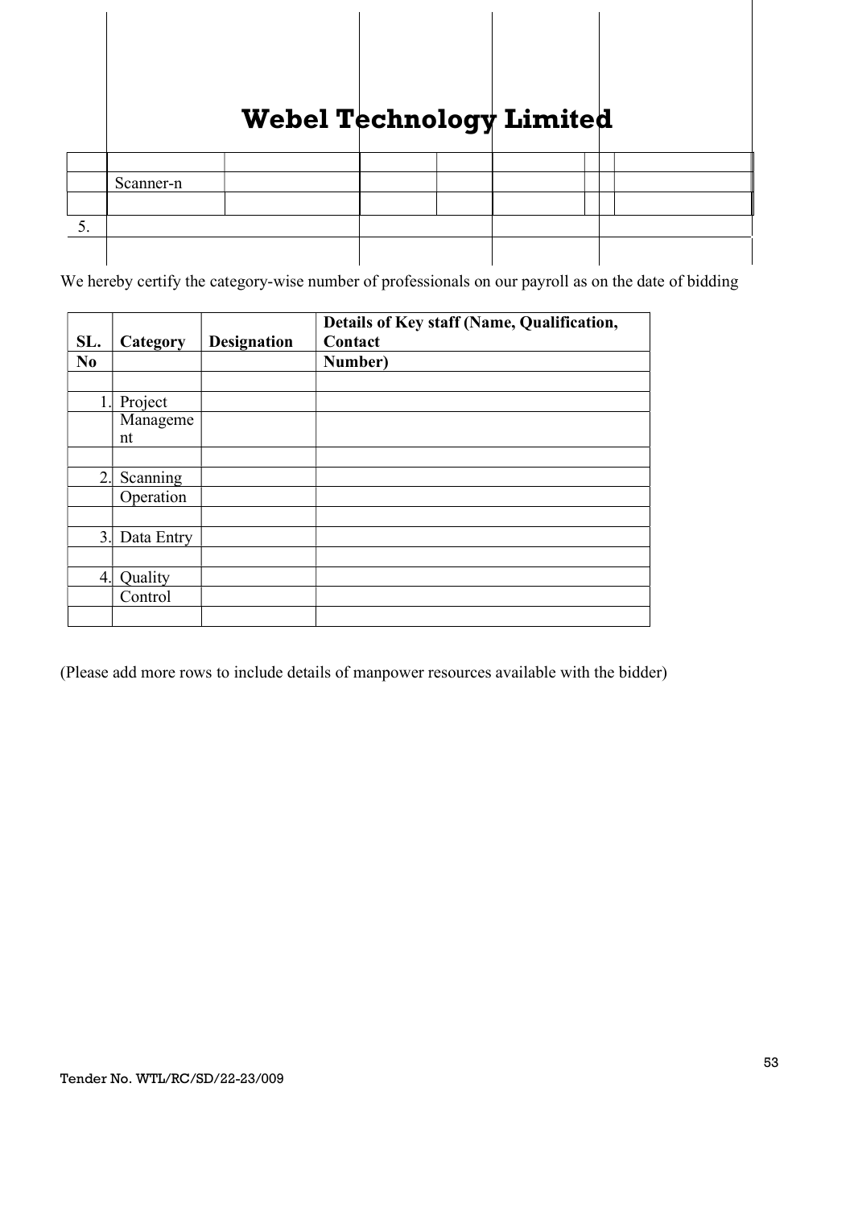| | | | | | | | | |
|---|---|---|---|---|---|---|---|---|
| | | | | | | | | |
| | Scanner-n | | | | | | | |
| | | | | | | | | |
| 5. | | | | | | | | |
| | | | | | | | | |

We hereby certify the category-wise number of professionals on our payroll as on the date of bidding

| SL. No | Category | Designation | Details of Key staff (Name, Qualification, Contact Number) |
|---|---|---|---|
| | | | |
| 1. | Project Management | | |
| | | | |
| 2. | Scanning Operation | | |
| | | | |
| 3. | Data Entry | | |
| | | | |
| 4. | Quality Control | | |
| | | | |

(Please add more rows to include details of manpower resources available with the bidder)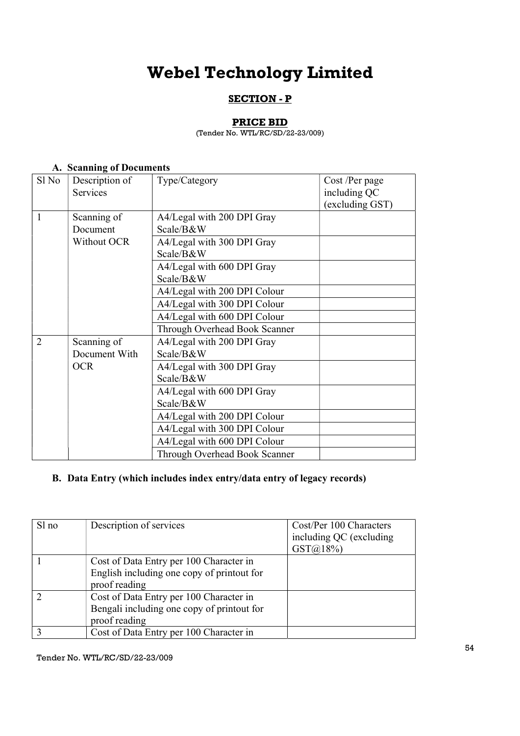# Webel Technology Limited

## SECTION - P

### PRICE BID

(Tender No. WTL/RC/SD/22-23/009)

**A. Scanning of Documents**

| Sl No | Description of Services | Type/Category | Cost /Per page including QC (excluding GST) |
|---|---|---|---|
| 1 | Scanning of Document Without OCR | A4/Legal with 200 DPI Gray Scale/B&W | |
| | | A4/Legal with 300 DPI Gray Scale/B&W | |
| | | A4/Legal with 600 DPI Gray Scale/B&W | |
| | | A4/Legal with 200 DPI Colour | |
| | | A4/Legal with 300 DPI Colour | |
| | | A4/Legal with 600 DPI Colour | |
| | | Through Overhead Book Scanner | |
| 2 | Scanning of Document With OCR | A4/Legal with 200 DPI Gray Scale/B&W | |
| | | A4/Legal with 300 DPI Gray Scale/B&W | |
| | | A4/Legal with 600 DPI Gray Scale/B&W | |
| | | A4/Legal with 200 DPI Colour | |
| | | A4/Legal with 300 DPI Colour | |
| | | A4/Legal with 600 DPI Colour | |
| | | Through Overhead Book Scanner | |

**B. Data Entry (which includes index entry/data entry of legacy records)**

| Sl no | Description of services | Cost/Per 100 Characters including QC (excluding GST@18%) |
|---|---|---|
| 1 | Cost of Data Entry per 100 Character in English including one copy of printout for proof reading | |
| 2 | Cost of Data Entry per 100 Character in Bengali including one copy of printout for proof reading | |
| 3 | Cost of Data Entry per 100 Character in | |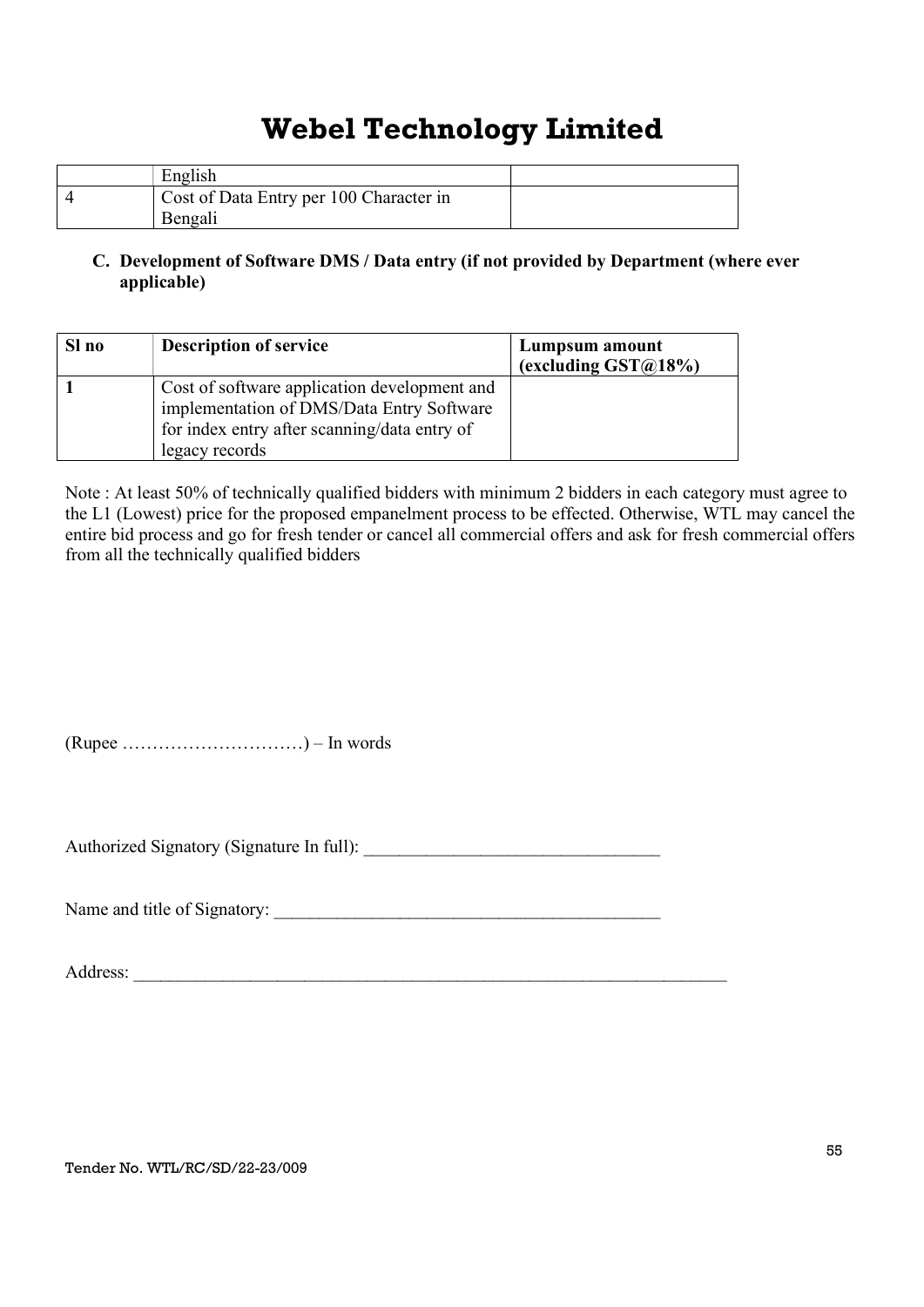|  | English |  |
|---|---|---|
| 4 | Cost of Data Entry per 100 Character in Bengali |  |

**C. Development of Software DMS / Data entry (if not provided by Department (where ever applicable)**

| Sl no | Description of service | Lumpsum amount (excluding GST@18%) |
|---|---|---|
| 1 | Cost of software application development and implementation of DMS/Data Entry Software for index entry after scanning/data entry of legacy records |  |

Note : At least 50% of technically qualified bidders with minimum 2 bidders in each category must agree to the L1 (Lowest) price for the proposed empanelment process to be effected. Otherwise, WTL may cancel the entire bid process and go for fresh tender or cancel all commercial offers and ask for fresh commercial offers from all the technically qualified bidders

(Rupee …………………………) – In words

Authorized Signatory (Signature In full): _________________________________

Name and title of Signatory: ____________________________________________

Address: ______________________________________________________________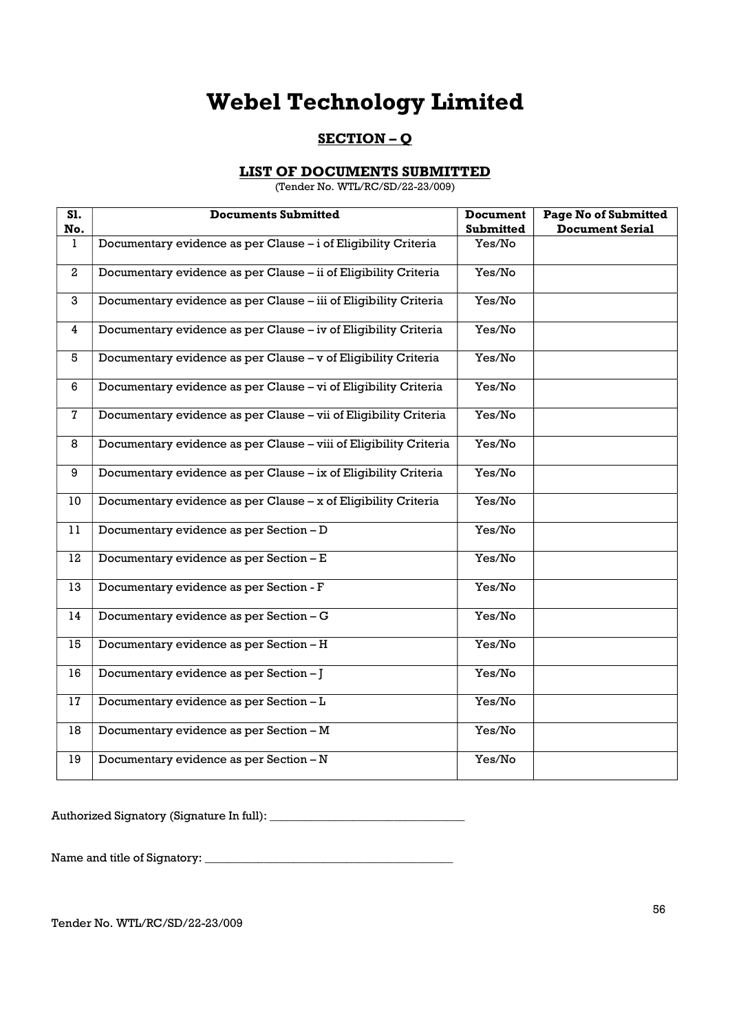# Webel Technology Limited

## SECTION – Q

### LIST OF DOCUMENTS SUBMITTED

(Tender No. WTL/RC/SD/22-23/009)

| Sl. No. | Documents Submitted | Document Submitted | Page No of Submitted Document Serial |
|---|---|---|---|
| 1 | Documentary evidence as per Clause – i of Eligibility Criteria | Yes/No | |
| 2 | Documentary evidence as per Clause – ii of Eligibility Criteria | Yes/No | |
| 3 | Documentary evidence as per Clause – iii of Eligibility Criteria | Yes/No | |
| 4 | Documentary evidence as per Clause – iv of Eligibility Criteria | Yes/No | |
| 5 | Documentary evidence as per Clause – v of Eligibility Criteria | Yes/No | |
| 6 | Documentary evidence as per Clause – vi of Eligibility Criteria | Yes/No | |
| 7 | Documentary evidence as per Clause – vii of Eligibility Criteria | Yes/No | |
| 8 | Documentary evidence as per Clause – viii of Eligibility Criteria | Yes/No | |
| 9 | Documentary evidence as per Clause – ix of Eligibility Criteria | Yes/No | |
| 10 | Documentary evidence as per Clause – x of Eligibility Criteria | Yes/No | |
| 11 | Documentary evidence as per Section – D | Yes/No | |
| 12 | Documentary evidence as per Section – E | Yes/No | |
| 13 | Documentary evidence as per Section - F | Yes/No | |
| 14 | Documentary evidence as per Section – G | Yes/No | |
| 15 | Documentary evidence as per Section – H | Yes/No | |
| 16 | Documentary evidence as per Section – J | Yes/No | |
| 17 | Documentary evidence as per Section – L | Yes/No | |
| 18 | Documentary evidence as per Section – M | Yes/No | |
| 19 | Documentary evidence as per Section – N | Yes/No | |

Authorized Signatory (Signature In full): _________________________________

Name and title of Signatory: __________________________________________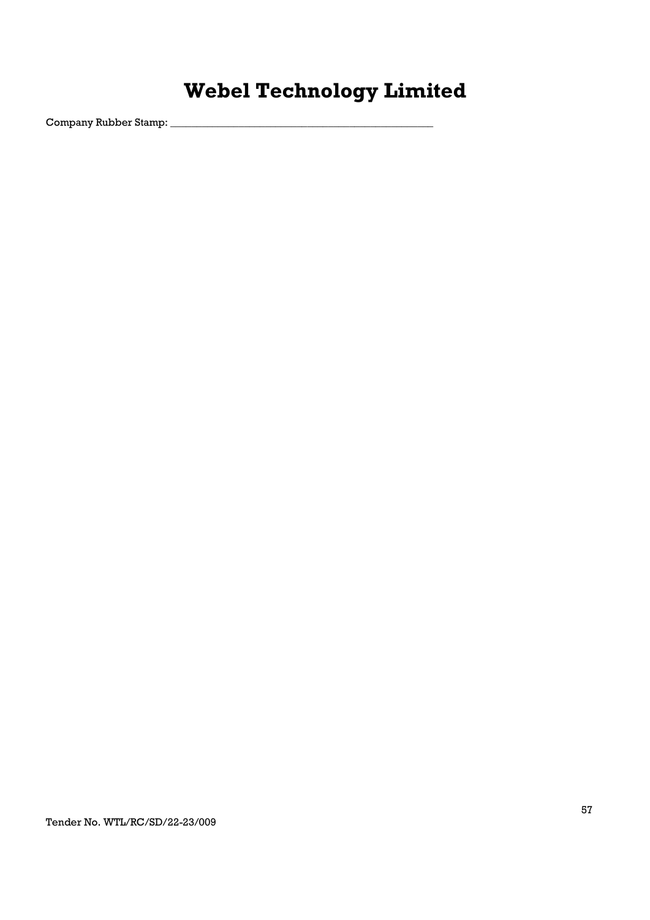# Webel Technology Limited

Company Rubber Stamp: ___________________________________________________